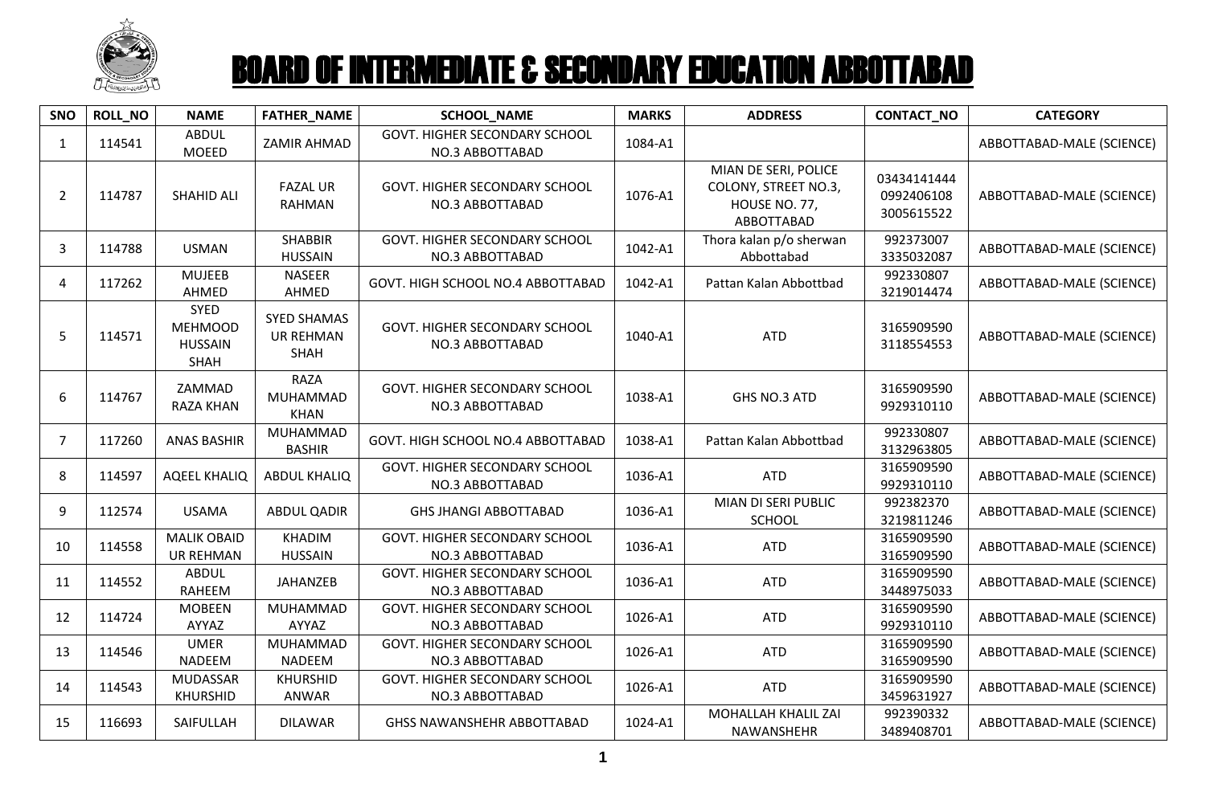# BOARD OF INTERMEDIATE & SECONDARY EDUCATION ABBOTTABAD

| SNO | ROLL_NO | NAME | FATHER_NAME | SCHOOL_NAME | MARKS | ADDRESS | CONTACT_NO | CATEGORY |
|---|---|---|---|---|---|---|---|---|
| 1 | 114541 | ABDUL MOEED | ZAMIR AHMAD | GOVT. HIGHER SECONDARY SCHOOL NO.3 ABBOTTABAD | 1084-A1 | | | ABBOTTABAD-MALE (SCIENCE) |
| 2 | 114787 | SHAHID ALI | FAZAL UR RAHMAN | GOVT. HIGHER SECONDARY SCHOOL NO.3 ABBOTTABAD | 1076-A1 | MIAN DE SERI, POLICE COLONY, STREET NO.3, HOUSE NO. 77, ABBOTTABAD | 03434141444 0992406108 3005615522 | ABBOTTABAD-MALE (SCIENCE) |
| 3 | 114788 | USMAN | SHABBIR HUSSAIN | GOVT. HIGHER SECONDARY SCHOOL NO.3 ABBOTTABAD | 1042-A1 | Thora kalan p/o sherwan Abbottabad | 992373007 3335032087 | ABBOTTABAD-MALE (SCIENCE) |
| 4 | 117262 | MUJEEB AHMED | NASEER AHMED | GOVT. HIGH SCHOOL NO.4 ABBOTTABAD | 1042-A1 | Pattan Kalan Abbottbad | 992330807 3219014474 | ABBOTTABAD-MALE (SCIENCE) |
| 5 | 114571 | SYED MEHMOOD HUSSAIN SHAH | SYED SHAMAS UR REHMAN SHAH | GOVT. HIGHER SECONDARY SCHOOL NO.3 ABBOTTABAD | 1040-A1 | ATD | 3165909590 3118554553 | ABBOTTABAD-MALE (SCIENCE) |
| 6 | 114767 | ZAMMAD RAZA KHAN | RAZA MUHAMMAD KHAN | GOVT. HIGHER SECONDARY SCHOOL NO.3 ABBOTTABAD | 1038-A1 | GHS NO.3 ATD | 3165909590 9929310110 | ABBOTTABAD-MALE (SCIENCE) |
| 7 | 117260 | ANAS BASHIR | MUHAMMAD BASHIR | GOVT. HIGH SCHOOL NO.4 ABBOTTABAD | 1038-A1 | Pattan Kalan Abbottbad | 992330807 3132963805 | ABBOTTABAD-MALE (SCIENCE) |
| 8 | 114597 | AQEEL KHALIQ | ABDUL KHALIQ | GOVT. HIGHER SECONDARY SCHOOL NO.3 ABBOTTABAD | 1036-A1 | ATD | 3165909590 9929310110 | ABBOTTABAD-MALE (SCIENCE) |
| 9 | 112574 | USAMA | ABDUL QADIR | GHS JHANGI ABBOTTABAD | 1036-A1 | MIAN DI SERI PUBLIC SCHOOL | 992382370 3219811246 | ABBOTTABAD-MALE (SCIENCE) |
| 10 | 114558 | MALIK OBAID UR REHMAN | KHADIM HUSSAIN | GOVT. HIGHER SECONDARY SCHOOL NO.3 ABBOTTABAD | 1036-A1 | ATD | 3165909590 3165909590 | ABBOTTABAD-MALE (SCIENCE) |
| 11 | 114552 | ABDUL RAHEEM | JAHANZEB | GOVT. HIGHER SECONDARY SCHOOL NO.3 ABBOTTABAD | 1036-A1 | ATD | 3165909590 3448975033 | ABBOTTABAD-MALE (SCIENCE) |
| 12 | 114724 | MOBEEN AYYAZ | MUHAMMAD AYYAZ | GOVT. HIGHER SECONDARY SCHOOL NO.3 ABBOTTABAD | 1026-A1 | ATD | 3165909590 9929310110 | ABBOTTABAD-MALE (SCIENCE) |
| 13 | 114546 | UMER NADEEM | MUHAMMAD NADEEM | GOVT. HIGHER SECONDARY SCHOOL NO.3 ABBOTTABAD | 1026-A1 | ATD | 3165909590 3165909590 | ABBOTTABAD-MALE (SCIENCE) |
| 14 | 114543 | MUDASSAR KHURSHID | KHURSHID ANWAR | GOVT. HIGHER SECONDARY SCHOOL NO.3 ABBOTTABAD | 1026-A1 | ATD | 3165909590 3459631927 | ABBOTTABAD-MALE (SCIENCE) |
| 15 | 116693 | SAIFULLAH | DILAWAR | GHSS NAWANSHEHR ABBOTTABAD | 1024-A1 | MOHALLAH KHALIL ZAI NAWANSHEHR | 992390332 3489408701 | ABBOTTABAD-MALE (SCIENCE) |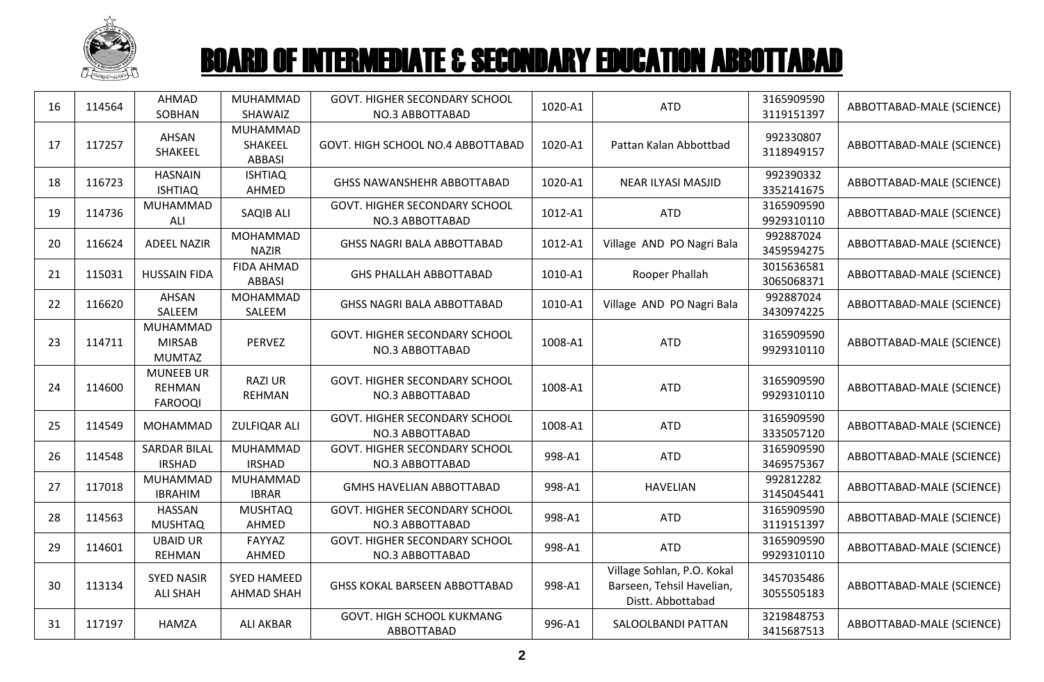# BOARD OF INTERMEDIATE & SECONDARY EDUCATION ABBOTTABAD

| | | | | | | | | |
|---|---|---|---|---|---|---|---|---|
| 16 | 114564 | AHMAD SOBHAN | MUHAMMAD SHAWAIZ | GOVT. HIGHER SECONDARY SCHOOL NO.3 ABBOTTABAD | 1020-A1 | ATD | 3165909590 3119151397 | ABBOTTABAD-MALE (SCIENCE) |
| 17 | 117257 | AHSAN SHAKEEL | MUHAMMAD SHAKEEL ABBASI | GOVT. HIGH SCHOOL NO.4 ABBOTTABAD | 1020-A1 | Pattan Kalan Abbottbad | 992330807 3118949157 | ABBOTTABAD-MALE (SCIENCE) |
| 18 | 116723 | HASNAIN ISHTIAQ | ISHTIAQ AHMED | GHSS NAWANSHEHR ABBOTTABAD | 1020-A1 | NEAR ILYASI MASJID | 992390332 3352141675 | ABBOTTABAD-MALE (SCIENCE) |
| 19 | 114736 | MUHAMMAD ALI | SAQIB ALI | GOVT. HIGHER SECONDARY SCHOOL NO.3 ABBOTTABAD | 1012-A1 | ATD | 3165909590 9929310110 | ABBOTTABAD-MALE (SCIENCE) |
| 20 | 116624 | ADEEL NAZIR | MOHAMMAD NAZIR | GHSS NAGRI BALA ABBOTTABAD | 1012-A1 | Village AND PO Nagri Bala | 992887024 3459594275 | ABBOTTABAD-MALE (SCIENCE) |
| 21 | 115031 | HUSSAIN FIDA | FIDA AHMAD ABBASI | GHS PHALLAH ABBOTTABAD | 1010-A1 | Rooper Phallah | 3015636581 3065068371 | ABBOTTABAD-MALE (SCIENCE) |
| 22 | 116620 | AHSAN SALEEM | MOHAMMAD SALEEM | GHSS NAGRI BALA ABBOTTABAD | 1010-A1 | Village AND PO Nagri Bala | 992887024 3430974225 | ABBOTTABAD-MALE (SCIENCE) |
| 23 | 114711 | MUHAMMAD MIRSAB MUMTAZ | PERVEZ | GOVT. HIGHER SECONDARY SCHOOL NO.3 ABBOTTABAD | 1008-A1 | ATD | 3165909590 9929310110 | ABBOTTABAD-MALE (SCIENCE) |
| 24 | 114600 | MUNEEB UR REHMAN FAROOQI | RAZI UR REHMAN | GOVT. HIGHER SECONDARY SCHOOL NO.3 ABBOTTABAD | 1008-A1 | ATD | 3165909590 9929310110 | ABBOTTABAD-MALE (SCIENCE) |
| 25 | 114549 | MOHAMMAD | ZULFIQAR ALI | GOVT. HIGHER SECONDARY SCHOOL NO.3 ABBOTTABAD | 1008-A1 | ATD | 3165909590 3335057120 | ABBOTTABAD-MALE (SCIENCE) |
| 26 | 114548 | SARDAR BILAL IRSHAD | MUHAMMAD IRSHAD | GOVT. HIGHER SECONDARY SCHOOL NO.3 ABBOTTABAD | 998-A1 | ATD | 3165909590 3469575367 | ABBOTTABAD-MALE (SCIENCE) |
| 27 | 117018 | MUHAMMAD IBRAHIM | MUHAMMAD IBRAR | GMHS HAVELIAN ABBOTTABAD | 998-A1 | HAVELIAN | 992812282 3145045441 | ABBOTTABAD-MALE (SCIENCE) |
| 28 | 114563 | HASSAN MUSHTAQ | MUSHTAQ AHMED | GOVT. HIGHER SECONDARY SCHOOL NO.3 ABBOTTABAD | 998-A1 | ATD | 3165909590 3119151397 | ABBOTTABAD-MALE (SCIENCE) |
| 29 | 114601 | UBAID UR REHMAN | FAYYAZ AHMED | GOVT. HIGHER SECONDARY SCHOOL NO.3 ABBOTTABAD | 998-A1 | ATD | 3165909590 9929310110 | ABBOTTABAD-MALE (SCIENCE) |
| 30 | 113134 | SYED NASIR ALI SHAH | SYED HAMEED AHMAD SHAH | GHSS KOKAL BARSEEN ABBOTTABAD | 998-A1 | Village Sohlan, P.O. Kokal Barseen, Tehsil Havelian, Distt. Abbottabad | 3457035486 3055505183 | ABBOTTABAD-MALE (SCIENCE) |
| 31 | 117197 | HAMZA | ALI AKBAR | GOVT. HIGH SCHOOL KUKMANG ABBOTTABAD | 996-A1 | SALOOLBANDI PATTAN | 3219848753 3415687513 | ABBOTTABAD-MALE (SCIENCE) |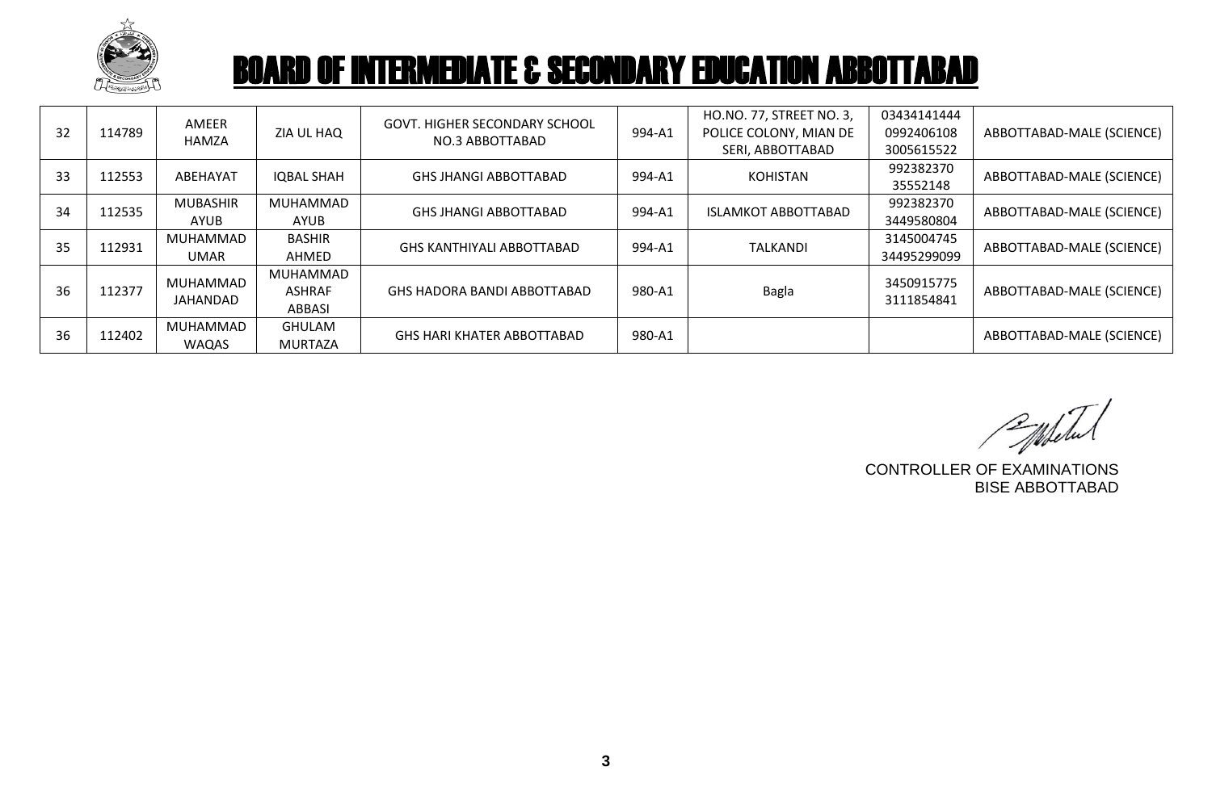# BOARD OF INTERMEDIATE & SECONDARY EDUCATION ABBOTTABAD

| | | | | | | | | |
|---|---|---|---|---|---|---|---|---|
| 32 | 114789 | AMEER HAMZA | ZIA UL HAQ | GOVT. HIGHER SECONDARY SCHOOL NO.3 ABBOTTABAD | 994-A1 | HO.NO. 77, STREET NO. 3, POLICE COLONY, MIAN DE SERI, ABBOTTABAD | 03434141444 0992406108 3005615522 | ABBOTTABAD-MALE (SCIENCE) |
| 33 | 112553 | ABEHAYAT | IQBAL SHAH | GHS JHANGI ABBOTTABAD | 994-A1 | KOHISTAN | 992382370 35552148 | ABBOTTABAD-MALE (SCIENCE) |
| 34 | 112535 | MUBASHIR AYUB | MUHAMMAD AYUB | GHS JHANGI ABBOTTABAD | 994-A1 | ISLAMKOT ABBOTTABAD | 992382370 3449580804 | ABBOTTABAD-MALE (SCIENCE) |
| 35 | 112931 | MUHAMMAD UMAR | BASHIR AHMED | GHS KANTHIYALI ABBOTTABAD | 994-A1 | TALKANDI | 3145004745 34495299099 | ABBOTTABAD-MALE (SCIENCE) |
| 36 | 112377 | MUHAMMAD JAHANDAD | MUHAMMAD ASHRAF ABBASI | GHS HADORA BANDI ABBOTTABAD | 980-A1 | Bagla | 3450915775 3111854841 | ABBOTTABAD-MALE (SCIENCE) |
| 36 | 112402 | MUHAMMAD WAQAS | GHULAM MURTAZA | GHS HARI KHATER ABBOTTABAD | 980-A1 | | | ABBOTTABAD-MALE (SCIENCE) |

CONTROLLER OF EXAMINATIONS
BISE ABBOTTABAD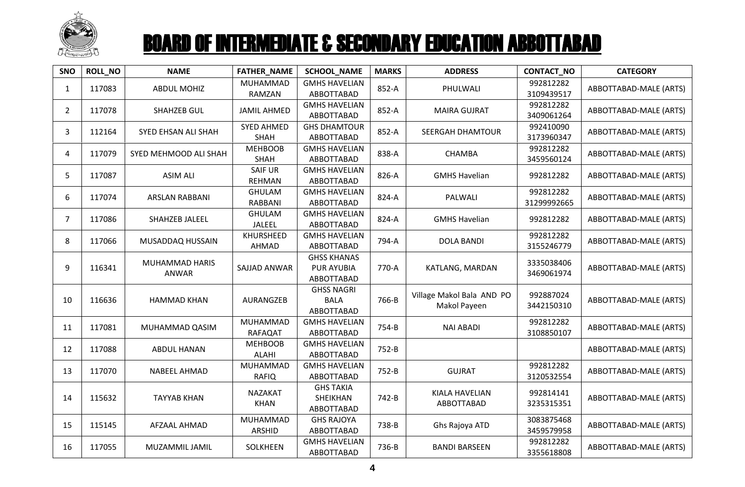# BOARD OF INTERMEDIATE & SECONDARY EDUCATION ABBOTTABAD

| SNO | ROLL_NO | NAME | FATHER_NAME | SCHOOL_NAME | MARKS | ADDRESS | CONTACT_NO | CATEGORY |
|---|---|---|---|---|---|---|---|---|
| 1 | 117083 | ABDUL MOHIZ | MUHAMMAD RAMZAN | GMHS HAVELIAN ABBOTTABAD | 852-A | PHULWALI | 992812282 3109439517 | ABBOTTABAD-MALE (ARTS) |
| 2 | 117078 | SHAHZEB GUL | JAMIL AHMED | GMHS HAVELIAN ABBOTTABAD | 852-A | MAIRA GUJRAT | 992812282 3409061264 | ABBOTTABAD-MALE (ARTS) |
| 3 | 112164 | SYED EHSAN ALI SHAH | SYED AHMED SHAH | GHS DHAMTOUR ABBOTTABAD | 852-A | SEERGAH DHAMTOUR | 992410090 3173960347 | ABBOTTABAD-MALE (ARTS) |
| 4 | 117079 | SYED MEHMOOD ALI SHAH | MEHBOOB SHAH | GMHS HAVELIAN ABBOTTABAD | 838-A | CHAMBA | 992812282 3459560124 | ABBOTTABAD-MALE (ARTS) |
| 5 | 117087 | ASIM ALI | SAIF UR REHMAN | GMHS HAVELIAN ABBOTTABAD | 826-A | GMHS Havelian | 992812282 | ABBOTTABAD-MALE (ARTS) |
| 6 | 117074 | ARSLAN RABBANI | GHULAM RABBANI | GMHS HAVELIAN ABBOTTABAD | 824-A | PALWALI | 992812282 31299992665 | ABBOTTABAD-MALE (ARTS) |
| 7 | 117086 | SHAHZEB JALEEL | GHULAM JALEEL | GMHS HAVELIAN ABBOTTABAD | 824-A | GMHS Havelian | 992812282 | ABBOTTABAD-MALE (ARTS) |
| 8 | 117066 | MUSADDAQ HUSSAIN | KHURSHEED AHMAD | GMHS HAVELIAN ABBOTTABAD | 794-A | DOLA BANDI | 992812282 3155246779 | ABBOTTABAD-MALE (ARTS) |
| 9 | 116341 | MUHAMMAD HARIS ANWAR | SAJJAD ANWAR | GHSS KHANAS PUR AYUBIA ABBOTTABAD | 770-A | KATLANG, MARDAN | 3335038406 3469061974 | ABBOTTABAD-MALE (ARTS) |
| 10 | 116636 | HAMMAD KHAN | AURANGZEB | GHSS NAGRI BALA ABBOTTABAD | 766-B | Village Makol Bala AND PO Makol Payeen | 992887024 3442150310 | ABBOTTABAD-MALE (ARTS) |
| 11 | 117081 | MUHAMMAD QASIM | MUHAMMAD RAFAQAT | GMHS HAVELIAN ABBOTTABAD | 754-B | NAI ABADI | 992812282 3108850107 | ABBOTTABAD-MALE (ARTS) |
| 12 | 117088 | ABDUL HANAN | MEHBOOB ALAHI | GMHS HAVELIAN ABBOTTABAD | 752-B | | | ABBOTTABAD-MALE (ARTS) |
| 13 | 117070 | NABEEL AHMAD | MUHAMMAD RAFIQ | GMHS HAVELIAN ABBOTTABAD | 752-B | GUJRAT | 992812282 3120532554 | ABBOTTABAD-MALE (ARTS) |
| 14 | 115632 | TAYYAB KHAN | NAZAKAT KHAN | GHS TAKIA SHEIKHAN ABBOTTABAD | 742-B | KIALA HAVELIAN ABBOTTABAD | 992814141 3235315351 | ABBOTTABAD-MALE (ARTS) |
| 15 | 115145 | AFZAAL AHMAD | MUHAMMAD ARSHID | GHS RAJOYA ABBOTTABAD | 738-B | Ghs Rajoya ATD | 3083875468 3459579958 | ABBOTTABAD-MALE (ARTS) |
| 16 | 117055 | MUZAMMIL JAMIL | SOLKHEEN | GMHS HAVELIAN ABBOTTABAD | 736-B | BANDI BARSEEN | 992812282 3355618808 | ABBOTTABAD-MALE (ARTS) |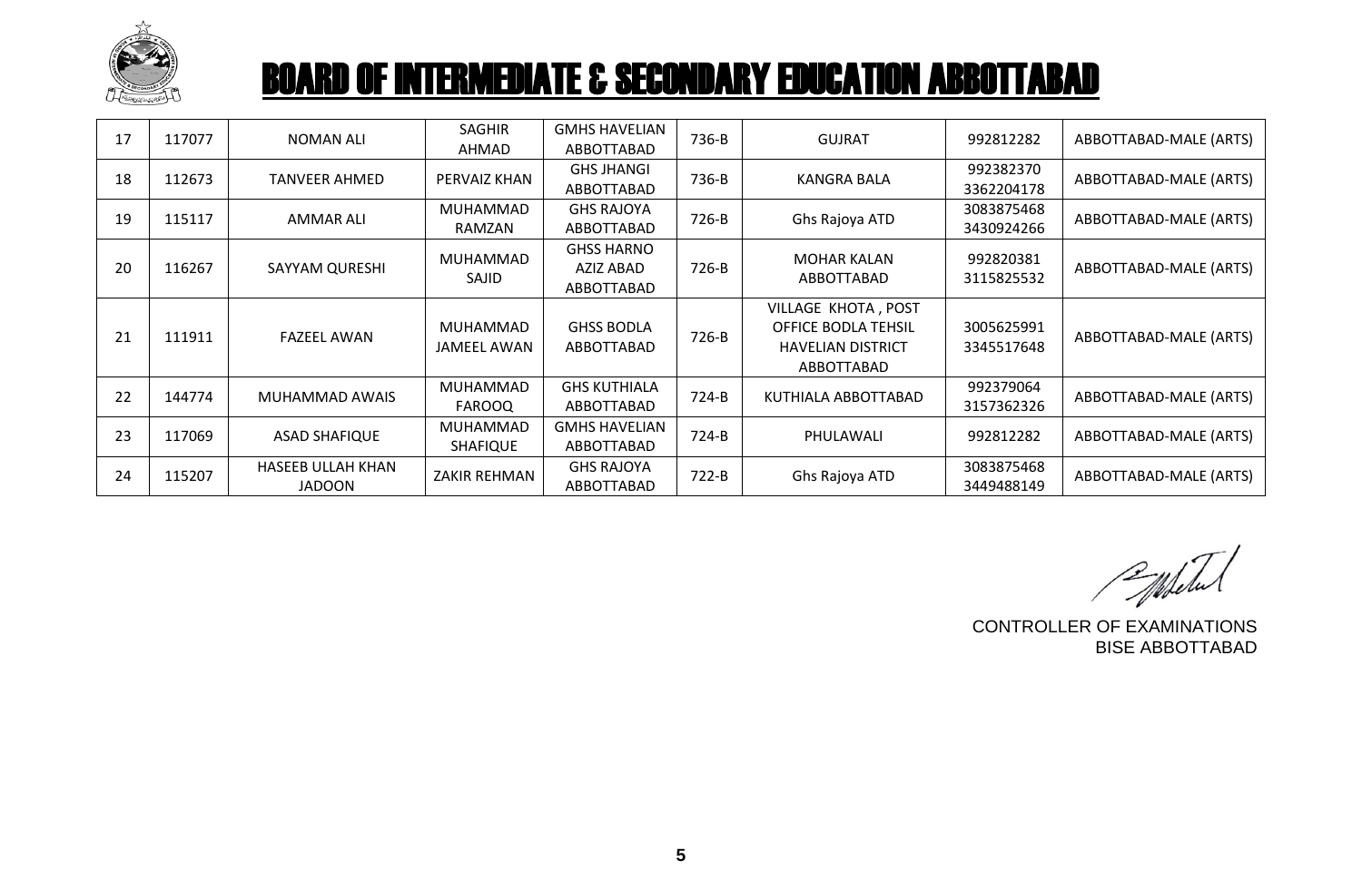# BOARD OF INTERMEDIATE & SECONDARY EDUCATION ABBOTTABAD

| 17 | 117077 | NOMAN ALI | SAGHIR AHMAD | GMHS HAVELIAN ABBOTTABAD | 736-B | GUJRAT | 992812282 | ABBOTTABAD-MALE (ARTS) |
|---|---|---|---|---|---|---|---|---|
| 18 | 112673 | TANVEER AHMED | PERVAIZ KHAN | GHS JHANGI ABBOTTABAD | 736-B | KANGRA BALA | 992382370 3362204178 | ABBOTTABAD-MALE (ARTS) |
| 19 | 115117 | AMMAR ALI | MUHAMMAD RAMZAN | GHS RAJOYA ABBOTTABAD | 726-B | Ghs Rajoya ATD | 3083875468 3430924266 | ABBOTTABAD-MALE (ARTS) |
| 20 | 116267 | SAYYAM QURESHI | MUHAMMAD SAJID | GHSS HARNO AZIZ ABAD ABBOTTABAD | 726-B | MOHAR KALAN ABBOTTABAD | 992820381 3115825532 | ABBOTTABAD-MALE (ARTS) |
| 21 | 111911 | FAZEEL AWAN | MUHAMMAD JAMEEL AWAN | GHSS BODLA ABBOTTABAD | 726-B | VILLAGE KHOTA , POST OFFICE BODLA TEHSIL HAVELIAN DISTRICT ABBOTTABAD | 3005625991 3345517648 | ABBOTTABAD-MALE (ARTS) |
| 22 | 144774 | MUHAMMAD AWAIS | MUHAMMAD FAROOQ | GHS KUTHIALA ABBOTTABAD | 724-B | KUTHIALA ABBOTTABAD | 992379064 3157362326 | ABBOTTABAD-MALE (ARTS) |
| 23 | 117069 | ASAD SHAFIQUE | MUHAMMAD SHAFIQUE | GMHS HAVELIAN ABBOTTABAD | 724-B | PHULAWALI | 992812282 | ABBOTTABAD-MALE (ARTS) |
| 24 | 115207 | HASEEB ULLAH KHAN JADOON | ZAKIR REHMAN | GHS RAJOYA ABBOTTABAD | 722-B | Ghs Rajoya ATD | 3083875468 3449488149 | ABBOTTABAD-MALE (ARTS) |

CONTROLLER OF EXAMINATIONS
BISE ABBOTTABAD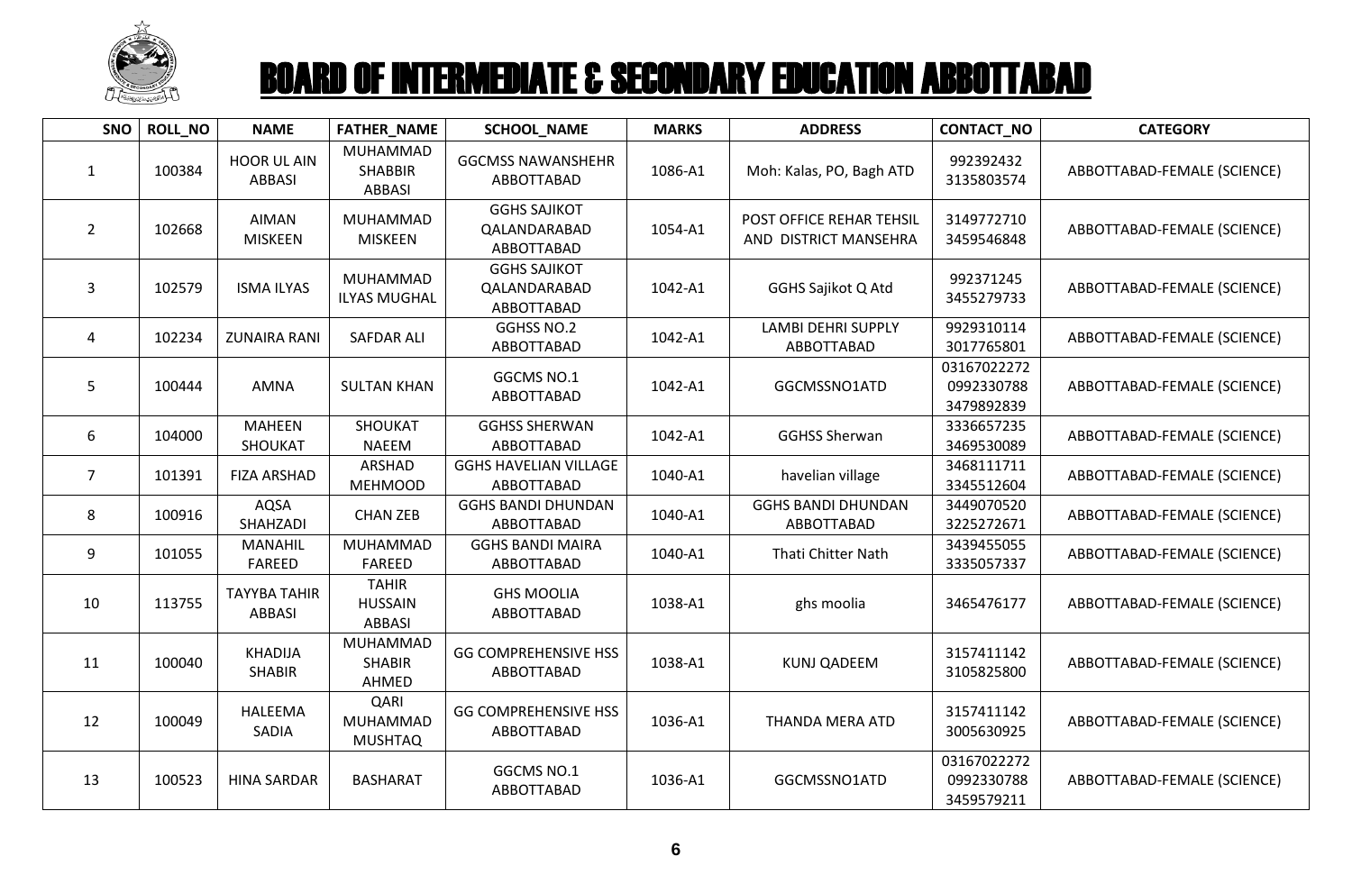# BOARD OF INTERMEDIATE & SECONDARY EDUCATION ABBOTTABAD

| SNO | ROLL_NO | NAME | FATHER_NAME | SCHOOL_NAME | MARKS | ADDRESS | CONTACT_NO | CATEGORY |
|---|---|---|---|---|---|---|---|---|
| 1 | 100384 | HOOR UL AIN ABBASI | MUHAMMAD SHABBIR ABBASI | GGCMSS NAWANSHEHR ABBOTTABAD | 1086-A1 | Moh: Kalas, PO, Bagh ATD | 992392432 3135803574 | ABBOTTABAD-FEMALE (SCIENCE) |
| 2 | 102668 | AIMAN MISKEEN | MUHAMMAD MISKEEN | GGHS SAJIKOT QALANDARABAD ABBOTTABAD | 1054-A1 | POST OFFICE REHAR TEHSIL AND DISTRICT MANSEHRA | 3149772710 3459546848 | ABBOTTABAD-FEMALE (SCIENCE) |
| 3 | 102579 | ISMA ILYAS | MUHAMMAD ILYAS MUGHAL | GGHS SAJIKOT QALANDARABAD ABBOTTABAD | 1042-A1 | GGHS Sajikot Q Atd | 992371245 3455279733 | ABBOTTABAD-FEMALE (SCIENCE) |
| 4 | 102234 | ZUNAIRA RANI | SAFDAR ALI | GGHSS NO.2 ABBOTTABAD | 1042-A1 | LAMBI DEHRI SUPPLY ABBOTTABAD | 9929310114 3017765801 | ABBOTTABAD-FEMALE (SCIENCE) |
| 5 | 100444 | AMNA | SULTAN KHAN | GGCMS NO.1 ABBOTTABAD | 1042-A1 | GGCMSSNO1ATD | 03167022272 0992330788 3479892839 | ABBOTTABAD-FEMALE (SCIENCE) |
| 6 | 104000 | MAHEEN SHOUKAT | SHOUKAT NAEEM | GGHSS SHERWAN ABBOTTABAD | 1042-A1 | GGHSS Sherwan | 3336657235 3469530089 | ABBOTTABAD-FEMALE (SCIENCE) |
| 7 | 101391 | FIZA ARSHAD | ARSHAD MEHMOOD | GGHS HAVELIAN VILLAGE ABBOTTABAD | 1040-A1 | havelian village | 3468111711 3345512604 | ABBOTTABAD-FEMALE (SCIENCE) |
| 8 | 100916 | AQSA SHAHZADI | CHAN ZEB | GGHS BANDI DHUNDAN ABBOTTABAD | 1040-A1 | GGHS BANDI DHUNDAN ABBOTTABAD | 3449070520 3225272671 | ABBOTTABAD-FEMALE (SCIENCE) |
| 9 | 101055 | MANAHIL FAREED | MUHAMMAD FAREED | GGHS BANDI MAIRA ABBOTTABAD | 1040-A1 | Thati Chitter Nath | 3439455055 3335057337 | ABBOTTABAD-FEMALE (SCIENCE) |
| 10 | 113755 | TAYYBA TAHIR ABBASI | TAHIR HUSSAIN ABBASI | GHS MOOLIA ABBOTTABAD | 1038-A1 | ghs moolia | 3465476177 | ABBOTTABAD-FEMALE (SCIENCE) |
| 11 | 100040 | KHADIJA SHABIR | MUHAMMAD SHABIR AHMED | GG COMPREHENSIVE HSS ABBOTTABAD | 1038-A1 | KUNJ QADEEM | 3157411142 3105825800 | ABBOTTABAD-FEMALE (SCIENCE) |
| 12 | 100049 | HALEEMA SADIA | QARI MUHAMMAD MUSHTAQ | GG COMPREHENSIVE HSS ABBOTTABAD | 1036-A1 | THANDA MERA ATD | 3157411142 3005630925 | ABBOTTABAD-FEMALE (SCIENCE) |
| 13 | 100523 | HINA SARDAR | BASHARAT | GGCMS NO.1 ABBOTTABAD | 1036-A1 | GGCMSSNO1ATD | 03167022272 0992330788 3459579211 | ABBOTTABAD-FEMALE (SCIENCE) |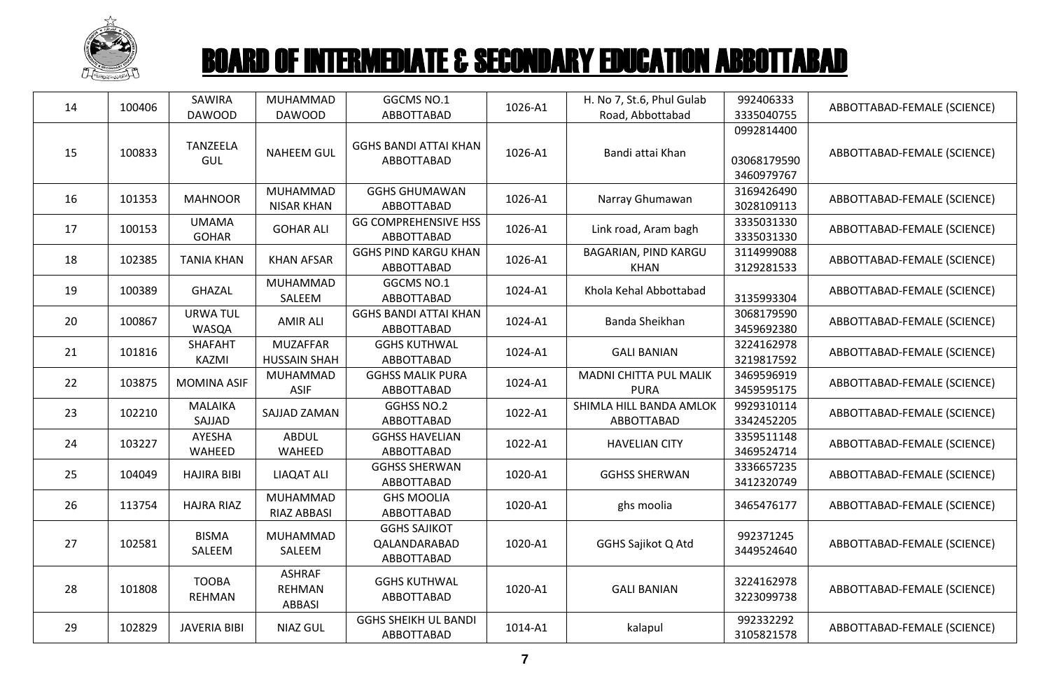# BOARD OF INTERMEDIATE & SECONDARY EDUCATION ABBOTTABAD

| | | | | | | | | |
|---|---|---|---|---|---|---|---|---|
| 14 | 100406 | SAWIRA DAWOOD | MUHAMMAD DAWOOD | GGCMS NO.1 ABBOTTABAD | 1026-A1 | H. No 7, St.6, Phul Gulab Road, Abbottabad | 992406333 3335040755 | ABBOTTABAD-FEMALE (SCIENCE) |
| 15 | 100833 | TANZEELA GUL | NAHEEM GUL | GGHS BANDI ATTAI KHAN ABBOTTABAD | 1026-A1 | Bandi attai Khan | 0992814400 03068179590 3460979767 | ABBOTTABAD-FEMALE (SCIENCE) |
| 16 | 101353 | MAHNOOR | MUHAMMAD NISAR KHAN | GGHS GHUMAWAN ABBOTTABAD | 1026-A1 | Narray Ghumawan | 3169426490 3028109113 | ABBOTTABAD-FEMALE (SCIENCE) |
| 17 | 100153 | UMAMA GOHAR | GOHAR ALI | GG COMPREHENSIVE HSS ABBOTTABAD | 1026-A1 | Link road, Aram bagh | 3335031330 3335031330 | ABBOTTABAD-FEMALE (SCIENCE) |
| 18 | 102385 | TANIA KHAN | KHAN AFSAR | GGHS PIND KARGU KHAN ABBOTTABAD | 1026-A1 | BAGARIAN, PIND KARGU KHAN | 3114999088 3129281533 | ABBOTTABAD-FEMALE (SCIENCE) |
| 19 | 100389 | GHAZAL | MUHAMMAD SALEEM | GGCMS NO.1 ABBOTTABAD | 1024-A1 | Khola Kehal Abbottabad | 3135993304 | ABBOTTABAD-FEMALE (SCIENCE) |
| 20 | 100867 | URWA TUL WASQA | AMIR ALI | GGHS BANDI ATTAI KHAN ABBOTTABAD | 1024-A1 | Banda Sheikhan | 3068179590 3459692380 | ABBOTTABAD-FEMALE (SCIENCE) |
| 21 | 101816 | SHAFAHT KAZMI | MUZAFFAR HUSSAIN SHAH | GGHS KUTHWAL ABBOTTABAD | 1024-A1 | GALI BANIAN | 3224162978 3219817592 | ABBOTTABAD-FEMALE (SCIENCE) |
| 22 | 103875 | MOMINA ASIF | MUHAMMAD ASIF | GGHSS MALIK PURA ABBOTTABAD | 1024-A1 | MADNI CHITTA PUL MALIK PURA | 3469596919 3459595175 | ABBOTTABAD-FEMALE (SCIENCE) |
| 23 | 102210 | MALAIKA SAJJAD | SAJJAD ZAMAN | GGHSS NO.2 ABBOTTABAD | 1022-A1 | SHIMLA HILL BANDA AMLOK ABBOTTABAD | 9929310114 3342452205 | ABBOTTABAD-FEMALE (SCIENCE) |
| 24 | 103227 | AYESHA WAHEED | ABDUL WAHEED | GGHSS HAVELIAN ABBOTTABAD | 1022-A1 | HAVELIAN CITY | 3359511148 3469524714 | ABBOTTABAD-FEMALE (SCIENCE) |
| 25 | 104049 | HAJIRA BIBI | LIAQAT ALI | GGHSS SHERWAN ABBOTTABAD | 1020-A1 | GGHSS SHERWAN | 3336657235 3412320749 | ABBOTTABAD-FEMALE (SCIENCE) |
| 26 | 113754 | HAJRA RIAZ | MUHAMMAD RIAZ ABBASI | GHS MOOLIA ABBOTTABAD | 1020-A1 | ghs moolia | 3465476177 | ABBOTTABAD-FEMALE (SCIENCE) |
| 27 | 102581 | BISMA SALEEM | MUHAMMAD SALEEM | GGHS SAJIKOT QALANDARABAD ABBOTTABAD | 1020-A1 | GGHS Sajikot Q Atd | 992371245 3449524640 | ABBOTTABAD-FEMALE (SCIENCE) |
| 28 | 101808 | TOOBA REHMAN | ASHRAF REHMAN ABBASI | GGHS KUTHWAL ABBOTTABAD | 1020-A1 | GALI BANIAN | 3224162978 3223099738 | ABBOTTABAD-FEMALE (SCIENCE) |
| 29 | 102829 | JAVERIA BIBI | NIAZ GUL | GGHS SHEIKH UL BANDI ABBOTTABAD | 1014-A1 | kalapul | 992332292 3105821578 | ABBOTTABAD-FEMALE (SCIENCE) |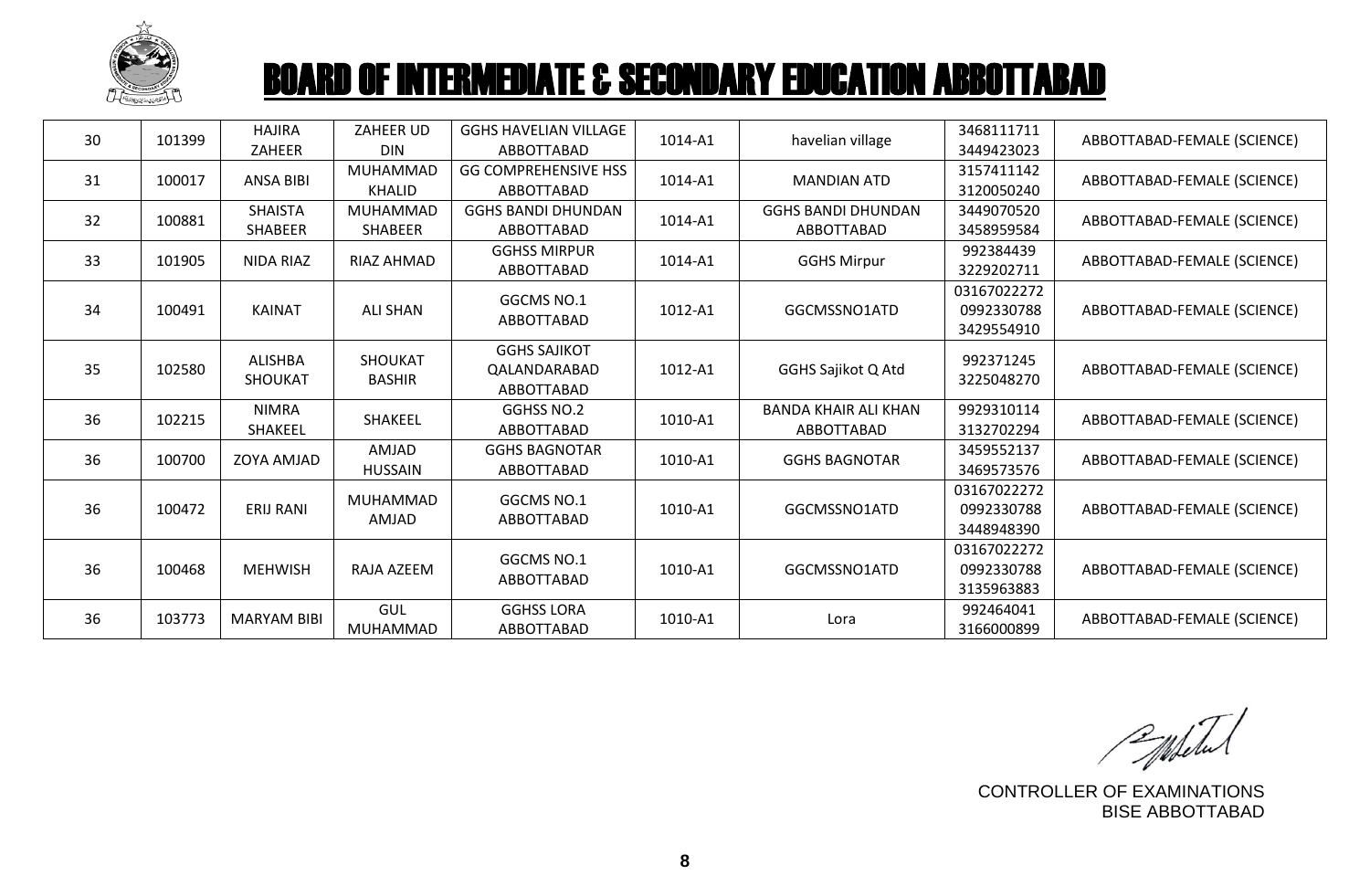# BOARD OF INTERMEDIATE & SECONDARY EDUCATION ABBOTTABAD

| | | | | | | | | |
|---|---|---|---|---|---|---|---|---|
| 30 | 101399 | HAJIRA ZAHEER | ZAHEER UD DIN | GGHS HAVELIAN VILLAGE ABBOTTABAD | 1014-A1 | havelian village | 3468111711 3449423023 | ABBOTTABAD-FEMALE (SCIENCE) |
| 31 | 100017 | ANSA BIBI | MUHAMMAD KHALID | GG COMPREHENSIVE HSS ABBOTTABAD | 1014-A1 | MANDIAN ATD | 3157411142 3120050240 | ABBOTTABAD-FEMALE (SCIENCE) |
| 32 | 100881 | SHAISTA SHABEER | MUHAMMAD SHABEER | GGHS BANDI DHUNDAN ABBOTTABAD | 1014-A1 | GGHS BANDI DHUNDAN ABBOTTABAD | 3449070520 3458959584 | ABBOTTABAD-FEMALE (SCIENCE) |
| 33 | 101905 | NIDA RIAZ | RIAZ AHMAD | GGHSS MIRPUR ABBOTTABAD | 1014-A1 | GGHS Mirpur | 992384439 3229202711 | ABBOTTABAD-FEMALE (SCIENCE) |
| 34 | 100491 | KAINAT | ALI SHAN | GGCMS NO.1 ABBOTTABAD | 1012-A1 | GGCMSSNO1ATD | 03167022272 0992330788 3429554910 | ABBOTTABAD-FEMALE (SCIENCE) |
| 35 | 102580 | ALISHBA SHOUKAT | SHOUKAT BASHIR | GGHS SAJIKOT QALANDARABAD ABBOTTABAD | 1012-A1 | GGHS Sajikot Q Atd | 992371245 3225048270 | ABBOTTABAD-FEMALE (SCIENCE) |
| 36 | 102215 | NIMRA SHAKEEL | SHAKEEL | GGHSS NO.2 ABBOTTABAD | 1010-A1 | BANDA KHAIR ALI KHAN ABBOTTABAD | 9929310114 3132702294 | ABBOTTABAD-FEMALE (SCIENCE) |
| 36 | 100700 | ZOYA AMJAD | AMJAD HUSSAIN | GGHS BAGNOTAR ABBOTTABAD | 1010-A1 | GGHS BAGNOTAR | 3459552137 3469573576 | ABBOTTABAD-FEMALE (SCIENCE) |
| 36 | 100472 | ERIJ RANI | MUHAMMAD AMJAD | GGCMS NO.1 ABBOTTABAD | 1010-A1 | GGCMSSNO1ATD | 03167022272 0992330788 3448948390 | ABBOTTABAD-FEMALE (SCIENCE) |
| 36 | 100468 | MEHWISH | RAJA AZEEM | GGCMS NO.1 ABBOTTABAD | 1010-A1 | GGCMSSNO1ATD | 03167022272 0992330788 3135963883 | ABBOTTABAD-FEMALE (SCIENCE) |
| 36 | 103773 | MARYAM BIBI | GUL MUHAMMAD | GGHSS LORA ABBOTTABAD | 1010-A1 | Lora | 992464041 3166000899 | ABBOTTABAD-FEMALE (SCIENCE) |

CONTROLLER OF EXAMINATIONS
BISE ABBOTTABAD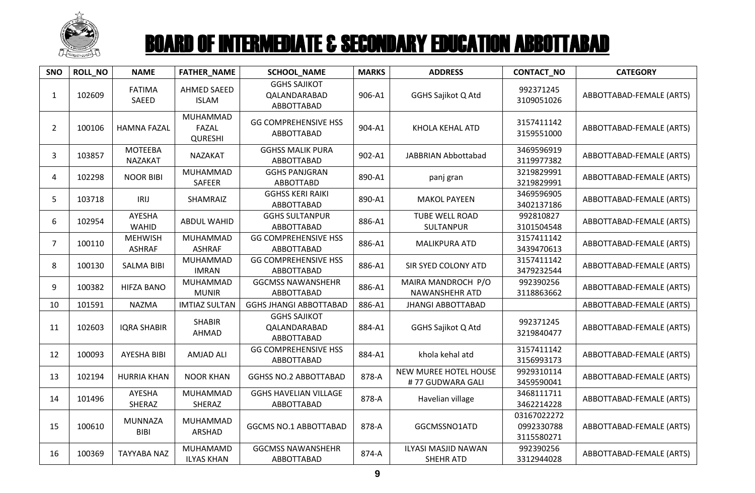# BOARD OF INTERMEDIATE & SECONDARY EDUCATION ABBOTTABAD

| SNO | ROLL_NO | NAME | FATHER_NAME | SCHOOL_NAME | MARKS | ADDRESS | CONTACT_NO | CATEGORY |
|---|---|---|---|---|---|---|---|---|
| 1 | 102609 | FATIMA SAEED | AHMED SAEED ISLAM | GGHS SAJIKOT QALANDARABAD ABBOTTABAD | 906-A1 | GGHS Sajikot Q Atd | 992371245 3109051026 | ABBOTTABAD-FEMALE (ARTS) |
| 2 | 100106 | HAMNA FAZAL | MUHAMMAD FAZAL QURESHI | GG COMPREHENSIVE HSS ABBOTTABAD | 904-A1 | KHOLA KEHAL ATD | 3157411142 3159551000 | ABBOTTABAD-FEMALE (ARTS) |
| 3 | 103857 | MOTEEBA NAZAKAT | NAZAKAT | GGHSS MALIK PURA ABBOTTABAD | 902-A1 | JABBRIAN Abbottabad | 3469596919 3119977382 | ABBOTTABAD-FEMALE (ARTS) |
| 4 | 102298 | NOOR BIBI | MUHAMMAD SAFEER | GGHS PANJGRAN ABBOTTABD | 890-A1 | panj gran | 3219829991 3219829991 | ABBOTTABAD-FEMALE (ARTS) |
| 5 | 103718 | IRIJ | SHAMRAIZ | GGHSS KERI RAIKI ABBOTTABAD | 890-A1 | MAKOL PAYEEN | 3469596905 3402137186 | ABBOTTABAD-FEMALE (ARTS) |
| 6 | 102954 | AYESHA WAHID | ABDUL WAHID | GGHS SULTANPUR ABBOTTABAD | 886-A1 | TUBE WELL ROAD SULTANPUR | 992810827 3101504548 | ABBOTTABAD-FEMALE (ARTS) |
| 7 | 100110 | MEHWISH ASHRAF | MUHAMMAD ASHRAF | GG COMPREHENSIVE HSS ABBOTTABAD | 886-A1 | MALIKPURA ATD | 3157411142 3439470613 | ABBOTTABAD-FEMALE (ARTS) |
| 8 | 100130 | SALMA BIBI | MUHAMMAD IMRAN | GG COMPREHENSIVE HSS ABBOTTABAD | 886-A1 | SIR SYED COLONY ATD | 3157411142 3479232544 | ABBOTTABAD-FEMALE (ARTS) |
| 9 | 100382 | HIFZA BANO | MUHAMMAD MUNIR | GGCMSS NAWANSHEHR ABBOTTABAD | 886-A1 | MAIRA MANDROCH P/O NAWANSHEHR ATD | 992390256 3118863662 | ABBOTTABAD-FEMALE (ARTS) |
| 10 | 101591 | NAZMA | IMTIAZ SULTAN | GGHS JHANGI ABBOTTABAD | 886-A1 | JHANGI ABBOTTABAD | | ABBOTTABAD-FEMALE (ARTS) |
| 11 | 102603 | IQRA SHABIR | SHABIR AHMAD | GGHS SAJIKOT QALANDARABAD ABBOTTABAD | 884-A1 | GGHS Sajikot Q Atd | 992371245 3219840477 | ABBOTTABAD-FEMALE (ARTS) |
| 12 | 100093 | AYESHA BIBI | AMJAD ALI | GG COMPREHENSIVE HSS ABBOTTABAD | 884-A1 | khola kehal atd | 3157411142 3156993173 | ABBOTTABAD-FEMALE (ARTS) |
| 13 | 102194 | HURRIA KHAN | NOOR KHAN | GGHSS NO.2 ABBOTTABAD | 878-A | NEW MUREE HOTEL HOUSE # 77 GUDWARA GALI | 9929310114 3459590041 | ABBOTTABAD-FEMALE (ARTS) |
| 14 | 101496 | AYESHA SHERAZ | MUHAMMAD SHERAZ | GGHS HAVELIAN VILLAGE ABBOTTABAD | 878-A | Havelian village | 3468111711 3462214228 | ABBOTTABAD-FEMALE (ARTS) |
| 15 | 100610 | MUNNAZA BIBI | MUHAMMAD ARSHAD | GGCMS NO.1 ABBOTTABAD | 878-A | GGCMSSNO1ATD | 03167022272 0992330788 3115580271 | ABBOTTABAD-FEMALE (ARTS) |
| 16 | 100369 | TAYYABA NAZ | MUHAMAMD ILYAS KHAN | GGCMSS NAWANSHEHR ABBOTTABAD | 874-A | ILYASI MASJID NAWAN SHEHR ATD | 992390256 3312944028 | ABBOTTABAD-FEMALE (ARTS) |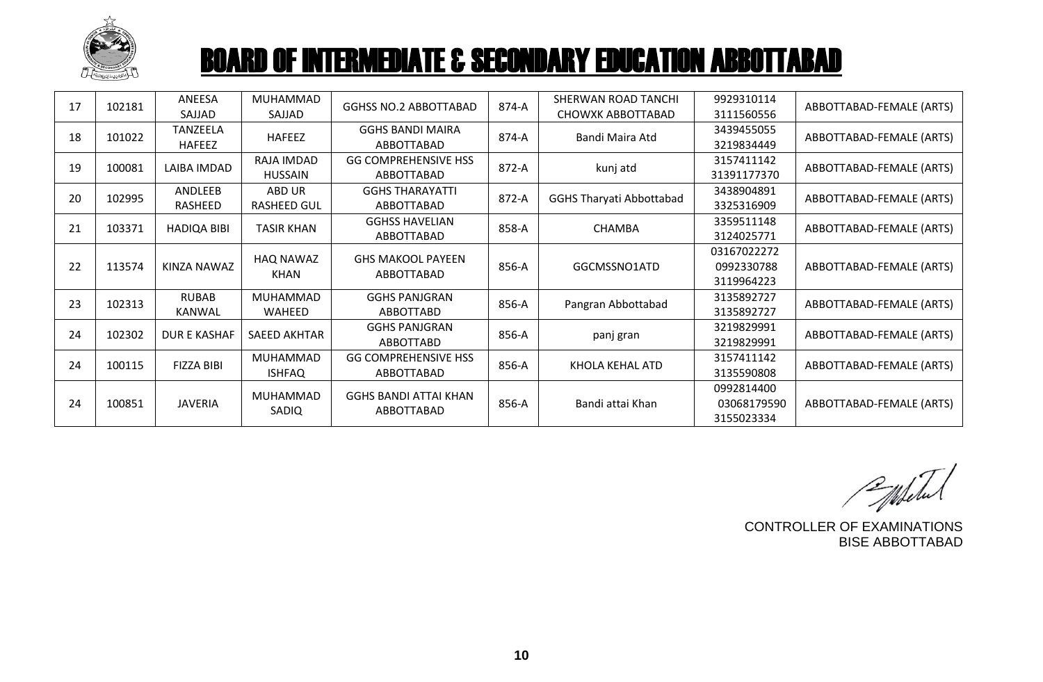# BOARD OF INTERMEDIATE & SECONDARY EDUCATION ABBOTTABAD

| 17 | 102181 | ANEESA SAJJAD | MUHAMMAD SAJJAD | GGHSS NO.2 ABBOTTABAD | 874-A | SHERWAN ROAD TANCHI CHOWXK ABBOTTABAD | 9929310114 3111560556 | ABBOTTABAD-FEMALE (ARTS) |
|---|---|---|---|---|---|---|---|---|
| 18 | 101022 | TANZEELA HAFEEZ | HAFEEZ | GGHS BANDI MAIRA ABBOTTABAD | 874-A | Bandi Maira Atd | 3439455055 3219834449 | ABBOTTABAD-FEMALE (ARTS) |
| 19 | 100081 | LAIBA IMDAD | RAJA IMDAD HUSSAIN | GG COMPREHENSIVE HSS ABBOTTABAD | 872-A | kunj atd | 3157411142 31391177370 | ABBOTTABAD-FEMALE (ARTS) |
| 20 | 102995 | ANDLEEB RASHEED | ABD UR RASHEED GUL | GGHS THARAYATTI ABBOTTABAD | 872-A | GGHS Tharyati Abbottabad | 3438904891 3325316909 | ABBOTTABAD-FEMALE (ARTS) |
| 21 | 103371 | HADIQA BIBI | TASIR KHAN | GGHSS HAVELIAN ABBOTTABAD | 858-A | CHAMBA | 3359511148 3124025771 | ABBOTTABAD-FEMALE (ARTS) |
| 22 | 113574 | KINZA NAWAZ | HAQ NAWAZ KHAN | GHS MAKOOL PAYEEN ABBOTTABAD | 856-A | GGCMSSNO1ATD | 03167022272 0992330788 3119964223 | ABBOTTABAD-FEMALE (ARTS) |
| 23 | 102313 | RUBAB KANWAL | MUHAMMAD WAHEED | GGHS PANJGRAN ABBOTTABD | 856-A | Pangran Abbottabad | 3135892727 3135892727 | ABBOTTABAD-FEMALE (ARTS) |
| 24 | 102302 | DUR E KASHAF | SAEED AKHTAR | GGHS PANJGRAN ABBOTTABD | 856-A | panj gran | 3219829991 3219829991 | ABBOTTABAD-FEMALE (ARTS) |
| 24 | 100115 | FIZZA BIBI | MUHAMMAD ISHFAQ | GG COMPREHENSIVE HSS ABBOTTABAD | 856-A | KHOLA KEHAL ATD | 3157411142 3135590808 | ABBOTTABAD-FEMALE (ARTS) |
| 24 | 100851 | JAVERIA | MUHAMMAD SADIQ | GGHS BANDI ATTAI KHAN ABBOTTABAD | 856-A | Bandi attai Khan | 0992814400 03068179590 3155023334 | ABBOTTABAD-FEMALE (ARTS) |

CONTROLLER OF EXAMINATIONS
BISE ABBOTTABAD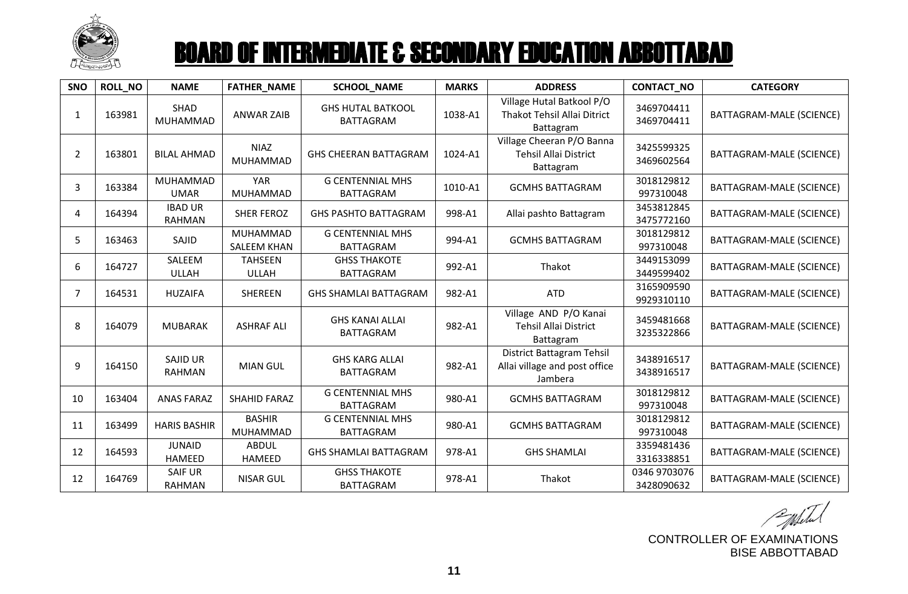# BOARD OF INTERMEDIATE & SECONDARY EDUCATION ABBOTTABAD

| SNO | ROLL_NO | NAME | FATHER_NAME | SCHOOL_NAME | MARKS | ADDRESS | CONTACT_NO | CATEGORY |
|---|---|---|---|---|---|---|---|---|
| 1 | 163981 | SHAD MUHAMMAD | ANWAR ZAIB | GHS HUTAL BATKOOL BATTAGRAM | 1038-A1 | Village Hutal Batkool P/O Thakot Tehsil Allai Ditrict Battagram | 3469704411 3469704411 | BATTAGRAM-MALE (SCIENCE) |
| 2 | 163801 | BILAL AHMAD | NIAZ MUHAMMAD | GHS CHEERAN BATTAGRAM | 1024-A1 | Village Cheeran P/O Banna Tehsil Allai District Battagram | 3425599325 3469602564 | BATTAGRAM-MALE (SCIENCE) |
| 3 | 163384 | MUHAMMAD UMAR | YAR MUHAMMAD | G CENTENNIAL MHS BATTAGRAM | 1010-A1 | GCMHS BATTAGRAM | 3018129812 997310048 | BATTAGRAM-MALE (SCIENCE) |
| 4 | 164394 | IBAD UR RAHMAN | SHER FEROZ | GHS PASHTO BATTAGRAM | 998-A1 | Allai pashto Battagram | 3453812845 3475772160 | BATTAGRAM-MALE (SCIENCE) |
| 5 | 163463 | SAJID | MUHAMMAD SALEEM KHAN | G CENTENNIAL MHS BATTAGRAM | 994-A1 | GCMHS BATTAGRAM | 3018129812 997310048 | BATTAGRAM-MALE (SCIENCE) |
| 6 | 164727 | SALEEM ULLAH | TAHSEEN ULLAH | GHSS THAKOTE BATTAGRAM | 992-A1 | Thakot | 3449153099 3449599402 | BATTAGRAM-MALE (SCIENCE) |
| 7 | 164531 | HUZAIFA | SHEREEN | GHS SHAMLAI BATTAGRAM | 982-A1 | ATD | 3165909590 9929310110 | BATTAGRAM-MALE (SCIENCE) |
| 8 | 164079 | MUBARAK | ASHRAF ALI | GHS KANAI ALLAI BATTAGRAM | 982-A1 | Village AND P/O Kanai Tehsil Allai District Battagram | 3459481668 3235322866 | BATTAGRAM-MALE (SCIENCE) |
| 9 | 164150 | SAJID UR RAHMAN | MIAN GUL | GHS KARG ALLAI BATTAGRAM | 982-A1 | District Battagram Tehsil Allai village and post office Jambera | 3438916517 3438916517 | BATTAGRAM-MALE (SCIENCE) |
| 10 | 163404 | ANAS FARAZ | SHAHID FARAZ | G CENTENNIAL MHS BATTAGRAM | 980-A1 | GCMHS BATTAGRAM | 3018129812 997310048 | BATTAGRAM-MALE (SCIENCE) |
| 11 | 163499 | HARIS BASHIR | BASHIR MUHAMMAD | G CENTENNIAL MHS BATTAGRAM | 980-A1 | GCMHS BATTAGRAM | 3018129812 997310048 | BATTAGRAM-MALE (SCIENCE) |
| 12 | 164593 | JUNAID HAMEED | ABDUL HAMEED | GHS SHAMLAI BATTAGRAM | 978-A1 | GHS SHAMLAI | 3359481436 3316338851 | BATTAGRAM-MALE (SCIENCE) |
| 12 | 164769 | SAIF UR RAHMAN | NISAR GUL | GHSS THAKOTE BATTAGRAM | 978-A1 | Thakot | 0346 9703076 3428090632 | BATTAGRAM-MALE (SCIENCE) |

CONTROLLER OF EXAMINATIONS
BISE ABBOTTABAD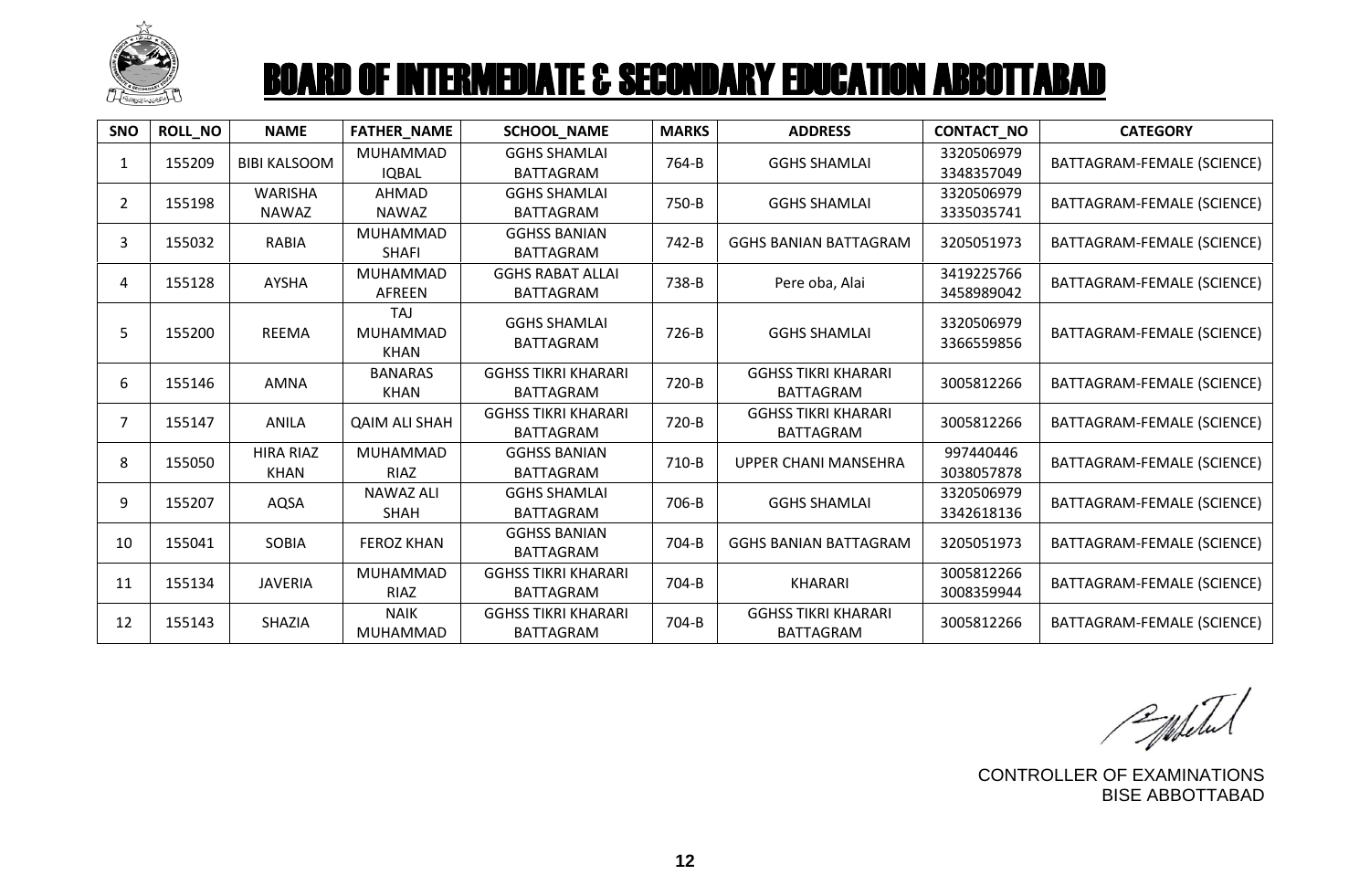# BOARD OF INTERMEDIATE & SECONDARY EDUCATION ABBOTTABAD

| SNO | ROLL_NO | NAME | FATHER_NAME | SCHOOL_NAME | MARKS | ADDRESS | CONTACT_NO | CATEGORY |
|---|---|---|---|---|---|---|---|---|
| 1 | 155209 | BIBI KALSOOM | MUHAMMAD IQBAL | GGHS SHAMLAI BATTAGRAM | 764-B | GGHS SHAMLAI | 3320506979 3348357049 | BATTAGRAM-FEMALE (SCIENCE) |
| 2 | 155198 | WARISHA NAWAZ | AHMAD NAWAZ | GGHS SHAMLAI BATTAGRAM | 750-B | GGHS SHAMLAI | 3320506979 3335035741 | BATTAGRAM-FEMALE (SCIENCE) |
| 3 | 155032 | RABIA | MUHAMMAD SHAFI | GGHSS BANIAN BATTAGRAM | 742-B | GGHS BANIAN BATTAGRAM | 3205051973 | BATTAGRAM-FEMALE (SCIENCE) |
| 4 | 155128 | AYSHA | MUHAMMAD AFREEN | GGHS RABAT ALLAI BATTAGRAM | 738-B | Pere oba, Alai | 3419225766 3458989042 | BATTAGRAM-FEMALE (SCIENCE) |
| 5 | 155200 | REEMA | TAJ MUHAMMAD KHAN | GGHS SHAMLAI BATTAGRAM | 726-B | GGHS SHAMLAI | 3320506979 3366559856 | BATTAGRAM-FEMALE (SCIENCE) |
| 6 | 155146 | AMNA | BANARAS KHAN | GGHSS TIKRI KHARARI BATTAGRAM | 720-B | GGHSS TIKRI KHARARI BATTAGRAM | 3005812266 | BATTAGRAM-FEMALE (SCIENCE) |
| 7 | 155147 | ANILA | QAIM ALI SHAH | GGHSS TIKRI KHARARI BATTAGRAM | 720-B | GGHSS TIKRI KHARARI BATTAGRAM | 3005812266 | BATTAGRAM-FEMALE (SCIENCE) |
| 8 | 155050 | HIRA RIAZ KHAN | MUHAMMAD RIAZ | GGHSS BANIAN BATTAGRAM | 710-B | UPPER CHANI MANSEHRA | 997440446 3038057878 | BATTAGRAM-FEMALE (SCIENCE) |
| 9 | 155207 | AQSA | NAWAZ ALI SHAH | GGHS SHAMLAI BATTAGRAM | 706-B | GGHS SHAMLAI | 3320506979 3342618136 | BATTAGRAM-FEMALE (SCIENCE) |
| 10 | 155041 | SOBIA | FEROZ KHAN | GGHSS BANIAN BATTAGRAM | 704-B | GGHS BANIAN BATTAGRAM | 3205051973 | BATTAGRAM-FEMALE (SCIENCE) |
| 11 | 155134 | JAVERIA | MUHAMMAD RIAZ | GGHSS TIKRI KHARARI BATTAGRAM | 704-B | KHARARI | 3005812266 3008359944 | BATTAGRAM-FEMALE (SCIENCE) |
| 12 | 155143 | SHAZIA | NAIK MUHAMMAD | GGHSS TIKRI KHARARI BATTAGRAM | 704-B | GGHSS TIKRI KHARARI BATTAGRAM | 3005812266 | BATTAGRAM-FEMALE (SCIENCE) |

CONTROLLER OF EXAMINATIONS
BISE ABBOTTABAD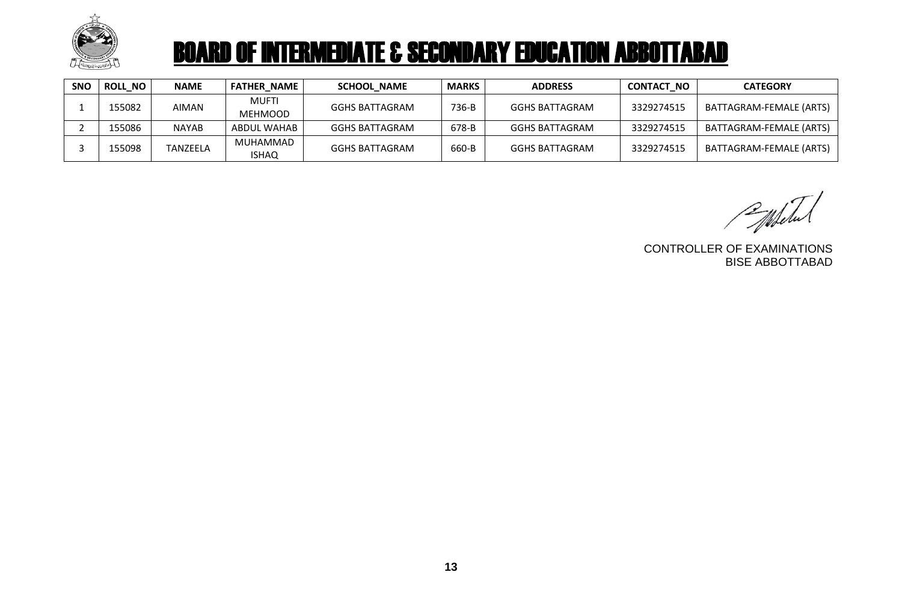# BOARD OF INTERMEDIATE & SECONDARY EDUCATION ABBOTTABAD

| SNO | ROLL_NO | NAME | FATHER_NAME | SCHOOL_NAME | MARKS | ADDRESS | CONTACT_NO | CATEGORY |
|---|---|---|---|---|---|---|---|---|
| 1 | 155082 | AIMAN | MUFTI MEHMOOD | GGHS BATTAGRAM | 736-B | GGHS BATTAGRAM | 3329274515 | BATTAGRAM-FEMALE (ARTS) |
| 2 | 155086 | NAYAB | ABDUL WAHAB | GGHS BATTAGRAM | 678-B | GGHS BATTAGRAM | 3329274515 | BATTAGRAM-FEMALE (ARTS) |
| 3 | 155098 | TANZEELA | MUHAMMAD ISHAQ | GGHS BATTAGRAM | 660-B | GGHS BATTAGRAM | 3329274515 | BATTAGRAM-FEMALE (ARTS) |

CONTROLLER OF EXAMINATIONS
BISE ABBOTTABAD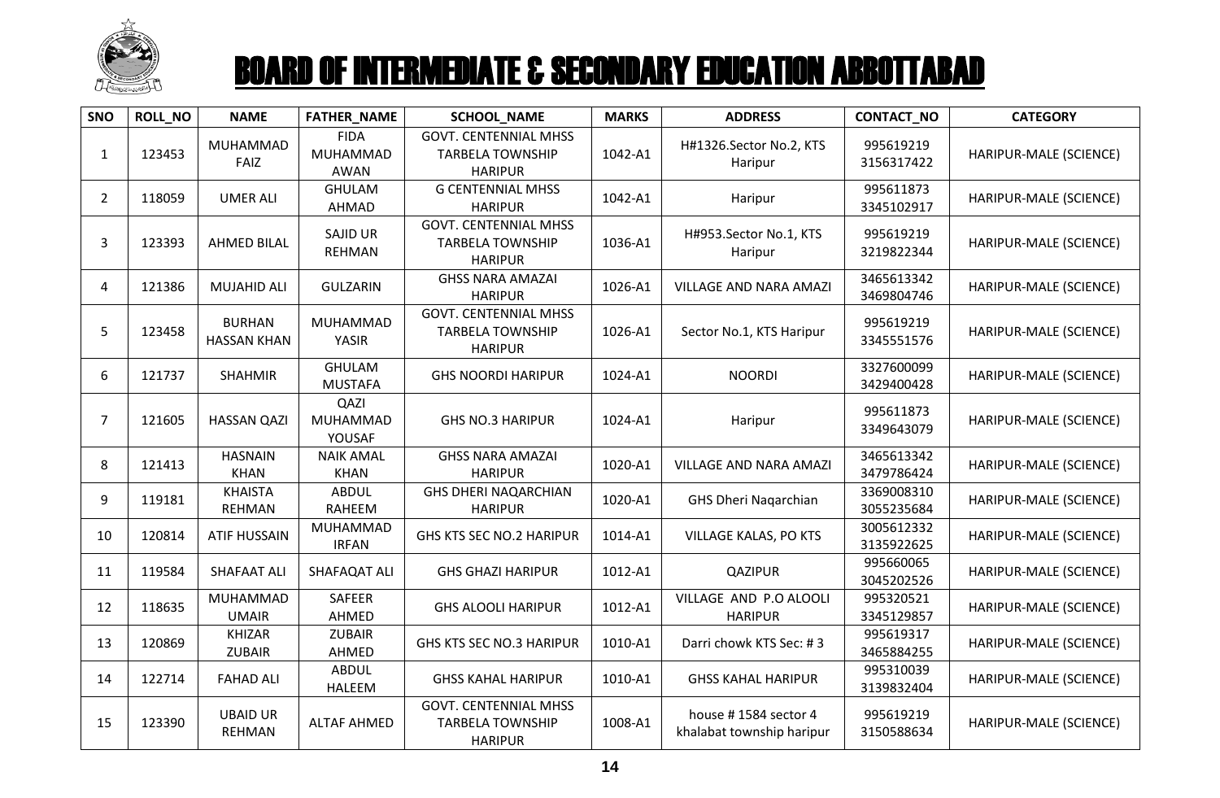# BOARD OF INTERMEDIATE & SECONDARY EDUCATION ABBOTTABAD

| SNO | ROLL_NO | NAME | FATHER_NAME | SCHOOL_NAME | MARKS | ADDRESS | CONTACT_NO | CATEGORY |
|---|---|---|---|---|---|---|---|---|
| 1 | 123453 | MUHAMMAD FAIZ | FIDA MUHAMMAD AWAN | GOVT. CENTENNIAL MHSS TARBELA TOWNSHIP HARIPUR | 1042-A1 | H#1326.Sector No.2, KTS Haripur | 995619219 3156317422 | HARIPUR-MALE (SCIENCE) |
| 2 | 118059 | UMER ALI | GHULAM AHMAD | G CENTENNIAL MHSS HARIPUR | 1042-A1 | Haripur | 995611873 3345102917 | HARIPUR-MALE (SCIENCE) |
| 3 | 123393 | AHMED BILAL | SAJID UR REHMAN | GOVT. CENTENNIAL MHSS TARBELA TOWNSHIP HARIPUR | 1036-A1 | H#953.Sector No.1, KTS Haripur | 995619219 3219822344 | HARIPUR-MALE (SCIENCE) |
| 4 | 121386 | MUJAHID ALI | GULZARIN | GHSS NARA AMAZAI HARIPUR | 1026-A1 | VILLAGE AND NARA AMAZI | 3465613342 3469804746 | HARIPUR-MALE (SCIENCE) |
| 5 | 123458 | BURHAN HASSAN KHAN | MUHAMMAD YASIR | GOVT. CENTENNIAL MHSS TARBELA TOWNSHIP HARIPUR | 1026-A1 | Sector No.1, KTS Haripur | 995619219 3345551576 | HARIPUR-MALE (SCIENCE) |
| 6 | 121737 | SHAHMIR | GHULAM MUSTAFA | GHS NOORDI HARIPUR | 1024-A1 | NOORDI | 3327600099 3429400428 | HARIPUR-MALE (SCIENCE) |
| 7 | 121605 | HASSAN QAZI | QAZI MUHAMMAD YOUSAF | GHS NO.3 HARIPUR | 1024-A1 | Haripur | 995611873 3349643079 | HARIPUR-MALE (SCIENCE) |
| 8 | 121413 | HASNAIN KHAN | NAIK AMAL KHAN | GHSS NARA AMAZAI HARIPUR | 1020-A1 | VILLAGE AND NARA AMAZI | 3465613342 3479786424 | HARIPUR-MALE (SCIENCE) |
| 9 | 119181 | KHAISTA REHMAN | ABDUL RAHEEM | GHS DHERI NAQARCHIAN HARIPUR | 1020-A1 | GHS Dheri Naqarchian | 3369008310 3055235684 | HARIPUR-MALE (SCIENCE) |
| 10 | 120814 | ATIF HUSSAIN | MUHAMMAD IRFAN | GHS KTS SEC NO.2 HARIPUR | 1014-A1 | VILLAGE KALAS, PO KTS | 3005612332 3135922625 | HARIPUR-MALE (SCIENCE) |
| 11 | 119584 | SHAFAAT ALI | SHAFAQAT ALI | GHS GHAZI HARIPUR | 1012-A1 | QAZIPUR | 995660065 3045202526 | HARIPUR-MALE (SCIENCE) |
| 12 | 118635 | MUHAMMAD UMAIR | SAFEER AHMED | GHS ALOOLI HARIPUR | 1012-A1 | VILLAGE AND P.O ALOOLI HARIPUR | 995320521 3345129857 | HARIPUR-MALE (SCIENCE) |
| 13 | 120869 | KHIZAR ZUBAIR | ZUBAIR AHMED | GHS KTS SEC NO.3 HARIPUR | 1010-A1 | Darri chowk KTS Sec: # 3 | 995619317 3465884255 | HARIPUR-MALE (SCIENCE) |
| 14 | 122714 | FAHAD ALI | ABDUL HALEEM | GHSS KAHAL HARIPUR | 1010-A1 | GHSS KAHAL HARIPUR | 995310039 3139832404 | HARIPUR-MALE (SCIENCE) |
| 15 | 123390 | UBAID UR REHMAN | ALTAF AHMED | GOVT. CENTENNIAL MHSS TARBELA TOWNSHIP HARIPUR | 1008-A1 | house # 1584 sector 4 khalabat township haripur | 995619219 3150588634 | HARIPUR-MALE (SCIENCE) |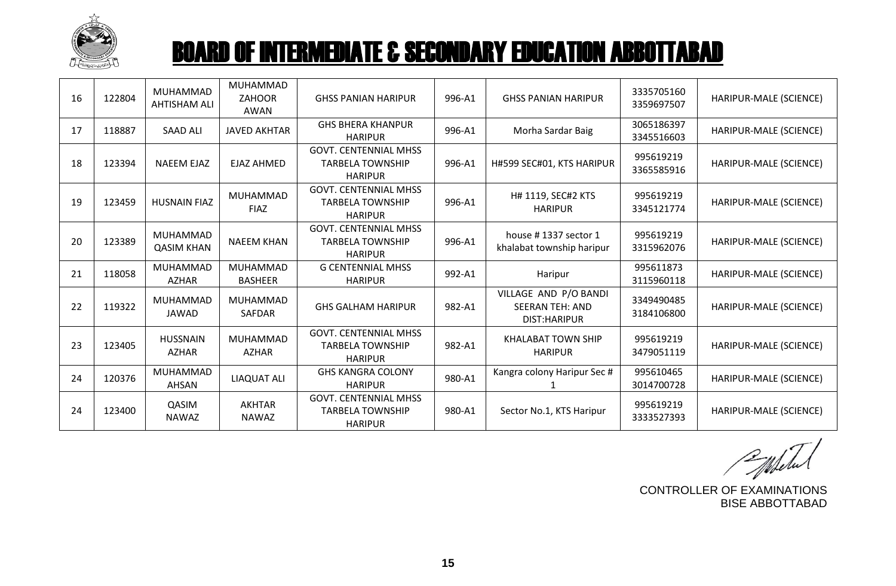# BOARD OF INTERMEDIATE & SECONDARY EDUCATION ABBOTTABAD

| 16 | 122804 | MUHAMMAD AHTISHAM ALI | MUHAMMAD ZAHOOR AWAN | GHSS PANIAN HARIPUR | 996-A1 | GHSS PANIAN HARIPUR | 3335705160 3359697507 | HARIPUR-MALE (SCIENCE) |
|---|---|---|---|---|---|---|---|---|
| 17 | 118887 | SAAD ALI | JAVED AKHTAR | GHS BHERA KHANPUR HARIPUR | 996-A1 | Morha Sardar Baig | 3065186397 3345516603 | HARIPUR-MALE (SCIENCE) |
| 18 | 123394 | NAEEM EJAZ | EJAZ AHMED | GOVT. CENTENNIAL MHSS TARBELA TOWNSHIP HARIPUR | 996-A1 | H#599 SEC#01, KTS HARIPUR | 995619219 3365585916 | HARIPUR-MALE (SCIENCE) |
| 19 | 123459 | HUSNAIN FIAZ | MUHAMMAD FIAZ | GOVT. CENTENNIAL MHSS TARBELA TOWNSHIP HARIPUR | 996-A1 | H# 1119, SEC#2 KTS HARIPUR | 995619219 3345121774 | HARIPUR-MALE (SCIENCE) |
| 20 | 123389 | MUHAMMAD QASIM KHAN | NAEEM KHAN | GOVT. CENTENNIAL MHSS TARBELA TOWNSHIP HARIPUR | 996-A1 | house # 1337 sector 1 khalabat township haripur | 995619219 3315962076 | HARIPUR-MALE (SCIENCE) |
| 21 | 118058 | MUHAMMAD AZHAR | MUHAMMAD BASHEER | G CENTENNIAL MHSS HARIPUR | 992-A1 | Haripur | 995611873 3115960118 | HARIPUR-MALE (SCIENCE) |
| 22 | 119322 | MUHAMMAD JAWAD | MUHAMMAD SAFDAR | GHS GALHAM HARIPUR | 982-A1 | VILLAGE AND P/O BANDI SEERAN TEH: AND DIST:HARIPUR | 3349490485 3184106800 | HARIPUR-MALE (SCIENCE) |
| 23 | 123405 | HUSSNAIN AZHAR | MUHAMMAD AZHAR | GOVT. CENTENNIAL MHSS TARBELA TOWNSHIP HARIPUR | 982-A1 | KHALABAT TOWN SHIP HARIPUR | 995619219 3479051119 | HARIPUR-MALE (SCIENCE) |
| 24 | 120376 | MUHAMMAD AHSAN | LIAQUAT ALI | GHS KANGRA COLONY HARIPUR | 980-A1 | Kangra colony Haripur Sec # 1 | 995610465 3014700728 | HARIPUR-MALE (SCIENCE) |
| 24 | 123400 | QASIM NAWAZ | AKHTAR NAWAZ | GOVT. CENTENNIAL MHSS TARBELA TOWNSHIP HARIPUR | 980-A1 | Sector No.1, KTS Haripur | 995619219 3333527393 | HARIPUR-MALE (SCIENCE) |

CONTROLLER OF EXAMINATIONS
BISE ABBOTTABAD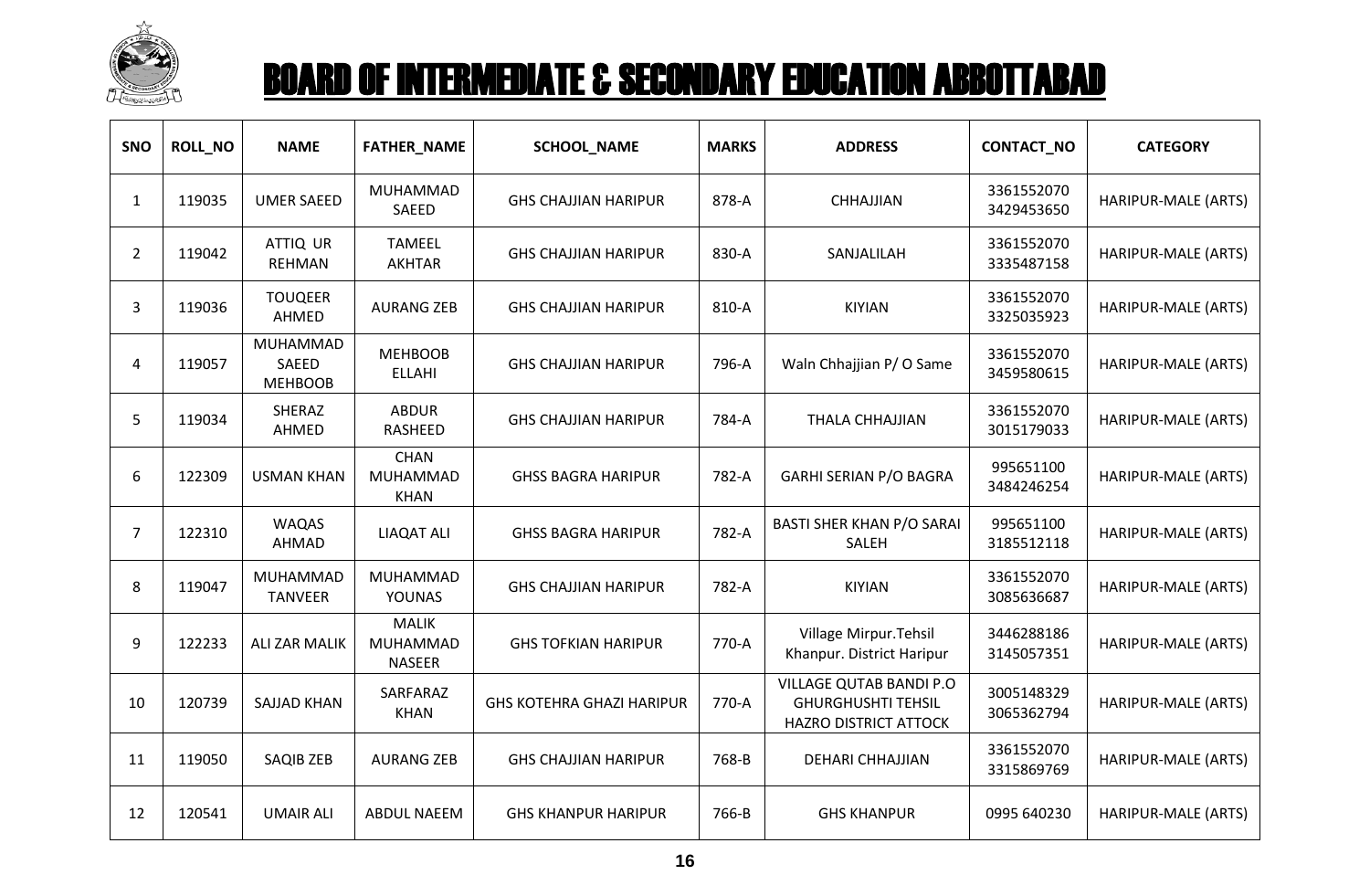# BOARD OF INTERMEDIATE & SECONDARY EDUCATION ABBOTTABAD

| SNO | ROLL_NO | NAME | FATHER_NAME | SCHOOL_NAME | MARKS | ADDRESS | CONTACT_NO | CATEGORY |
|---|---|---|---|---|---|---|---|---|
| 1 | 119035 | UMER SAEED | MUHAMMAD SAEED | GHS CHAJJIAN HARIPUR | 878-A | CHHAJJIAN | 3361552070 3429453650 | HARIPUR-MALE (ARTS) |
| 2 | 119042 | ATTIQ UR REHMAN | TAMEEL AKHTAR | GHS CHAJJIAN HARIPUR | 830-A | SANJALILAH | 3361552070 3335487158 | HARIPUR-MALE (ARTS) |
| 3 | 119036 | TOUQEER AHMED | AURANG ZEB | GHS CHAJJIAN HARIPUR | 810-A | KIYIAN | 3361552070 3325035923 | HARIPUR-MALE (ARTS) |
| 4 | 119057 | MUHAMMAD SAEED MEHBOOB | MEHBOOB ELLAHI | GHS CHAJJIAN HARIPUR | 796-A | Waln Chhajjian P/ O Same | 3361552070 3459580615 | HARIPUR-MALE (ARTS) |
| 5 | 119034 | SHERAZ AHMED | ABDUR RASHEED | GHS CHAJJIAN HARIPUR | 784-A | THALA CHHAJJIAN | 3361552070 3015179033 | HARIPUR-MALE (ARTS) |
| 6 | 122309 | USMAN KHAN | CHAN MUHAMMAD KHAN | GHSS BAGRA HARIPUR | 782-A | GARHI SERIAN P/O BAGRA | 995651100 3484246254 | HARIPUR-MALE (ARTS) |
| 7 | 122310 | WAQAS AHMAD | LIAQAT ALI | GHSS BAGRA HARIPUR | 782-A | BASTI SHER KHAN P/O SARAI SALEH | 995651100 3185512118 | HARIPUR-MALE (ARTS) |
| 8 | 119047 | MUHAMMAD TANVEER | MUHAMMAD YOUNAS | GHS CHAJJIAN HARIPUR | 782-A | KIYIAN | 3361552070 3085636687 | HARIPUR-MALE (ARTS) |
| 9 | 122233 | ALI ZAR MALIK | MALIK MUHAMMAD NASEER | GHS TOFKIAN HARIPUR | 770-A | Village Mirpur.Tehsil Khanpur. District Haripur | 3446288186 3145057351 | HARIPUR-MALE (ARTS) |
| 10 | 120739 | SAJJAD KHAN | SARFARAZ KHAN | GHS KOTEHRA GHAZI HARIPUR | 770-A | VILLAGE QUTAB BANDI P.O GHURGHUSHTI TEHSIL HAZRO DISTRICT ATTOCK | 3005148329 3065362794 | HARIPUR-MALE (ARTS) |
| 11 | 119050 | SAQIB ZEB | AURANG ZEB | GHS CHAJJIAN HARIPUR | 768-B | DEHARI CHHAJJIAN | 3361552070 3315869769 | HARIPUR-MALE (ARTS) |
| 12 | 120541 | UMAIR ALI | ABDUL NAEEM | GHS KHANPUR HARIPUR | 766-B | GHS KHANPUR | 0995 640230 | HARIPUR-MALE (ARTS) |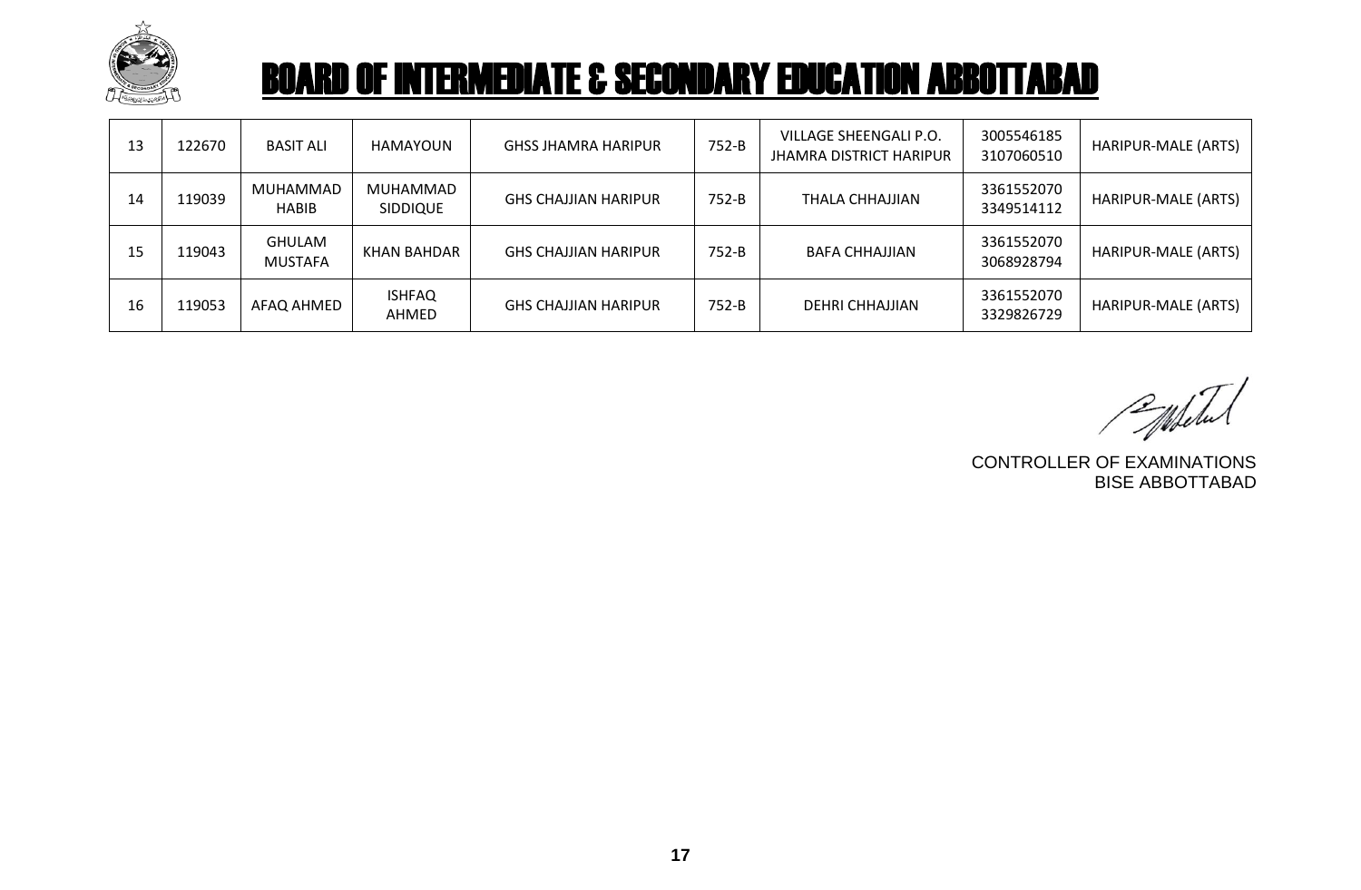# BOARD OF INTERMEDIATE & SECONDARY EDUCATION ABBOTTABAD

| | | | | | | | | |
|---|---|---|---|---|---|---|---|---|
| 13 | 122670 | BASIT ALI | HAMAYOUN | GHSS JHAMRA HARIPUR | 752-B | VILLAGE SHEENGALI P.O. JHAMRA DISTRICT HARIPUR | 3005546185 3107060510 | HARIPUR-MALE (ARTS) |
| 14 | 119039 | MUHAMMAD HABIB | MUHAMMAD SIDDIQUE | GHS CHAJJIAN HARIPUR | 752-B | THALA CHHAJJIAN | 3361552070 3349514112 | HARIPUR-MALE (ARTS) |
| 15 | 119043 | GHULAM MUSTAFA | KHAN BAHDAR | GHS CHAJJIAN HARIPUR | 752-B | BAFA CHHAJJIAN | 3361552070 3068928794 | HARIPUR-MALE (ARTS) |
| 16 | 119053 | AFAQ AHMED | ISHFAQ AHMED | GHS CHAJJIAN HARIPUR | 752-B | DEHRI CHHAJJIAN | 3361552070 3329826729 | HARIPUR-MALE (ARTS) |

CONTROLLER OF EXAMINATIONS
BISE ABBOTTABAD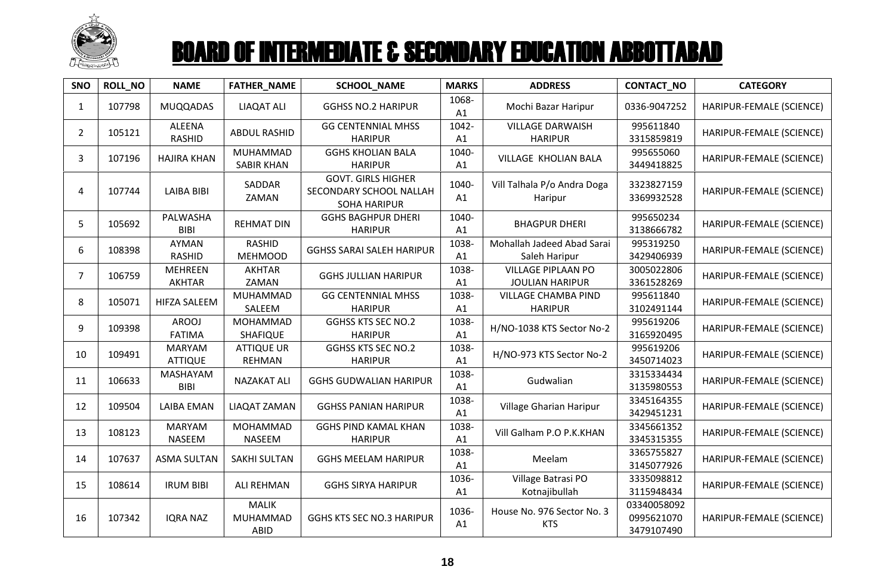# BOARD OF INTERMEDIATE & SECONDARY EDUCATION ABBOTTABAD

| SNO | ROLL_NO | NAME | FATHER_NAME | SCHOOL_NAME | MARKS | ADDRESS | CONTACT_NO | CATEGORY |
|---|---|---|---|---|---|---|---|---|
| 1 | 107798 | MUQQADAS | LIAQAT ALI | GGHSS NO.2 HARIPUR | 1068-A1 | Mochi Bazar Haripur | 0336-9047252 | HARIPUR-FEMALE (SCIENCE) |
| 2 | 105121 | ALEENA RASHID | ABDUL RASHID | GG CENTENNIAL MHSS HARIPUR | 1042-A1 | VILLAGE DARWAISH HARIPUR | 995611840 3315859819 | HARIPUR-FEMALE (SCIENCE) |
| 3 | 107196 | HAJIRA KHAN | MUHAMMAD SABIR KHAN | GGHS KHOLIAN BALA HARIPUR | 1040-A1 | VILLAGE KHOLIAN BALA | 995655060 3449418825 | HARIPUR-FEMALE (SCIENCE) |
| 4 | 107744 | LAIBA BIBI | SADDAR ZAMAN | GOVT. GIRLS HIGHER SECONDARY SCHOOL NALLAH SOHA HARIPUR | 1040-A1 | Vill Talhala P/o Andra Doga Haripur | 3323827159 3369932528 | HARIPUR-FEMALE (SCIENCE) |
| 5 | 105692 | PALWASHA BIBI | REHMAT DIN | GGHS BAGHPUR DHERI HARIPUR | 1040-A1 | BHAGPUR DHERI | 995650234 3138666782 | HARIPUR-FEMALE (SCIENCE) |
| 6 | 108398 | AYMAN RASHID | RASHID MEHMOOD | GGHSS SARAI SALEH HARIPUR | 1038-A1 | Mohallah Jadeed Abad Sarai Saleh Haripur | 995319250 3429406939 | HARIPUR-FEMALE (SCIENCE) |
| 7 | 106759 | MEHREEN AKHTAR | AKHTAR ZAMAN | GGHS JULLIAN HARIPUR | 1038-A1 | VILLAGE PIPLAAN PO JOULIAN HARIPUR | 3005022806 3361528269 | HARIPUR-FEMALE (SCIENCE) |
| 8 | 105071 | HIFZA SALEEM | MUHAMMAD SALEEM | GG CENTENNIAL MHSS HARIPUR | 1038-A1 | VILLAGE CHAMBA PIND HARIPUR | 995611840 3102491144 | HARIPUR-FEMALE (SCIENCE) |
| 9 | 109398 | AROOJ FATIMA | MOHAMMAD SHAFIQUE | GGHSS KTS SEC NO.2 HARIPUR | 1038-A1 | H/NO-1038 KTS Sector No-2 | 995619206 3165920495 | HARIPUR-FEMALE (SCIENCE) |
| 10 | 109491 | MARYAM ATTIQUE | ATTIQUE UR REHMAN | GGHSS KTS SEC NO.2 HARIPUR | 1038-A1 | H/NO-973 KTS Sector No-2 | 995619206 3450714023 | HARIPUR-FEMALE (SCIENCE) |
| 11 | 106633 | MASHAYAM BIBI | NAZAKAT ALI | GGHS GUDWALIAN HARIPUR | 1038-A1 | Gudwalian | 3315334434 3135980553 | HARIPUR-FEMALE (SCIENCE) |
| 12 | 109504 | LAIBA EMAN | LIAQAT ZAMAN | GGHSS PANIAN HARIPUR | 1038-A1 | Village Gharian Haripur | 3345164355 3429451231 | HARIPUR-FEMALE (SCIENCE) |
| 13 | 108123 | MARYAM NASEEM | MOHAMMAD NASEEM | GGHS PIND KAMAL KHAN HARIPUR | 1038-A1 | Vill Galham P.O P.K.KHAN | 3345661352 3345315355 | HARIPUR-FEMALE (SCIENCE) |
| 14 | 107637 | ASMA SULTAN | SAKHI SULTAN | GGHS MEELAM HARIPUR | 1038-A1 | Meelam | 3365755827 3145077926 | HARIPUR-FEMALE (SCIENCE) |
| 15 | 108614 | IRUM BIBI | ALI REHMAN | GGHS SIRYA HARIPUR | 1036-A1 | Village Batrasi PO Kotnajibullah | 3335098812 3115948434 | HARIPUR-FEMALE (SCIENCE) |
| 16 | 107342 | IQRA NAZ | MALIK MUHAMMAD ABID | GGHS KTS SEC NO.3 HARIPUR | 1036-A1 | House No. 976 Sector No. 3 KTS | 03340058092 0995621070 3479107490 | HARIPUR-FEMALE (SCIENCE) |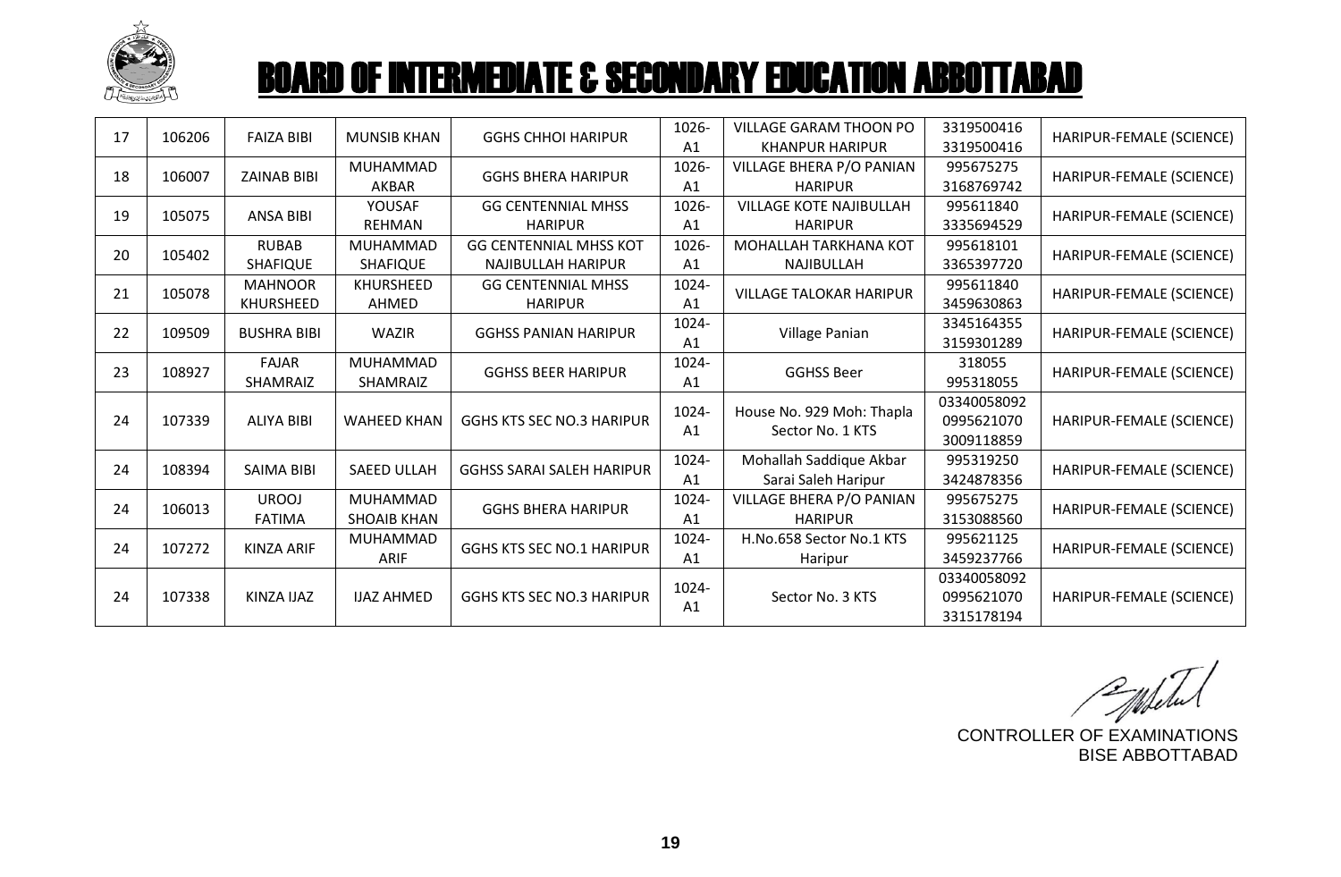# BOARD OF INTERMEDIATE & SECONDARY EDUCATION ABBOTTABAD

| | | | | | | | | |
|---|---|---|---|---|---|---|---|---|
| 17 | 106206 | FAIZA BIBI | MUNSIB KHAN | GGHS CHHOI HARIPUR | 1026-A1 | VILLAGE GARAM THOON PO KHANPUR HARIPUR | 3319500416 3319500416 | HARIPUR-FEMALE (SCIENCE) |
| 18 | 106007 | ZAINAB BIBI | MUHAMMAD AKBAR | GGHS BHERA HARIPUR | 1026-A1 | VILLAGE BHERA P/O PANIAN HARIPUR | 995675275 3168769742 | HARIPUR-FEMALE (SCIENCE) |
| 19 | 105075 | ANSA BIBI | YOUSAF REHMAN | GG CENTENNIAL MHSS HARIPUR | 1026-A1 | VILLAGE KOTE NAJIBULLAH HARIPUR | 995611840 3335694529 | HARIPUR-FEMALE (SCIENCE) |
| 20 | 105402 | RUBAB SHAFIQUE | MUHAMMAD SHAFIQUE | GG CENTENNIAL MHSS KOT NAJIBULLAH HARIPUR | 1026-A1 | MOHALLAH TARKHANA KOT NAJIBULLAH | 995618101 3365397720 | HARIPUR-FEMALE (SCIENCE) |
| 21 | 105078 | MAHNOOR KHURSHEED | KHURSHEED AHMED | GG CENTENNIAL MHSS HARIPUR | 1024-A1 | VILLAGE TALOKAR HARIPUR | 995611840 3459630863 | HARIPUR-FEMALE (SCIENCE) |
| 22 | 109509 | BUSHRA BIBI | WAZIR | GGHSS PANIAN HARIPUR | 1024-A1 | Village Panian | 3345164355 3159301289 | HARIPUR-FEMALE (SCIENCE) |
| 23 | 108927 | FAJAR SHAMRAIZ | MUHAMMAD SHAMRAIZ | GGHSS BEER HARIPUR | 1024-A1 | GGHSS Beer | 318055 995318055 | HARIPUR-FEMALE (SCIENCE) |
| 24 | 107339 | ALIYA BIBI | WAHEED KHAN | GGHS KTS SEC NO.3 HARIPUR | 1024-A1 | House No. 929 Moh: Thapla Sector No. 1 KTS | 03340058092 0995621070 3009118859 | HARIPUR-FEMALE (SCIENCE) |
| 24 | 108394 | SAIMA BIBI | SAEED ULLAH | GGHSS SARAI SALEH HARIPUR | 1024-A1 | Mohallah Saddique Akbar Sarai Saleh Haripur | 995319250 3424878356 | HARIPUR-FEMALE (SCIENCE) |
| 24 | 106013 | UROOJ FATIMA | MUHAMMAD SHOAIB KHAN | GGHS BHERA HARIPUR | 1024-A1 | VILLAGE BHERA P/O PANIAN HARIPUR | 995675275 3153088560 | HARIPUR-FEMALE (SCIENCE) |
| 24 | 107272 | KINZA ARIF | MUHAMMAD ARIF | GGHS KTS SEC NO.1 HARIPUR | 1024-A1 | H.No.658 Sector No.1 KTS Haripur | 995621125 3459237766 | HARIPUR-FEMALE (SCIENCE) |
| 24 | 107338 | KINZA IJAZ | IJAZ AHMED | GGHS KTS SEC NO.3 HARIPUR | 1024-A1 | Sector No. 3 KTS | 03340058092 0995621070 3315178194 | HARIPUR-FEMALE (SCIENCE) |

CONTROLLER OF EXAMINATIONS
BISE ABBOTTABAD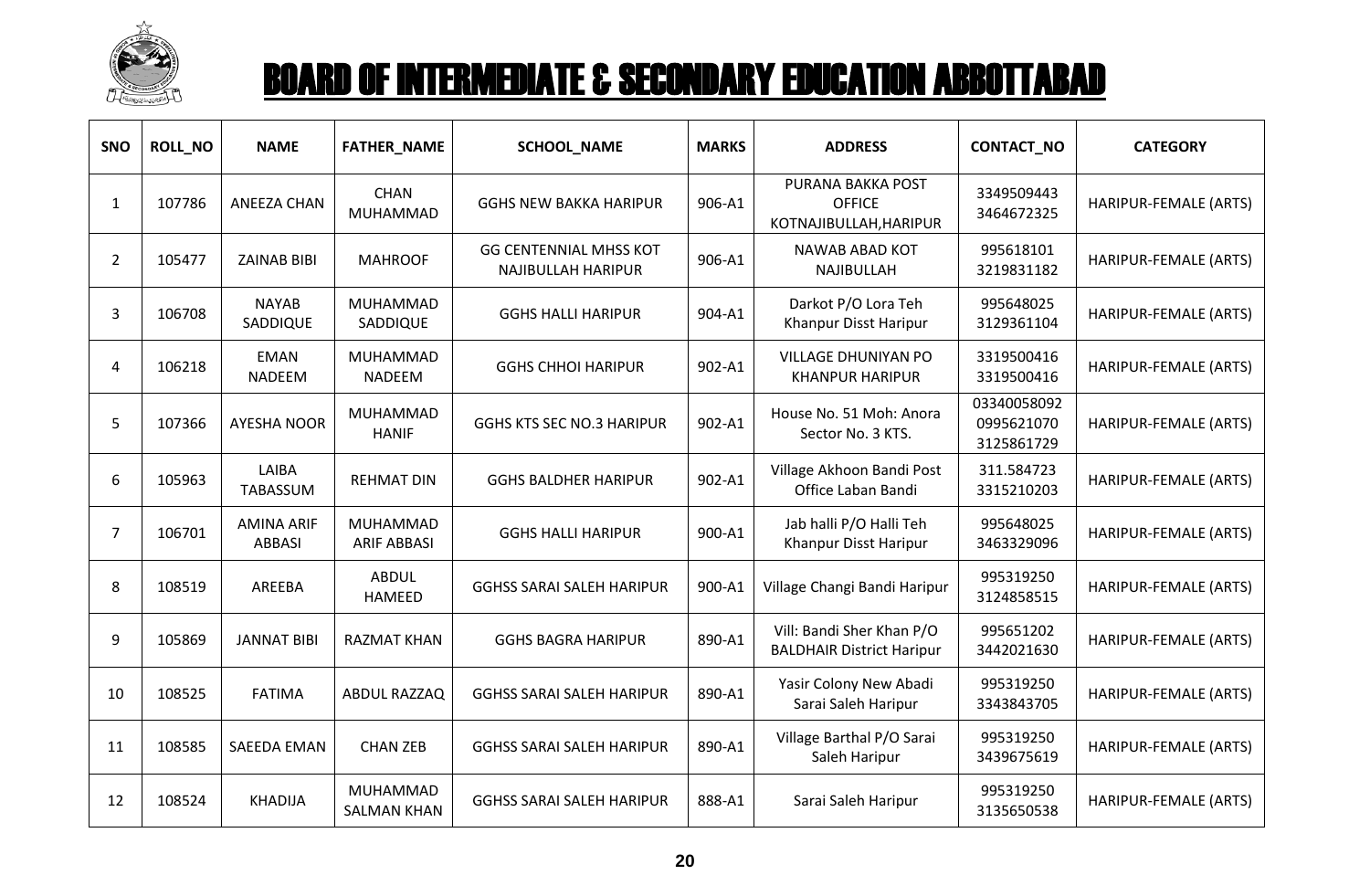# BOARD OF INTERMEDIATE & SECONDARY EDUCATION ABBOTTABAD

| SNO | ROLL_NO | NAME | FATHER_NAME | SCHOOL_NAME | MARKS | ADDRESS | CONTACT_NO | CATEGORY |
|---|---|---|---|---|---|---|---|---|
| 1 | 107786 | ANEEZA CHAN | CHAN MUHAMMAD | GGHS NEW BAKKA HARIPUR | 906-A1 | PURANA BAKKA POST OFFICE KOTNAJIBULLAH,HARIPUR | 3349509443 3464672325 | HARIPUR-FEMALE (ARTS) |
| 2 | 105477 | ZAINAB BIBI | MAHROOF | GG CENTENNIAL MHSS KOT NAJIBULLAH HARIPUR | 906-A1 | NAWAB ABAD KOT NAJIBULLAH | 995618101 3219831182 | HARIPUR-FEMALE (ARTS) |
| 3 | 106708 | NAYAB SADDIQUE | MUHAMMAD SADDIQUE | GGHS HALLI HARIPUR | 904-A1 | Darkot P/O Lora Teh Khanpur Disst Haripur | 995648025 3129361104 | HARIPUR-FEMALE (ARTS) |
| 4 | 106218 | EMAN NADEEM | MUHAMMAD NADEEM | GGHS CHHOI HARIPUR | 902-A1 | VILLAGE DHUNIYAN PO KHANPUR HARIPUR | 3319500416 3319500416 | HARIPUR-FEMALE (ARTS) |
| 5 | 107366 | AYESHA NOOR | MUHAMMAD HANIF | GGHS KTS SEC NO.3 HARIPUR | 902-A1 | House No. 51 Moh: Anora Sector No. 3 KTS. | 03340058092 0995621070 3125861729 | HARIPUR-FEMALE (ARTS) |
| 6 | 105963 | LAIBA TABASSUM | REHMAT DIN | GGHS BALDHER HARIPUR | 902-A1 | Village Akhoon Bandi Post Office Laban Bandi | 311.584723 3315210203 | HARIPUR-FEMALE (ARTS) |
| 7 | 106701 | AMINA ARIF ABBASI | MUHAMMAD ARIF ABBASI | GGHS HALLI HARIPUR | 900-A1 | Jab halli P/O Halli Teh Khanpur Disst Haripur | 995648025 3463329096 | HARIPUR-FEMALE (ARTS) |
| 8 | 108519 | AREEBA | ABDUL HAMEED | GGHSS SARAI SALEH HARIPUR | 900-A1 | Village Changi Bandi Haripur | 995319250 3124858515 | HARIPUR-FEMALE (ARTS) |
| 9 | 105869 | JANNAT BIBI | RAZMAT KHAN | GGHS BAGRA HARIPUR | 890-A1 | Vill: Bandi Sher Khan P/O BALDHAIR District Haripur | 995651202 3442021630 | HARIPUR-FEMALE (ARTS) |
| 10 | 108525 | FATIMA | ABDUL RAZZAQ | GGHSS SARAI SALEH HARIPUR | 890-A1 | Yasir Colony New Abadi Sarai Saleh Haripur | 995319250 3343843705 | HARIPUR-FEMALE (ARTS) |
| 11 | 108585 | SAEEDA EMAN | CHAN ZEB | GGHSS SARAI SALEH HARIPUR | 890-A1 | Village Barthal P/O Sarai Saleh Haripur | 995319250 3439675619 | HARIPUR-FEMALE (ARTS) |
| 12 | 108524 | KHADIJA | MUHAMMAD SALMAN KHAN | GGHSS SARAI SALEH HARIPUR | 888-A1 | Sarai Saleh Haripur | 995319250 3135650538 | HARIPUR-FEMALE (ARTS) |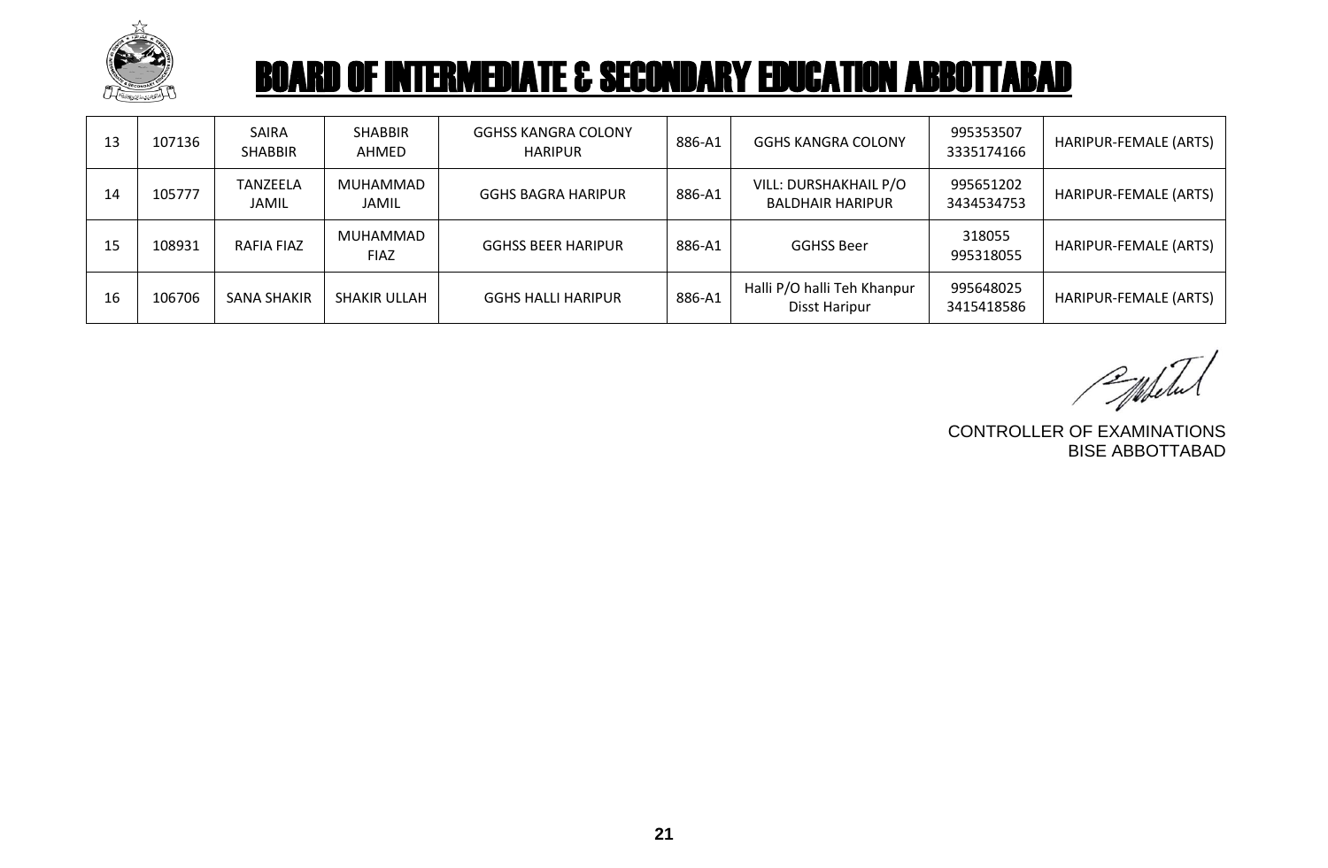# BOARD OF INTERMEDIATE & SECONDARY EDUCATION ABBOTTABAD

| | | | | | | | | |
|---|---|---|---|---|---|---|---|---|
| 13 | 107136 | SAIRA SHABBIR | SHABBIR AHMED | GGHSS KANGRA COLONY HARIPUR | 886-A1 | GGHS KANGRA COLONY | 995353507 3335174166 | HARIPUR-FEMALE (ARTS) |
| 14 | 105777 | TANZEELA JAMIL | MUHAMMAD JAMIL | GGHS BAGRA HARIPUR | 886-A1 | VILL: DURSHAKHAIL P/O BALDHAIR HARIPUR | 995651202 3434534753 | HARIPUR-FEMALE (ARTS) |
| 15 | 108931 | RAFIA FIAZ | MUHAMMAD FIAZ | GGHSS BEER HARIPUR | 886-A1 | GGHSS Beer | 318055 995318055 | HARIPUR-FEMALE (ARTS) |
| 16 | 106706 | SANA SHAKIR | SHAKIR ULLAH | GGHS HALLI HARIPUR | 886-A1 | Halli P/O halli Teh Khanpur Disst Haripur | 995648025 3415418586 | HARIPUR-FEMALE (ARTS) |

CONTROLLER OF EXAMINATIONS
BISE ABBOTTABAD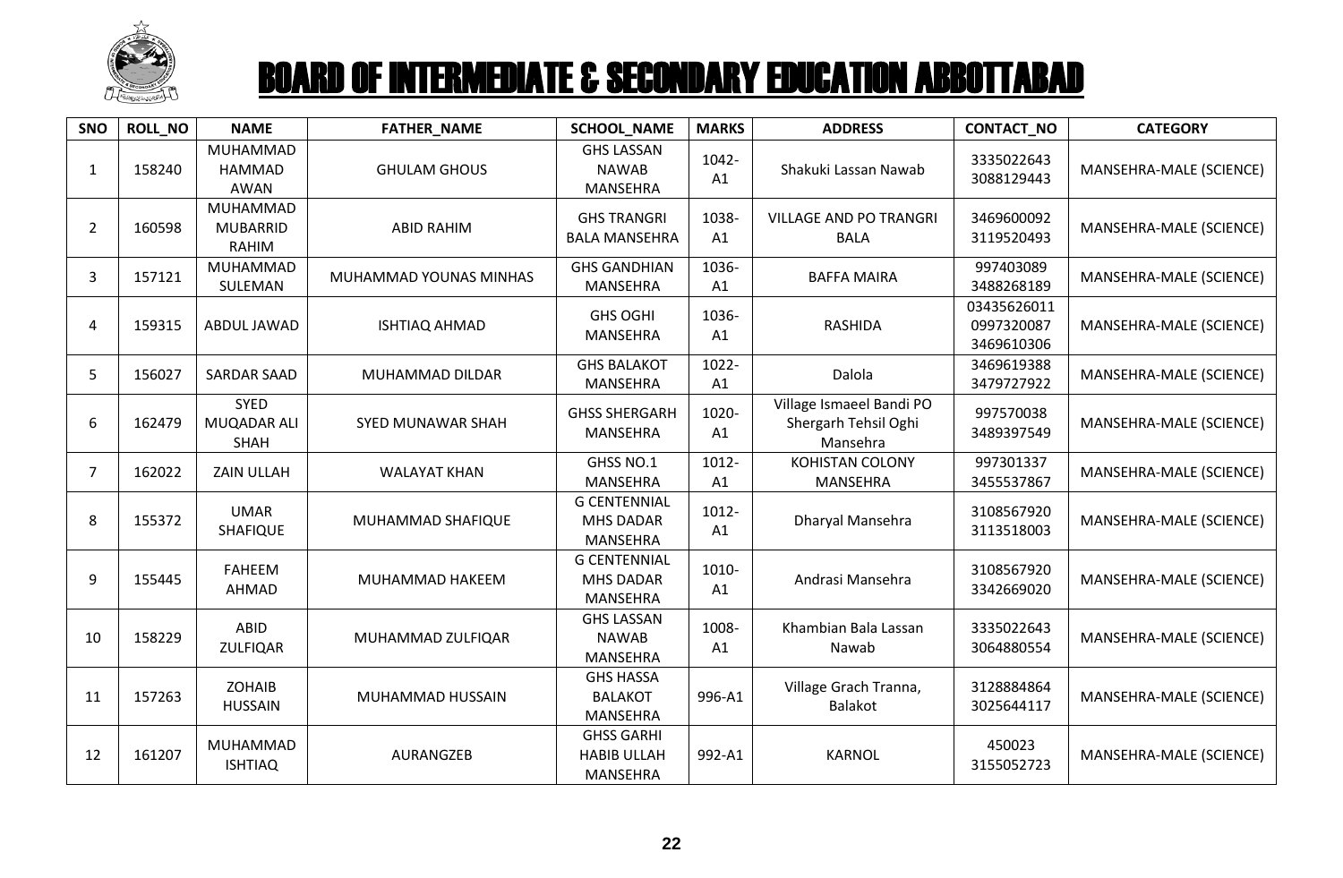# BOARD OF INTERMEDIATE & SECONDARY EDUCATION ABBOTTABAD

| SNO | ROLL_NO | NAME | FATHER_NAME | SCHOOL_NAME | MARKS | ADDRESS | CONTACT_NO | CATEGORY |
|---|---|---|---|---|---|---|---|---|
| 1 | 158240 | MUHAMMAD HAMMAD AWAN | GHULAM GHOUS | GHS LASSAN NAWAB MANSEHRA | 1042-A1 | Shakuki Lassan Nawab | 3335022643 3088129443 | MANSEHRA-MALE (SCIENCE) |
| 2 | 160598 | MUHAMMAD MUBARRID RAHIM | ABID RAHIM | GHS TRANGRI BALA MANSEHRA | 1038-A1 | VILLAGE AND PO TRANGRI BALA | 3469600092 3119520493 | MANSEHRA-MALE (SCIENCE) |
| 3 | 157121 | MUHAMMAD SULEMAN | MUHAMMAD YOUNAS MINHAS | GHS GANDHIAN MANSEHRA | 1036-A1 | BAFFA MAIRA | 997403089 3488268189 | MANSEHRA-MALE (SCIENCE) |
| 4 | 159315 | ABDUL JAWAD | ISHTIAQ AHMAD | GHS OGHI MANSEHRA | 1036-A1 | RASHIDA | 03435626011 0997320087 3469610306 | MANSEHRA-MALE (SCIENCE) |
| 5 | 156027 | SARDAR SAAD | MUHAMMAD DILDAR | GHS BALAKOT MANSEHRA | 1022-A1 | Dalola | 3469619388 3479727922 | MANSEHRA-MALE (SCIENCE) |
| 6 | 162479 | SYED MUQADAR ALI SHAH | SYED MUNAWAR SHAH | GHSS SHERGARH MANSEHRA | 1020-A1 | Village Ismaeel Bandi PO Shergarh Tehsil Oghi Mansehra | 997570038 3489397549 | MANSEHRA-MALE (SCIENCE) |
| 7 | 162022 | ZAIN ULLAH | WALAYAT KHAN | GHSS NO.1 MANSEHRA | 1012-A1 | KOHISTAN COLONY MANSEHRA | 997301337 3455537867 | MANSEHRA-MALE (SCIENCE) |
| 8 | 155372 | UMAR SHAFIQUE | MUHAMMAD SHAFIQUE | G CENTENNIAL MHS DADAR MANSEHRA | 1012-A1 | Dharyal Mansehra | 3108567920 3113518003 | MANSEHRA-MALE (SCIENCE) |
| 9 | 155445 | FAHEEM AHMAD | MUHAMMAD HAKEEM | G CENTENNIAL MHS DADAR MANSEHRA | 1010-A1 | Andrasi Mansehra | 3108567920 3342669020 | MANSEHRA-MALE (SCIENCE) |
| 10 | 158229 | ABID ZULFIQAR | MUHAMMAD ZULFIQAR | GHS LASSAN NAWAB MANSEHRA | 1008-A1 | Khambian Bala Lassan Nawab | 3335022643 3064880554 | MANSEHRA-MALE (SCIENCE) |
| 11 | 157263 | ZOHAIB HUSSAIN | MUHAMMAD HUSSAIN | GHS HASSA BALAKOT MANSEHRA | 996-A1 | Village Grach Tranna, Balakot | 3128884864 3025644117 | MANSEHRA-MALE (SCIENCE) |
| 12 | 161207 | MUHAMMAD ISHTIAQ | AURANGZEB | GHSS GARHI HABIB ULLAH MANSEHRA | 992-A1 | KARNOL | 450023 3155052723 | MANSEHRA-MALE (SCIENCE) |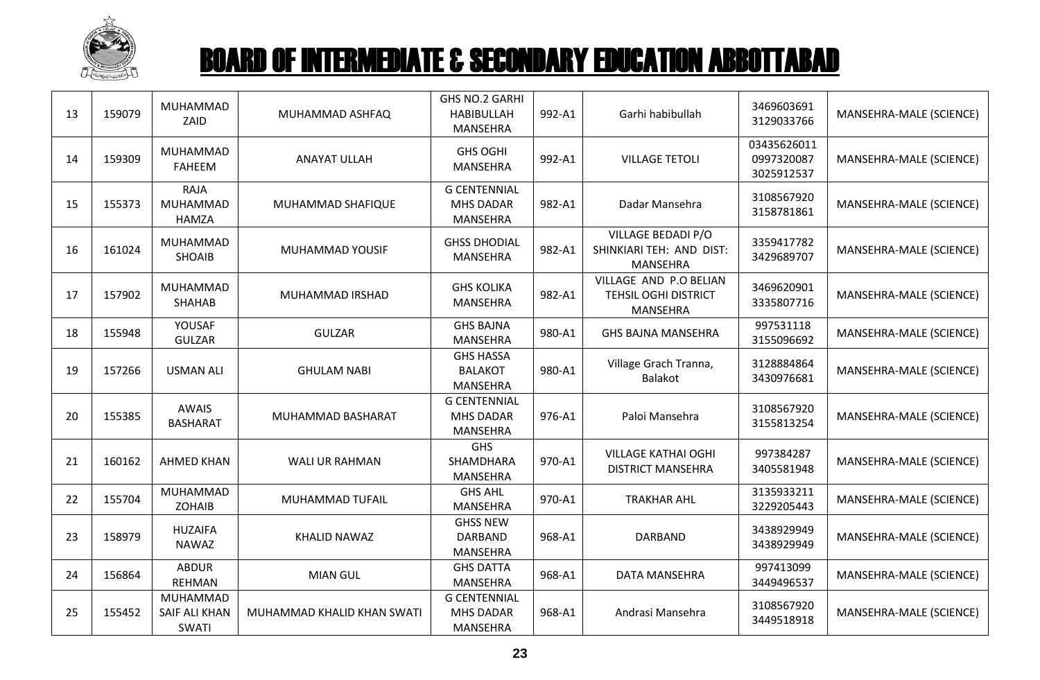# BOARD OF INTERMEDIATE & SECONDARY EDUCATION ABBOTTABAD

| | | | | | | | | |
|---|---|---|---|---|---|---|---|---|
| 13 | 159079 | MUHAMMAD ZAID | MUHAMMAD ASHFAQ | GHS NO.2 GARHI HABIBULLAH MANSEHRA | 992-A1 | Garhi habibullah | 3469603691 3129033766 | MANSEHRA-MALE (SCIENCE) |
| 14 | 159309 | MUHAMMAD FAHEEM | ANAYAT ULLAH | GHS OGHI MANSEHRA | 992-A1 | VILLAGE TETOLI | 03435626011 0997320087 3025912537 | MANSEHRA-MALE (SCIENCE) |
| 15 | 155373 | RAJA MUHAMMAD HAMZA | MUHAMMAD SHAFIQUE | G CENTENNIAL MHS DADAR MANSEHRA | 982-A1 | Dadar Mansehra | 3108567920 3158781861 | MANSEHRA-MALE (SCIENCE) |
| 16 | 161024 | MUHAMMAD SHOAIB | MUHAMMAD YOUSIF | GHSS DHODIAL MANSEHRA | 982-A1 | VILLAGE BEDADI P/O SHINKIARI TEH: AND DIST: MANSEHRA | 3359417782 3429689707 | MANSEHRA-MALE (SCIENCE) |
| 17 | 157902 | MUHAMMAD SHAHAB | MUHAMMAD IRSHAD | GHS KOLIKA MANSEHRA | 982-A1 | VILLAGE AND P.O BELIAN TEHSIL OGHI DISTRICT MANSEHRA | 3469620901 3335807716 | MANSEHRA-MALE (SCIENCE) |
| 18 | 155948 | YOUSAF GULZAR | GULZAR | GHS BAJNA MANSEHRA | 980-A1 | GHS BAJNA MANSEHRA | 997531118 3155096692 | MANSEHRA-MALE (SCIENCE) |
| 19 | 157266 | USMAN ALI | GHULAM NABI | GHS HASSA BALAKOT MANSEHRA | 980-A1 | Village Grach Tranna, Balakot | 3128884864 3430976681 | MANSEHRA-MALE (SCIENCE) |
| 20 | 155385 | AWAIS BASHARAT | MUHAMMAD BASHARAT | G CENTENNIAL MHS DADAR MANSEHRA | 976-A1 | Paloi Mansehra | 3108567920 3155813254 | MANSEHRA-MALE (SCIENCE) |
| 21 | 160162 | AHMED KHAN | WALI UR RAHMAN | GHS SHAMDHARA MANSEHRA | 970-A1 | VILLAGE KATHAI OGHI DISTRICT MANSEHRA | 997384287 3405581948 | MANSEHRA-MALE (SCIENCE) |
| 22 | 155704 | MUHAMMAD ZOHAIB | MUHAMMAD TUFAIL | GHS AHL MANSEHRA | 970-A1 | TRAKHAR AHL | 3135933211 3229205443 | MANSEHRA-MALE (SCIENCE) |
| 23 | 158979 | HUZAIFA NAWAZ | KHALID NAWAZ | GHSS NEW DARBAND MANSEHRA | 968-A1 | DARBAND | 3438929949 3438929949 | MANSEHRA-MALE (SCIENCE) |
| 24 | 156864 | ABDUR REHMAN | MIAN GUL | GHS DATTA MANSEHRA | 968-A1 | DATA MANSEHRA | 997413099 3449496537 | MANSEHRA-MALE (SCIENCE) |
| 25 | 155452 | MUHAMMAD SAIF ALI KHAN SWATI | MUHAMMAD KHALID KHAN SWATI | G CENTENNIAL MHS DADAR MANSEHRA | 968-A1 | Andrasi Mansehra | 3108567920 3449518918 | MANSEHRA-MALE (SCIENCE) |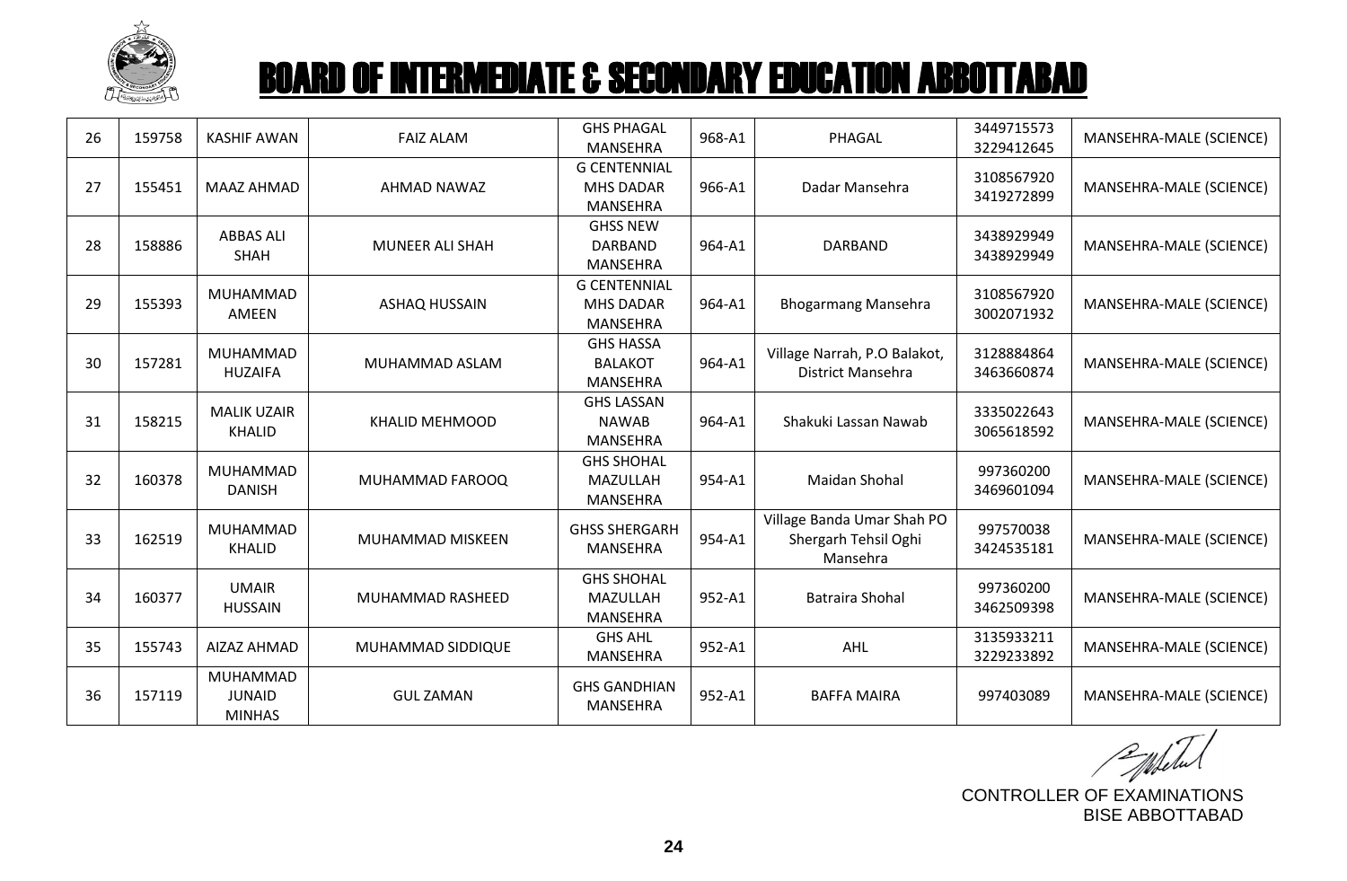# BOARD OF INTERMEDIATE & SECONDARY EDUCATION ABBOTTABAD

| 26 | 159758 | KASHIF AWAN | FAIZ ALAM | GHS PHAGAL MANSEHRA | 968-A1 | PHAGAL | 3449715573 3229412645 | MANSEHRA-MALE (SCIENCE) |
|---|---|---|---|---|---|---|---|---|
| 27 | 155451 | MAAZ AHMAD | AHMAD NAWAZ | G CENTENNIAL MHS DADAR MANSEHRA | 966-A1 | Dadar Mansehra | 3108567920 3419272899 | MANSEHRA-MALE (SCIENCE) |
| 28 | 158886 | ABBAS ALI SHAH | MUNEER ALI SHAH | GHSS NEW DARBAND MANSEHRA | 964-A1 | DARBAND | 3438929949 3438929949 | MANSEHRA-MALE (SCIENCE) |
| 29 | 155393 | MUHAMMAD AMEEN | ASHAQ HUSSAIN | G CENTENNIAL MHS DADAR MANSEHRA | 964-A1 | Bhogarmang Mansehra | 3108567920 3002071932 | MANSEHRA-MALE (SCIENCE) |
| 30 | 157281 | MUHAMMAD HUZAIFA | MUHAMMAD ASLAM | GHS HASSA BALAKOT MANSEHRA | 964-A1 | Village Narrah, P.O Balakot, District Mansehra | 3128884864 3463660874 | MANSEHRA-MALE (SCIENCE) |
| 31 | 158215 | MALIK UZAIR KHALID | KHALID MEHMOOD | GHS LASSAN NAWAB MANSEHRA | 964-A1 | Shakuki Lassan Nawab | 3335022643 3065618592 | MANSEHRA-MALE (SCIENCE) |
| 32 | 160378 | MUHAMMAD DANISH | MUHAMMAD FAROOQ | GHS SHOHAL MAZULLAH MANSEHRA | 954-A1 | Maidan Shohal | 997360200 3469601094 | MANSEHRA-MALE (SCIENCE) |
| 33 | 162519 | MUHAMMAD KHALID | MUHAMMAD MISKEEN | GHSS SHERGARH MANSEHRA | 954-A1 | Village Banda Umar Shah PO Shergarh Tehsil Oghi Mansehra | 997570038 3424535181 | MANSEHRA-MALE (SCIENCE) |
| 34 | 160377 | UMAIR HUSSAIN | MUHAMMAD RASHEED | GHS SHOHAL MAZULLAH MANSEHRA | 952-A1 | Batraira Shohal | 997360200 3462509398 | MANSEHRA-MALE (SCIENCE) |
| 35 | 155743 | AIZAZ AHMAD | MUHAMMAD SIDDIQUE | GHS AHL MANSEHRA | 952-A1 | AHL | 3135933211 3229233892 | MANSEHRA-MALE (SCIENCE) |
| 36 | 157119 | MUHAMMAD JUNAID MINHAS | GUL ZAMAN | GHS GANDHIAN MANSEHRA | 952-A1 | BAFFA MAIRA | 997403089 | MANSEHRA-MALE (SCIENCE) |

CONTROLLER OF EXAMINATIONS
BISE ABBOTTABAD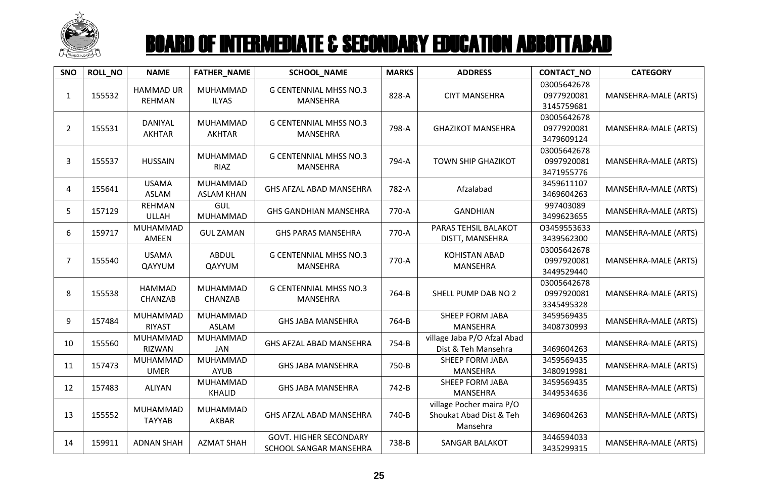# BOARD OF INTERMEDIATE & SECONDARY EDUCATION ABBOTTABAD

| SNO | ROLL_NO | NAME | FATHER_NAME | SCHOOL_NAME | MARKS | ADDRESS | CONTACT_NO | CATEGORY |
|---|---|---|---|---|---|---|---|---|
| 1 | 155532 | HAMMAD UR REHMAN | MUHAMMAD ILYAS | G CENTENNIAL MHSS NO.3 MANSEHRA | 828-A | CIYT MANSEHRA | 03005642678 0977920081 3145759681 | MANSEHRA-MALE (ARTS) |
| 2 | 155531 | DANIYAL AKHTAR | MUHAMMAD AKHTAR | G CENTENNIAL MHSS NO.3 MANSEHRA | 798-A | GHAZIKOT MANSEHRA | 03005642678 0977920081 3479609124 | MANSEHRA-MALE (ARTS) |
| 3 | 155537 | HUSSAIN | MUHAMMAD RIAZ | G CENTENNIAL MHSS NO.3 MANSEHRA | 794-A | TOWN SHIP GHAZIKOT | 03005642678 0997920081 3471955776 | MANSEHRA-MALE (ARTS) |
| 4 | 155641 | USAMA ASLAM | MUHAMMAD ASLAM KHAN | GHS AFZAL ABAD MANSEHRA | 782-A | Afzalabad | 3459611107 3469604263 | MANSEHRA-MALE (ARTS) |
| 5 | 157129 | REHMAN ULLAH | GUL MUHAMMAD | GHS GANDHIAN MANSEHRA | 770-A | GANDHIAN | 997403089 3499623655 | MANSEHRA-MALE (ARTS) |
| 6 | 159717 | MUHAMMAD AMEEN | GUL ZAMAN | GHS PARAS MANSEHRA | 770-A | PARAS TEHSIL BALAKOT DISTT, MANSEHRA | O3459553633 3439562300 | MANSEHRA-MALE (ARTS) |
| 7 | 155540 | USAMA QAYYUM | ABDUL QAYYUM | G CENTENNIAL MHSS NO.3 MANSEHRA | 770-A | KOHISTAN ABAD MANSEHRA | 03005642678 0997920081 3449529440 | MANSEHRA-MALE (ARTS) |
| 8 | 155538 | HAMMAD CHANZAB | MUHAMMAD CHANZAB | G CENTENNIAL MHSS NO.3 MANSEHRA | 764-B | SHELL PUMP DAB NO 2 | 03005642678 0997920081 3345495328 | MANSEHRA-MALE (ARTS) |
| 9 | 157484 | MUHAMMAD RIYAST | MUHAMMAD ASLAM | GHS JABA MANSEHRA | 764-B | SHEEP FORM JABA MANSEHRA | 3459569435 3408730993 | MANSEHRA-MALE (ARTS) |
| 10 | 155560 | MUHAMMAD RIZWAN | MUHAMMAD JAN | GHS AFZAL ABAD MANSEHRA | 754-B | village Jaba P/O Afzal Abad Dist & Teh Mansehra | 3469604263 | MANSEHRA-MALE (ARTS) |
| 11 | 157473 | MUHAMMAD UMER | MUHAMMAD AYUB | GHS JABA MANSEHRA | 750-B | SHEEP FORM JABA MANSEHRA | 3459569435 3480919981 | MANSEHRA-MALE (ARTS) |
| 12 | 157483 | ALIYAN | MUHAMMAD KHALID | GHS JABA MANSEHRA | 742-B | SHEEP FORM JABA MANSEHRA | 3459569435 3449534636 | MANSEHRA-MALE (ARTS) |
| 13 | 155552 | MUHAMMAD TAYYAB | MUHAMMAD AKBAR | GHS AFZAL ABAD MANSEHRA | 740-B | village Pocher maira P/O Shoukat Abad Dist & Teh Mansehra | 3469604263 | MANSEHRA-MALE (ARTS) |
| 14 | 159911 | ADNAN SHAH | AZMAT SHAH | GOVT. HIGHER SECONDARY SCHOOL SANGAR MANSEHRA | 738-B | SANGAR BALAKOT | 3446594033 3435299315 | MANSEHRA-MALE (ARTS) |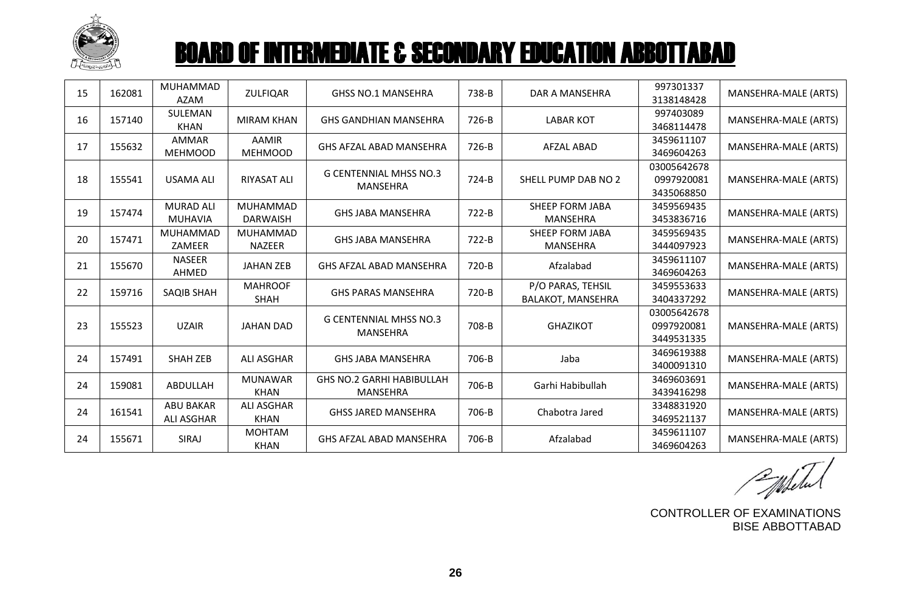# BOARD OF INTERMEDIATE & SECONDARY EDUCATION ABBOTTABAD

| | | | | | | | | |
|---|---|---|---|---|---|---|---|---|
| 15 | 162081 | MUHAMMAD AZAM | ZULFIQAR | GHSS NO.1 MANSEHRA | 738-B | DAR A MANSEHRA | 997301337 3138148428 | MANSEHRA-MALE (ARTS) |
| 16 | 157140 | SULEMAN KHAN | MIRAM KHAN | GHS GANDHIAN MANSEHRA | 726-B | LABAR KOT | 997403089 3468114478 | MANSEHRA-MALE (ARTS) |
| 17 | 155632 | AMMAR MEHMOOD | AAMIR MEHMOOD | GHS AFZAL ABAD MANSEHRA | 726-B | AFZAL ABAD | 3459611107 3469604263 | MANSEHRA-MALE (ARTS) |
| 18 | 155541 | USAMA ALI | RIYASAT ALI | G CENTENNIAL MHSS NO.3 MANSEHRA | 724-B | SHELL PUMP DAB NO 2 | 03005642678 0997920081 3435068850 | MANSEHRA-MALE (ARTS) |
| 19 | 157474 | MURAD ALI MUHAVIA | MUHAMMAD DARWAISH | GHS JABA MANSEHRA | 722-B | SHEEP FORM JABA MANSEHRA | 3459569435 3453836716 | MANSEHRA-MALE (ARTS) |
| 20 | 157471 | MUHAMMAD ZAMEER | MUHAMMAD NAZEER | GHS JABA MANSEHRA | 722-B | SHEEP FORM JABA MANSEHRA | 3459569435 3444097923 | MANSEHRA-MALE (ARTS) |
| 21 | 155670 | NASEER AHMED | JAHAN ZEB | GHS AFZAL ABAD MANSEHRA | 720-B | Afzalabad | 3459611107 3469604263 | MANSEHRA-MALE (ARTS) |
| 22 | 159716 | SAQIB SHAH | MAHROOF SHAH | GHS PARAS MANSEHRA | 720-B | P/O PARAS, TEHSIL BALAKOT, MANSEHRA | 3459553633 3404337292 | MANSEHRA-MALE (ARTS) |
| 23 | 155523 | UZAIR | JAHAN DAD | G CENTENNIAL MHSS NO.3 MANSEHRA | 708-B | GHAZIKOT | 03005642678 0997920081 3449531335 | MANSEHRA-MALE (ARTS) |
| 24 | 157491 | SHAH ZEB | ALI ASGHAR | GHS JABA MANSEHRA | 706-B | Jaba | 3469619388 3400091310 | MANSEHRA-MALE (ARTS) |
| 24 | 159081 | ABDULLAH | MUNAWAR KHAN | GHS NO.2 GARHI HABIBULLAH MANSEHRA | 706-B | Garhi Habibullah | 3469603691 3439416298 | MANSEHRA-MALE (ARTS) |
| 24 | 161541 | ABU BAKAR ALI ASGHAR | ALI ASGHAR KHAN | GHSS JARED MANSEHRA | 706-B | Chabotra Jared | 3348831920 3469521137 | MANSEHRA-MALE (ARTS) |
| 24 | 155671 | SIRAJ | MOHTAM KHAN | GHS AFZAL ABAD MANSEHRA | 706-B | Afzalabad | 3459611107 3469604263 | MANSEHRA-MALE (ARTS) |

CONTROLLER OF EXAMINATIONS
BISE ABBOTTABAD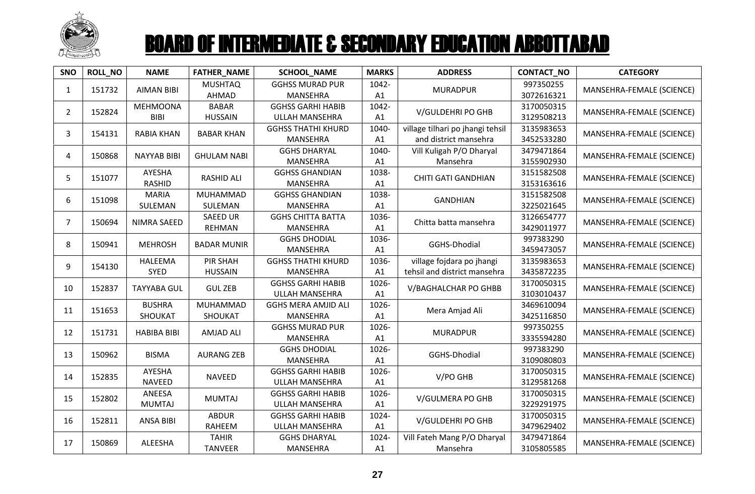# BOARD OF INTERMEDIATE & SECONDARY EDUCATION ABBOTTABAD

| SNO | ROLL_NO | NAME | FATHER_NAME | SCHOOL_NAME | MARKS | ADDRESS | CONTACT_NO | CATEGORY |
|---|---|---|---|---|---|---|---|---|
| 1 | 151732 | AIMAN BIBI | MUSHTAQ AHMAD | GGHSS MURAD PUR MANSEHRA | 1042-A1 | MURADPUR | 997350255 3072616321 | MANSEHRA-FEMALE (SCIENCE) |
| 2 | 152824 | MEHMOONA BIBI | BABAR HUSSAIN | GGHSS GARHI HABIB ULLAH MANSEHRA | 1042-A1 | V/GULDEHRI PO GHB | 3170050315 3129508213 | MANSEHRA-FEMALE (SCIENCE) |
| 3 | 154131 | RABIA KHAN | BABAR KHAN | GGHSS THATHI KHURD MANSEHRA | 1040-A1 | village tilhari po jhangi tehsil and district mansehra | 3135983653 3452533280 | MANSEHRA-FEMALE (SCIENCE) |
| 4 | 150868 | NAYYAB BIBI | GHULAM NABI | GGHS DHARYAL MANSEHRA | 1040-A1 | Vill Kuligah P/O Dharyal Mansehra | 3479471864 3155902930 | MANSEHRA-FEMALE (SCIENCE) |
| 5 | 151077 | AYESHA RASHID | RASHID ALI | GGHSS GHANDIAN MANSEHRA | 1038-A1 | CHITI GATI GANDHIAN | 3151582508 3153163616 | MANSEHRA-FEMALE (SCIENCE) |
| 6 | 151098 | MARIA SULEMAN | MUHAMMAD SULEMAN | GGHSS GHANDIAN MANSEHRA | 1038-A1 | GANDHIAN | 3151582508 3225021645 | MANSEHRA-FEMALE (SCIENCE) |
| 7 | 150694 | NIMRA SAEED | SAEED UR REHMAN | GGHS CHITTA BATTA MANSEHRA | 1036-A1 | Chitta batta mansehra | 3126654777 3429011977 | MANSEHRA-FEMALE (SCIENCE) |
| 8 | 150941 | MEHROSH | BADAR MUNIR | GGHS DHODIAL MANSEHRA | 1036-A1 | GGHS-Dhodial | 997383290 3459473057 | MANSEHRA-FEMALE (SCIENCE) |
| 9 | 154130 | HALEEMA SYED | PIR SHAH HUSSAIN | GGHSS THATHI KHURD MANSEHRA | 1036-A1 | village fojdara po jhangi tehsil and district mansehra | 3135983653 3435872235 | MANSEHRA-FEMALE (SCIENCE) |
| 10 | 152837 | TAYYABA GUL | GUL ZEB | GGHSS GARHI HABIB ULLAH MANSEHRA | 1026-A1 | V/BAGHALCHAR PO GHBB | 3170050315 3103010437 | MANSEHRA-FEMALE (SCIENCE) |
| 11 | 151653 | BUSHRA SHOUKAT | MUHAMMAD SHOUKAT | GGHS MERA AMJID ALI MANSEHRA | 1026-A1 | Mera Amjad Ali | 3469610094 3425116850 | MANSEHRA-FEMALE (SCIENCE) |
| 12 | 151731 | HABIBA BIBI | AMJAD ALI | GGHSS MURAD PUR MANSEHRA | 1026-A1 | MURADPUR | 997350255 3335594280 | MANSEHRA-FEMALE (SCIENCE) |
| 13 | 150962 | BISMA | AURANG ZEB | GGHS DHODIAL MANSEHRA | 1026-A1 | GGHS-Dhodial | 997383290 3109080803 | MANSEHRA-FEMALE (SCIENCE) |
| 14 | 152835 | AYESHA NAVEED | NAVEED | GGHSS GARHI HABIB ULLAH MANSEHRA | 1026-A1 | V/PO GHB | 3170050315 3129581268 | MANSEHRA-FEMALE (SCIENCE) |
| 15 | 152802 | ANEESA MUMTAJ | MUMTAJ | GGHSS GARHI HABIB ULLAH MANSEHRA | 1026-A1 | V/GULMERA PO GHB | 3170050315 3229291975 | MANSEHRA-FEMALE (SCIENCE) |
| 16 | 152811 | ANSA BIBI | ABDUR RAHEEM | GGHSS GARHI HABIB ULLAH MANSEHRA | 1024-A1 | V/GULDEHRI PO GHB | 3170050315 3479629402 | MANSEHRA-FEMALE (SCIENCE) |
| 17 | 150869 | ALEESHA | TAHIR TANVEER | GGHS DHARYAL MANSEHRA | 1024-A1 | Vill Fateh Mang P/O Dharyal Mansehra | 3479471864 3105805585 | MANSEHRA-FEMALE (SCIENCE) |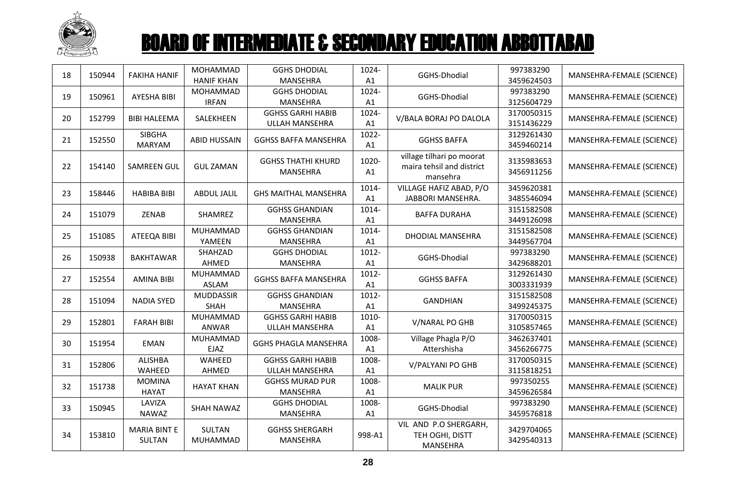# BOARD OF INTERMEDIATE & SECONDARY EDUCATION ABBOTTABAD

| 18 | 150944 | FAKIHA HANIF | MOHAMMAD HANIF KHAN | GGHS DHODIAL MANSEHRA | 1024-A1 | GGHS-Dhodial | 997383290 3459624503 | MANSEHRA-FEMALE (SCIENCE) |
|---|---|---|---|---|---|---|---|---|
| 19 | 150961 | AYESHA BIBI | MOHAMMAD IRFAN | GGHS DHODIAL MANSEHRA | 1024-A1 | GGHS-Dhodial | 997383290 3125604729 | MANSEHRA-FEMALE (SCIENCE) |
| 20 | 152799 | BIBI HALEEMA | SALEKHEEN | GGHSS GARHI HABIB ULLAH MANSEHRA | 1024-A1 | V/BALA BORAJ PO DALOLA | 3170050315 3151436229 | MANSEHRA-FEMALE (SCIENCE) |
| 21 | 152550 | SIBGHA MARYAM | ABID HUSSAIN | GGHSS BAFFA MANSEHRA | 1022-A1 | GGHSS BAFFA | 3129261430 3459460214 | MANSEHRA-FEMALE (SCIENCE) |
| 22 | 154140 | SAMREEN GUL | GUL ZAMAN | GGHSS THATHI KHURD MANSEHRA | 1020-A1 | village tilhari po moorat maira tehsil and district mansehra | 3135983653 3456911256 | MANSEHRA-FEMALE (SCIENCE) |
| 23 | 158446 | HABIBA BIBI | ABDUL JALIL | GHS MAITHAL MANSEHRA | 1014-A1 | VILLAGE HAFIZ ABAD, P/O JABBORI MANSEHRA. | 3459620381 3485546094 | MANSEHRA-FEMALE (SCIENCE) |
| 24 | 151079 | ZENAB | SHAMREZ | GGHSS GHANDIAN MANSEHRA | 1014-A1 | BAFFA DURAHA | 3151582508 3449126098 | MANSEHRA-FEMALE (SCIENCE) |
| 25 | 151085 | ATEEQA BIBI | MUHAMMAD YAMEEN | GGHSS GHANDIAN MANSEHRA | 1014-A1 | DHODIAL MANSEHRA | 3151582508 3449567704 | MANSEHRA-FEMALE (SCIENCE) |
| 26 | 150938 | BAKHTAWAR | SHAHZAD AHMED | GGHS DHODIAL MANSEHRA | 1012-A1 | GGHS-Dhodial | 997383290 3429688201 | MANSEHRA-FEMALE (SCIENCE) |
| 27 | 152554 | AMINA BIBI | MUHAMMAD ASLAM | GGHSS BAFFA MANSEHRA | 1012-A1 | GGHSS BAFFA | 3129261430 3003331939 | MANSEHRA-FEMALE (SCIENCE) |
| 28 | 151094 | NADIA SYED | MUDDASSIR SHAH | GGHSS GHANDIAN MANSEHRA | 1012-A1 | GANDHIAN | 3151582508 3499245375 | MANSEHRA-FEMALE (SCIENCE) |
| 29 | 152801 | FARAH BIBI | MUHAMMAD ANWAR | GGHSS GARHI HABIB ULLAH MANSEHRA | 1010-A1 | V/NARAL PO GHB | 3170050315 3105857465 | MANSEHRA-FEMALE (SCIENCE) |
| 30 | 151954 | EMAN | MUHAMMAD EJAZ | GGHS PHAGLA MANSEHRA | 1008-A1 | Village Phagla P/O Attershisha | 3462637401 3456266775 | MANSEHRA-FEMALE (SCIENCE) |
| 31 | 152806 | ALISHBA WAHEED | WAHEED AHMED | GGHSS GARHI HABIB ULLAH MANSEHRA | 1008-A1 | V/PALYANI PO GHB | 3170050315 3115818251 | MANSEHRA-FEMALE (SCIENCE) |
| 32 | 151738 | MOMINA HAYAT | HAYAT KHAN | GGHSS MURAD PUR MANSEHRA | 1008-A1 | MALIK PUR | 997350255 3459626584 | MANSEHRA-FEMALE (SCIENCE) |
| 33 | 150945 | LAVIZA NAWAZ | SHAH NAWAZ | GGHS DHODIAL MANSEHRA | 1008-A1 | GGHS-Dhodial | 997383290 3459576818 | MANSEHRA-FEMALE (SCIENCE) |
| 34 | 153810 | MARIA BINT E SULTAN | SULTAN MUHAMMAD | GGHSS SHERGARH MANSEHRA | 998-A1 | VIL AND P.O SHERGARH, TEH OGHI, DISTT MANSEHRA | 3429704065 3429540313 | MANSEHRA-FEMALE (SCIENCE) |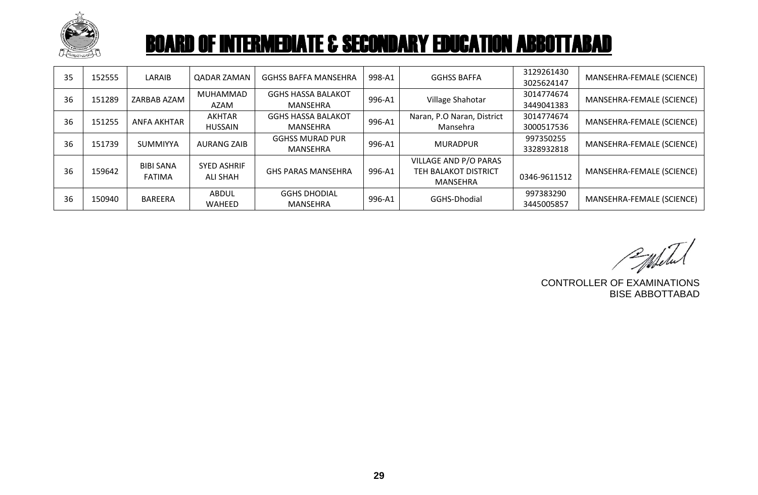# BOARD OF INTERMEDIATE & SECONDARY EDUCATION ABBOTTABAD

| | | | | | | | | |
|---|---|---|---|---|---|---|---|---|
| 35 | 152555 | LARAIB | QADAR ZAMAN | GGHSS BAFFA MANSEHRA | 998-A1 | GGHSS BAFFA | 3129261430 3025624147 | MANSEHRA-FEMALE (SCIENCE) |
| 36 | 151289 | ZARBAB AZAM | MUHAMMAD AZAM | GGHS HASSA BALAKOT MANSEHRA | 996-A1 | Village Shahotar | 3014774674 3449041383 | MANSEHRA-FEMALE (SCIENCE) |
| 36 | 151255 | ANFA AKHTAR | AKHTAR HUSSAIN | GGHS HASSA BALAKOT MANSEHRA | 996-A1 | Naran, P.O Naran, District Mansehra | 3014774674 3000517536 | MANSEHRA-FEMALE (SCIENCE) |
| 36 | 151739 | SUMMIYYA | AURANG ZAIB | GGHSS MURAD PUR MANSEHRA | 996-A1 | MURADPUR | 997350255 3328932818 | MANSEHRA-FEMALE (SCIENCE) |
| 36 | 159642 | BIBI SANA FATIMA | SYED ASHRIF ALI SHAH | GHS PARAS MANSEHRA | 996-A1 | VILLAGE AND P/O PARAS TEH BALAKOT DISTRICT MANSEHRA | 0346-9611512 | MANSEHRA-FEMALE (SCIENCE) |
| 36 | 150940 | BAREERA | ABDUL WAHEED | GGHS DHODIAL MANSEHRA | 996-A1 | GGHS-Dhodial | 997383290 3445005857 | MANSEHRA-FEMALE (SCIENCE) |

CONTROLLER OF EXAMINATIONS
BISE ABBOTTABAD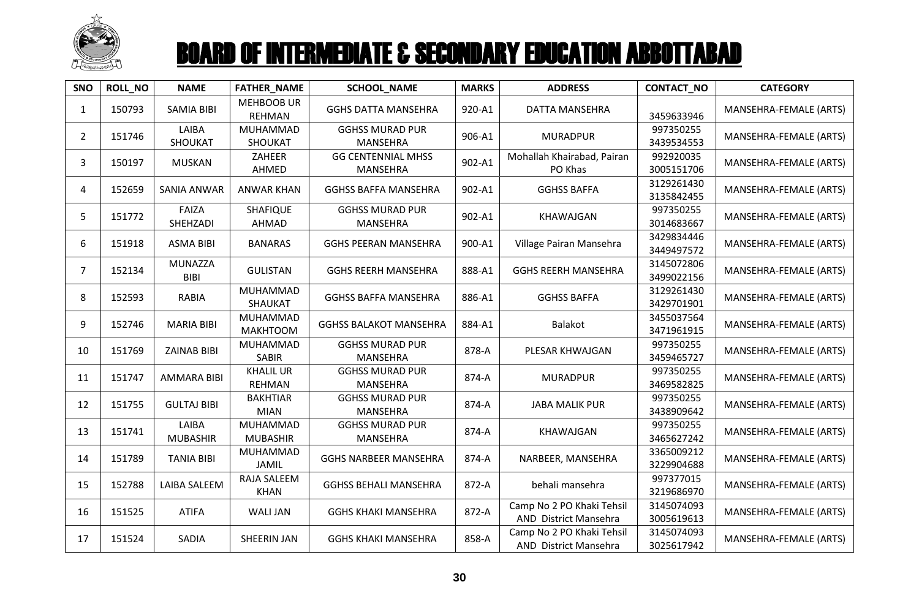# BOARD OF INTERMEDIATE & SECONDARY EDUCATION ABBOTTABAD

| SNO | ROLL_NO | NAME | FATHER_NAME | SCHOOL_NAME | MARKS | ADDRESS | CONTACT_NO | CATEGORY |
|---|---|---|---|---|---|---|---|---|
| 1 | 150793 | SAMIA BIBI | MEHBOOB UR REHMAN | GGHS DATTA MANSEHRA | 920-A1 | DATTA MANSEHRA | 3459633946 | MANSEHRA-FEMALE (ARTS) |
| 2 | 151746 | LAIBA SHOUKAT | MUHAMMAD SHOUKAT | GGHSS MURAD PUR MANSEHRA | 906-A1 | MURADPUR | 997350255 3439534553 | MANSEHRA-FEMALE (ARTS) |
| 3 | 150197 | MUSKAN | ZAHEER AHMED | GG CENTENNIAL MHSS MANSEHRA | 902-A1 | Mohallah Khairabad, Pairan PO Khas | 992920035 3005151706 | MANSEHRA-FEMALE (ARTS) |
| 4 | 152659 | SANIA ANWAR | ANWAR KHAN | GGHSS BAFFA MANSEHRA | 902-A1 | GGHSS BAFFA | 3129261430 3135842455 | MANSEHRA-FEMALE (ARTS) |
| 5 | 151772 | FAIZA SHEHZADI | SHAFIQUE AHMAD | GGHSS MURAD PUR MANSEHRA | 902-A1 | KHAWAJGAN | 997350255 3014683667 | MANSEHRA-FEMALE (ARTS) |
| 6 | 151918 | ASMA BIBI | BANARAS | GGHS PEERAN MANSEHRA | 900-A1 | Village Pairan Mansehra | 3429834446 3449497572 | MANSEHRA-FEMALE (ARTS) |
| 7 | 152134 | MUNAZZA BIBI | GULISTAN | GGHS REERH MANSEHRA | 888-A1 | GGHS REERH MANSEHRA | 3145072806 3499022156 | MANSEHRA-FEMALE (ARTS) |
| 8 | 152593 | RABIA | MUHAMMAD SHAUKAT | GGHSS BAFFA MANSEHRA | 886-A1 | GGHSS BAFFA | 3129261430 3429701901 | MANSEHRA-FEMALE (ARTS) |
| 9 | 152746 | MARIA BIBI | MUHAMMAD MAKHTOOM | GGHSS BALAKOT MANSEHRA | 884-A1 | Balakot | 3455037564 3471961915 | MANSEHRA-FEMALE (ARTS) |
| 10 | 151769 | ZAINAB BIBI | MUHAMMAD SABIR | GGHSS MURAD PUR MANSEHRA | 878-A | PLESAR KHWAJGAN | 997350255 3459465727 | MANSEHRA-FEMALE (ARTS) |
| 11 | 151747 | AMMARA BIBI | KHALIL UR REHMAN | GGHSS MURAD PUR MANSEHRA | 874-A | MURADPUR | 997350255 3469582825 | MANSEHRA-FEMALE (ARTS) |
| 12 | 151755 | GULTAJ BIBI | BAKHTIAR MIAN | GGHSS MURAD PUR MANSEHRA | 874-A | JABA MALIK PUR | 997350255 3438909642 | MANSEHRA-FEMALE (ARTS) |
| 13 | 151741 | LAIBA MUBASHIR | MUHAMMAD MUBASHIR | GGHSS MURAD PUR MANSEHRA | 874-A | KHAWAJGAN | 997350255 3465627242 | MANSEHRA-FEMALE (ARTS) |
| 14 | 151789 | TANIA BIBI | MUHAMMAD JAMIL | GGHS NARBEER MANSEHRA | 874-A | NARBEER, MANSEHRA | 3365009212 3229904688 | MANSEHRA-FEMALE (ARTS) |
| 15 | 152788 | LAIBA SALEEM | RAJA SALEEM KHAN | GGHSS BEHALI MANSEHRA | 872-A | behali mansehra | 997377015 3219686970 | MANSEHRA-FEMALE (ARTS) |
| 16 | 151525 | ATIFA | WALI JAN | GGHS KHAKI MANSEHRA | 872-A | Camp No 2 PO Khaki Tehsil AND District Mansehra | 3145074093 3005619613 | MANSEHRA-FEMALE (ARTS) |
| 17 | 151524 | SADIA | SHEERIN JAN | GGHS KHAKI MANSEHRA | 858-A | Camp No 2 PO Khaki Tehsil AND District Mansehra | 3145074093 3025617942 | MANSEHRA-FEMALE (ARTS) |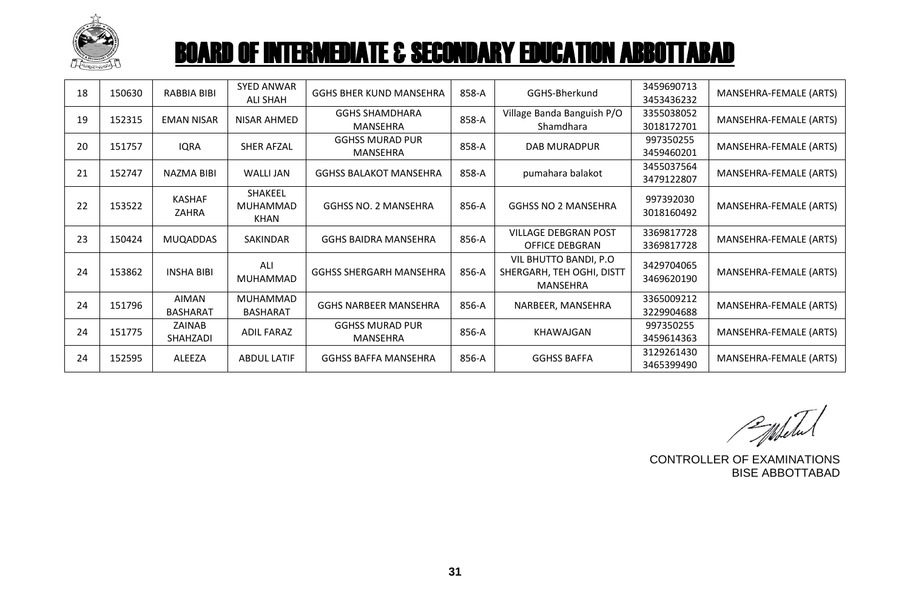# BOARD OF INTERMEDIATE & SECONDARY EDUCATION ABBOTTABAD

| | | | | | | | | |
|---|---|---|---|---|---|---|---|---|
| 18 | 150630 | RABBIA BIBI | SYED ANWAR ALI SHAH | GGHS BHER KUND MANSEHRA | 858-A | GGHS-Bherkund | 3459690713 3453436232 | MANSEHRA-FEMALE (ARTS) |
| 19 | 152315 | EMAN NISAR | NISAR AHMED | GGHS SHAMDHARA MANSEHRA | 858-A | Village Banda Banguish P/O Shamdhara | 3355038052 3018172701 | MANSEHRA-FEMALE (ARTS) |
| 20 | 151757 | IQRA | SHER AFZAL | GGHSS MURAD PUR MANSEHRA | 858-A | DAB MURADPUR | 997350255 3459460201 | MANSEHRA-FEMALE (ARTS) |
| 21 | 152747 | NAZMA BIBI | WALLI JAN | GGHSS BALAKOT MANSEHRA | 858-A | pumahara balakot | 3455037564 3479122807 | MANSEHRA-FEMALE (ARTS) |
| 22 | 153522 | KASHAF ZAHRA | SHAKEEL MUHAMMAD KHAN | GGHSS NO. 2 MANSEHRA | 856-A | GGHSS NO 2 MANSEHRA | 997392030 3018160492 | MANSEHRA-FEMALE (ARTS) |
| 23 | 150424 | MUQADDAS | SAKINDAR | GGHS BAIDRA MANSEHRA | 856-A | VILLAGE DEBGRAN POST OFFICE DEBGRAN | 3369817728 3369817728 | MANSEHRA-FEMALE (ARTS) |
| 24 | 153862 | INSHA BIBI | ALI MUHAMMAD | GGHSS SHERGARH MANSEHRA | 856-A | VIL BHUTTO BANDI, P.O SHERGARH, TEH OGHI, DISTT MANSEHRA | 3429704065 3469620190 | MANSEHRA-FEMALE (ARTS) |
| 24 | 151796 | AIMAN BASHARAT | MUHAMMAD BASHARAT | GGHS NARBEER MANSEHRA | 856-A | NARBEER, MANSEHRA | 3365009212 3229904688 | MANSEHRA-FEMALE (ARTS) |
| 24 | 151775 | ZAINAB SHAHZADI | ADIL FARAZ | GGHSS MURAD PUR MANSEHRA | 856-A | KHAWAJGAN | 997350255 3459614363 | MANSEHRA-FEMALE (ARTS) |
| 24 | 152595 | ALEEZA | ABDUL LATIF | GGHSS BAFFA MANSEHRA | 856-A | GGHSS BAFFA | 3129261430 3465399490 | MANSEHRA-FEMALE (ARTS) |

CONTROLLER OF EXAMINATIONS
BISE ABBOTTABAD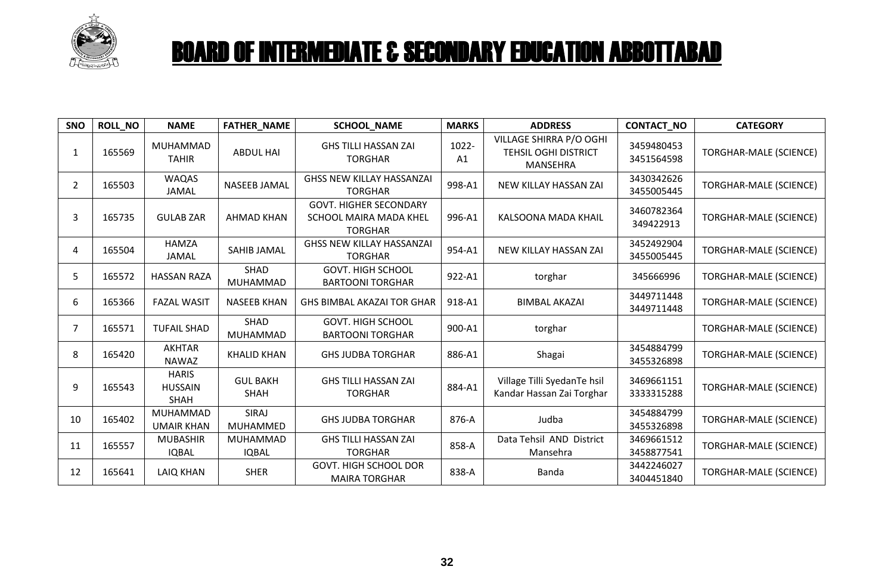# BOARD OF INTERMEDIATE & SECONDARY EDUCATION ABBOTTABAD

| SNO | ROLL_NO | NAME | FATHER_NAME | SCHOOL_NAME | MARKS | ADDRESS | CONTACT_NO | CATEGORY |
|---|---|---|---|---|---|---|---|---|
| 1 | 165569 | MUHAMMAD TAHIR | ABDUL HAI | GHS TILLI HASSAN ZAI TORGHAR | 1022-A1 | VILLAGE SHIRRA P/O OGHI TEHSIL OGHI DISTRICT MANSEHRA | 3459480453 3451564598 | TORGHAR-MALE (SCIENCE) |
| 2 | 165503 | WAQAS JAMAL | NASEEB JAMAL | GHSS NEW KILLAY HASSANZAI TORGHAR | 998-A1 | NEW KILLAY HASSAN ZAI | 3430342626 3455005445 | TORGHAR-MALE (SCIENCE) |
| 3 | 165735 | GULAB ZAR | AHMAD KHAN | GOVT. HIGHER SECONDARY SCHOOL MAIRA MADA KHEL TORGHAR | 996-A1 | KALSOONA MADA KHAIL | 3460782364 349422913 | TORGHAR-MALE (SCIENCE) |
| 4 | 165504 | HAMZA JAMAL | SAHIB JAMAL | GHSS NEW KILLAY HASSANZAI TORGHAR | 954-A1 | NEW KILLAY HASSAN ZAI | 3452492904 3455005445 | TORGHAR-MALE (SCIENCE) |
| 5 | 165572 | HASSAN RAZA | SHAD MUHAMMAD | GOVT. HIGH SCHOOL BARTOONI TORGHAR | 922-A1 | torghar | 345666996 | TORGHAR-MALE (SCIENCE) |
| 6 | 165366 | FAZAL WASIT | NASEEB KHAN | GHS BIMBAL AKAZAI TOR GHAR | 918-A1 | BIMBAL AKAZAI | 3449711448 3449711448 | TORGHAR-MALE (SCIENCE) |
| 7 | 165571 | TUFAIL SHAD | SHAD MUHAMMAD | GOVT. HIGH SCHOOL BARTOONI TORGHAR | 900-A1 | torghar | | TORGHAR-MALE (SCIENCE) |
| 8 | 165420 | AKHTAR NAWAZ | KHALID KHAN | GHS JUDBA TORGHAR | 886-A1 | Shagai | 3454884799 3455326898 | TORGHAR-MALE (SCIENCE) |
| 9 | 165543 | HARIS HUSSAIN SHAH | GUL BAKH SHAH | GHS TILLI HASSAN ZAI TORGHAR | 884-A1 | Village Tilli SyedanTe hsil Kandar Hassan Zai Torghar | 3469661151 3333315288 | TORGHAR-MALE (SCIENCE) |
| 10 | 165402 | MUHAMMAD UMAIR KHAN | SIRAJ MUHAMMED | GHS JUDBA TORGHAR | 876-A | Judba | 3454884799 3455326898 | TORGHAR-MALE (SCIENCE) |
| 11 | 165557 | MUBASHIR IQBAL | MUHAMMAD IQBAL | GHS TILLI HASSAN ZAI TORGHAR | 858-A | Data Tehsil AND District Mansehra | 3469661512 3458877541 | TORGHAR-MALE (SCIENCE) |
| 12 | 165641 | LAIQ KHAN | SHER | GOVT. HIGH SCHOOL DOR MAIRA TORGHAR | 838-A | Banda | 3442246027 3404451840 | TORGHAR-MALE (SCIENCE) |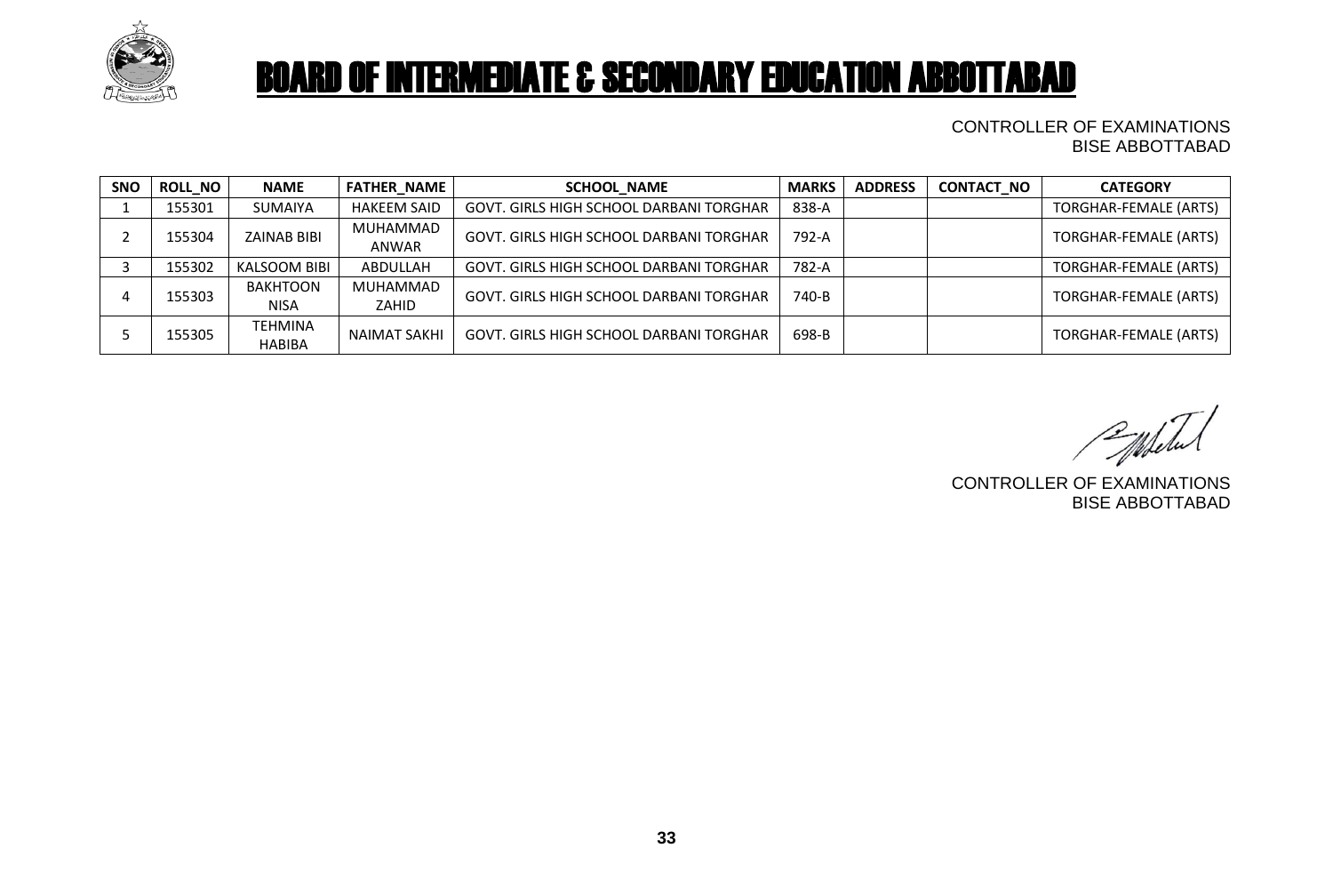# BOARD OF INTERMEDIATE & SECONDARY EDUCATION ABBOTTABAD

CONTROLLER OF EXAMINATIONS
BISE ABBOTTABAD

| SNO | ROLL_NO | NAME | FATHER_NAME | SCHOOL_NAME | MARKS | ADDRESS | CONTACT_NO | CATEGORY |
|---|---|---|---|---|---|---|---|---|
| 1 | 155301 | SUMAIYA | HAKEEM SAID | GOVT. GIRLS HIGH SCHOOL DARBANI TORGHAR | 838-A | | | TORGHAR-FEMALE (ARTS) |
| 2 | 155304 | ZAINAB BIBI | MUHAMMAD ANWAR | GOVT. GIRLS HIGH SCHOOL DARBANI TORGHAR | 792-A | | | TORGHAR-FEMALE (ARTS) |
| 3 | 155302 | KALSOOM BIBI | ABDULLAH | GOVT. GIRLS HIGH SCHOOL DARBANI TORGHAR | 782-A | | | TORGHAR-FEMALE (ARTS) |
| 4 | 155303 | BAKHTOON NISA | MUHAMMAD ZAHID | GOVT. GIRLS HIGH SCHOOL DARBANI TORGHAR | 740-B | | | TORGHAR-FEMALE (ARTS) |
| 5 | 155305 | TEHMINA HABIBA | NAIMAT SAKHI | GOVT. GIRLS HIGH SCHOOL DARBANI TORGHAR | 698-B | | | TORGHAR-FEMALE (ARTS) |

CONTROLLER OF EXAMINATIONS
BISE ABBOTTABAD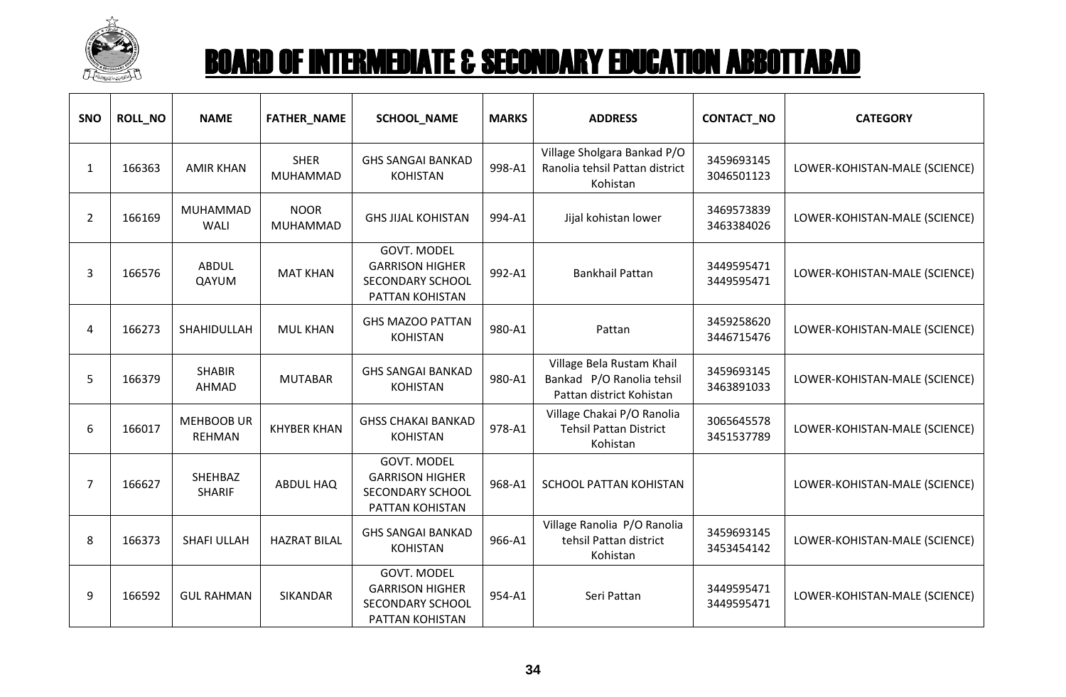# BOARD OF INTERMEDIATE & SECONDARY EDUCATION ABBOTTABAD

| SNO | ROLL_NO | NAME | FATHER_NAME | SCHOOL_NAME | MARKS | ADDRESS | CONTACT_NO | CATEGORY |
|---|---|---|---|---|---|---|---|---|
| 1 | 166363 | AMIR KHAN | SHER MUHAMMAD | GHS SANGAI BANKAD KOHISTAN | 998-A1 | Village Sholgara Bankad P/O Ranolia tehsil Pattan district Kohistan | 3459693145 3046501123 | LOWER-KOHISTAN-MALE (SCIENCE) |
| 2 | 166169 | MUHAMMAD WALI | NOOR MUHAMMAD | GHS JIJAL KOHISTAN | 994-A1 | Jijal kohistan lower | 3469573839 3463384026 | LOWER-KOHISTAN-MALE (SCIENCE) |
| 3 | 166576 | ABDUL QAYUM | MAT KHAN | GOVT. MODEL GARRISON HIGHER SECONDARY SCHOOL PATTAN KOHISTAN | 992-A1 | Bankhail Pattan | 3449595471 3449595471 | LOWER-KOHISTAN-MALE (SCIENCE) |
| 4 | 166273 | SHAHIDULLAH | MUL KHAN | GHS MAZOO PATTAN KOHISTAN | 980-A1 | Pattan | 3459258620 3446715476 | LOWER-KOHISTAN-MALE (SCIENCE) |
| 5 | 166379 | SHABIR AHMAD | MUTABAR | GHS SANGAI BANKAD KOHISTAN | 980-A1 | Village Bela Rustam Khail Bankad P/O Ranolia tehsil Pattan district Kohistan | 3459693145 3463891033 | LOWER-KOHISTAN-MALE (SCIENCE) |
| 6 | 166017 | MEHBOOB UR REHMAN | KHYBER KHAN | GHSS CHAKAI BANKAD KOHISTAN | 978-A1 | Village Chakai P/O Ranolia Tehsil Pattan District Kohistan | 3065645578 3451537789 | LOWER-KOHISTAN-MALE (SCIENCE) |
| 7 | 166627 | SHEHBAZ SHARIF | ABDUL HAQ | GOVT. MODEL GARRISON HIGHER SECONDARY SCHOOL PATTAN KOHISTAN | 968-A1 | SCHOOL PATTAN KOHISTAN | | LOWER-KOHISTAN-MALE (SCIENCE) |
| 8 | 166373 | SHAFI ULLAH | HAZRAT BILAL | GHS SANGAI BANKAD KOHISTAN | 966-A1 | Village Ranolia P/O Ranolia tehsil Pattan district Kohistan | 3459693145 3453454142 | LOWER-KOHISTAN-MALE (SCIENCE) |
| 9 | 166592 | GUL RAHMAN | SIKANDAR | GOVT. MODEL GARRISON HIGHER SECONDARY SCHOOL PATTAN KOHISTAN | 954-A1 | Seri Pattan | 3449595471 3449595471 | LOWER-KOHISTAN-MALE (SCIENCE) |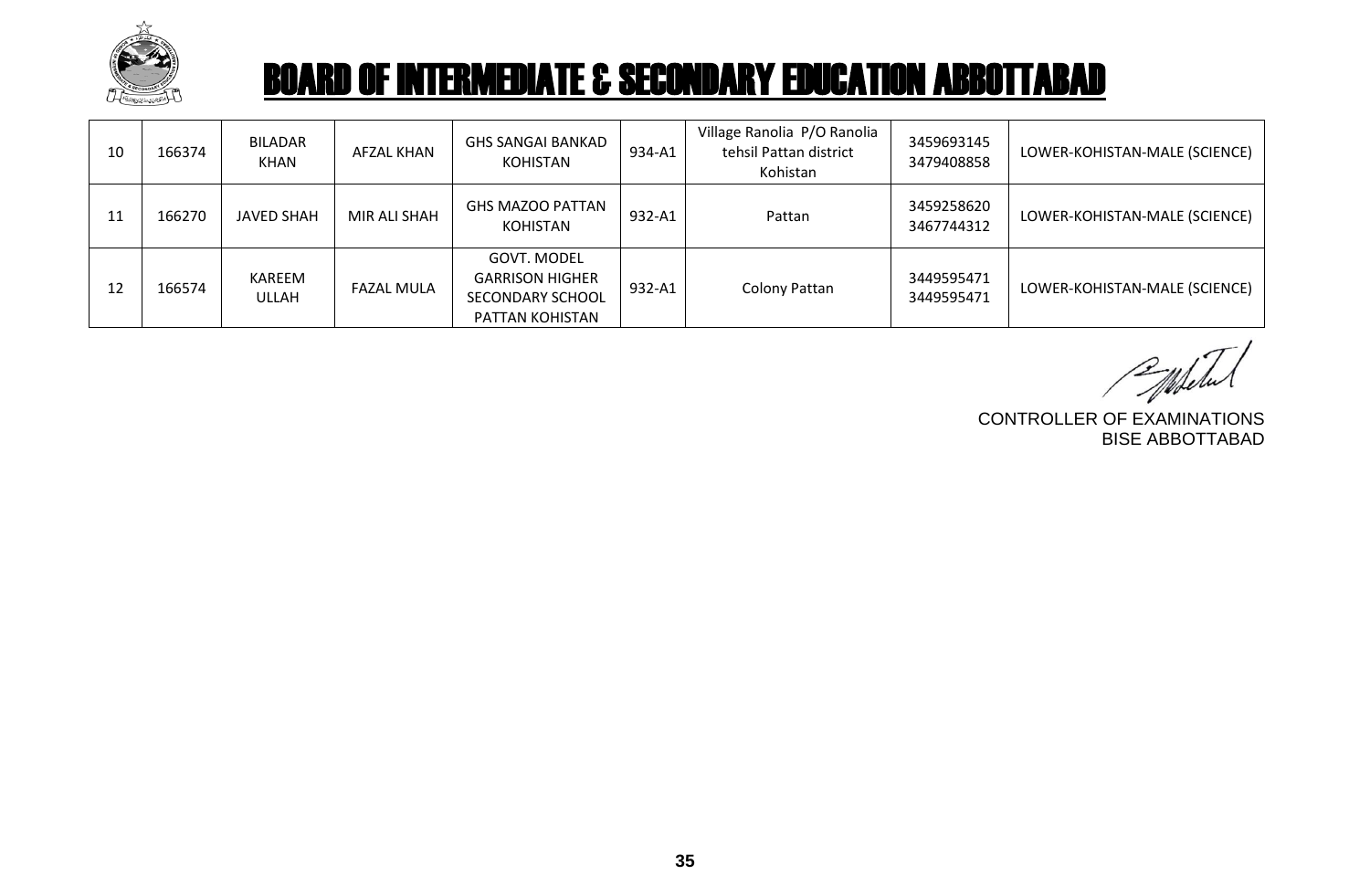# BOARD OF INTERMEDIATE & SECONDARY EDUCATION ABBOTTABAD

| | | | | | | | | |
|---|---|---|---|---|---|---|---|---|
| 10 | 166374 | BILADAR KHAN | AFZAL KHAN | GHS SANGAI BANKAD KOHISTAN | 934-A1 | Village Ranolia P/O Ranolia tehsil Pattan district Kohistan | 3459693145 3479408858 | LOWER-KOHISTAN-MALE (SCIENCE) |
| 11 | 166270 | JAVED SHAH | MIR ALI SHAH | GHS MAZOO PATTAN KOHISTAN | 932-A1 | Pattan | 3459258620 3467744312 | LOWER-KOHISTAN-MALE (SCIENCE) |
| 12 | 166574 | KAREEM ULLAH | FAZAL MULA | GOVT. MODEL GARRISON HIGHER SECONDARY SCHOOL PATTAN KOHISTAN | 932-A1 | Colony Pattan | 3449595471 3449595471 | LOWER-KOHISTAN-MALE (SCIENCE) |

CONTROLLER OF EXAMINATIONS
BISE ABBOTTABAD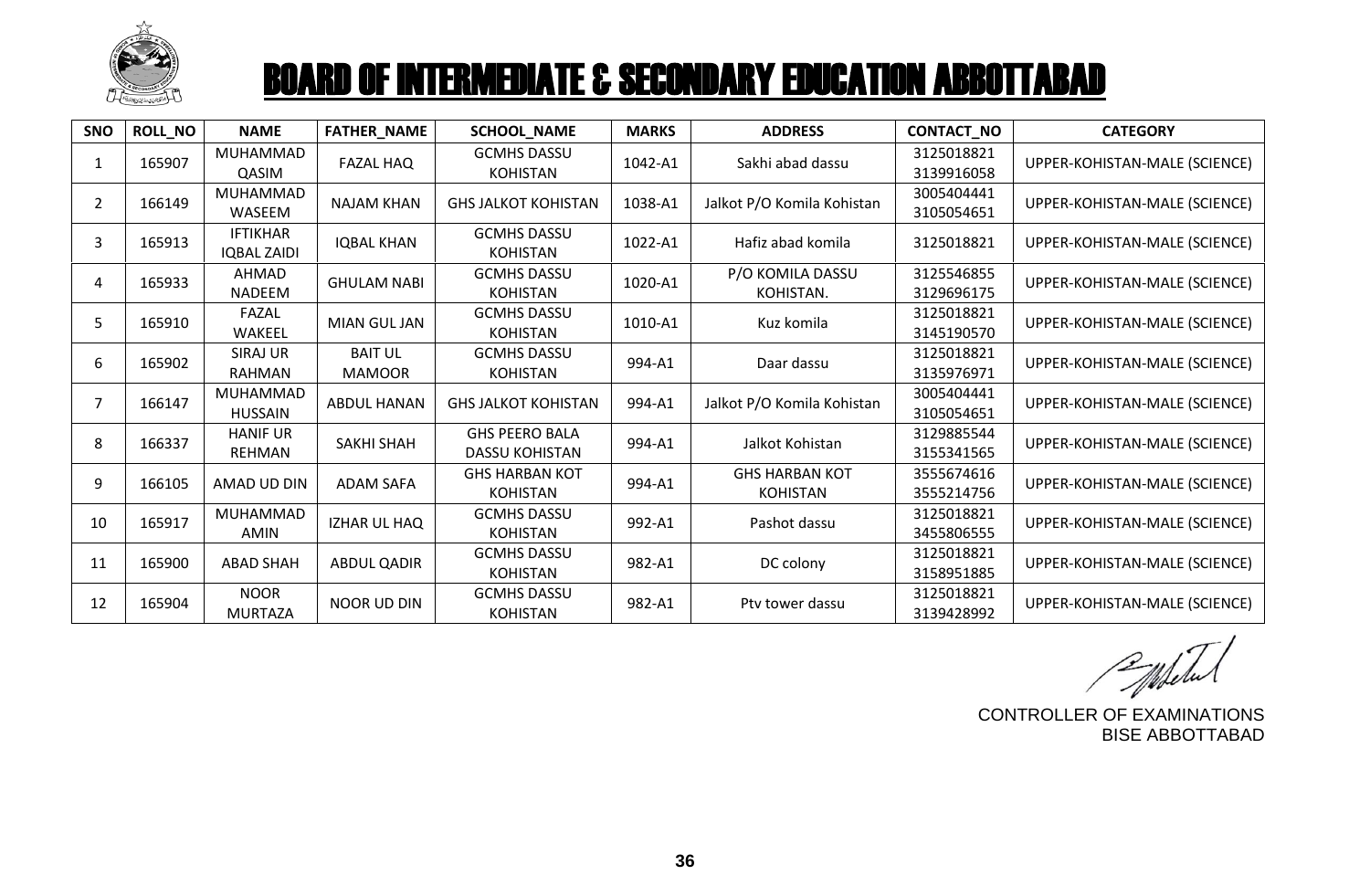# BOARD OF INTERMEDIATE & SECONDARY EDUCATION ABBOTTABAD

| SNO | ROLL_NO | NAME | FATHER_NAME | SCHOOL_NAME | MARKS | ADDRESS | CONTACT_NO | CATEGORY |
|---|---|---|---|---|---|---|---|---|
| 1 | 165907 | MUHAMMAD QASIM | FAZAL HAQ | GCMHS DASSU KOHISTAN | 1042-A1 | Sakhi abad dassu | 3125018821 3139916058 | UPPER-KOHISTAN-MALE (SCIENCE) |
| 2 | 166149 | MUHAMMAD WASEEM | NAJAM KHAN | GHS JALKOT KOHISTAN | 1038-A1 | Jalkot P/O Komila Kohistan | 3005404441 3105054651 | UPPER-KOHISTAN-MALE (SCIENCE) |
| 3 | 165913 | IFTIKHAR IQBAL ZAIDI | IQBAL KHAN | GCMHS DASSU KOHISTAN | 1022-A1 | Hafiz abad komila | 3125018821 | UPPER-KOHISTAN-MALE (SCIENCE) |
| 4 | 165933 | AHMAD NADEEM | GHULAM NABI | GCMHS DASSU KOHISTAN | 1020-A1 | P/O KOMILA DASSU KOHISTAN. | 3125546855 3129696175 | UPPER-KOHISTAN-MALE (SCIENCE) |
| 5 | 165910 | FAZAL WAKEEL | MIAN GUL JAN | GCMHS DASSU KOHISTAN | 1010-A1 | Kuz komila | 3125018821 3145190570 | UPPER-KOHISTAN-MALE (SCIENCE) |
| 6 | 165902 | SIRAJ UR RAHMAN | BAIT UL MAMOOR | GCMHS DASSU KOHISTAN | 994-A1 | Daar dassu | 3125018821 3135976971 | UPPER-KOHISTAN-MALE (SCIENCE) |
| 7 | 166147 | MUHAMMAD HUSSAIN | ABDUL HANAN | GHS JALKOT KOHISTAN | 994-A1 | Jalkot P/O Komila Kohistan | 3005404441 3105054651 | UPPER-KOHISTAN-MALE (SCIENCE) |
| 8 | 166337 | HANIF UR REHMAN | SAKHI SHAH | GHS PEERO BALA DASSU KOHISTAN | 994-A1 | Jalkot Kohistan | 3129885544 3155341565 | UPPER-KOHISTAN-MALE (SCIENCE) |
| 9 | 166105 | AMAD UD DIN | ADAM SAFA | GHS HARBAN KOT KOHISTAN | 994-A1 | GHS HARBAN KOT KOHISTAN | 3555674616 3555214756 | UPPER-KOHISTAN-MALE (SCIENCE) |
| 10 | 165917 | MUHAMMAD AMIN | IZHAR UL HAQ | GCMHS DASSU KOHISTAN | 992-A1 | Pashot dassu | 3125018821 3455806555 | UPPER-KOHISTAN-MALE (SCIENCE) |
| 11 | 165900 | ABAD SHAH | ABDUL QADIR | GCMHS DASSU KOHISTAN | 982-A1 | DC colony | 3125018821 3158951885 | UPPER-KOHISTAN-MALE (SCIENCE) |
| 12 | 165904 | NOOR MURTAZA | NOOR UD DIN | GCMHS DASSU KOHISTAN | 982-A1 | Ptv tower dassu | 3125018821 3139428992 | UPPER-KOHISTAN-MALE (SCIENCE) |

CONTROLLER OF EXAMINATIONS
BISE ABBOTTABAD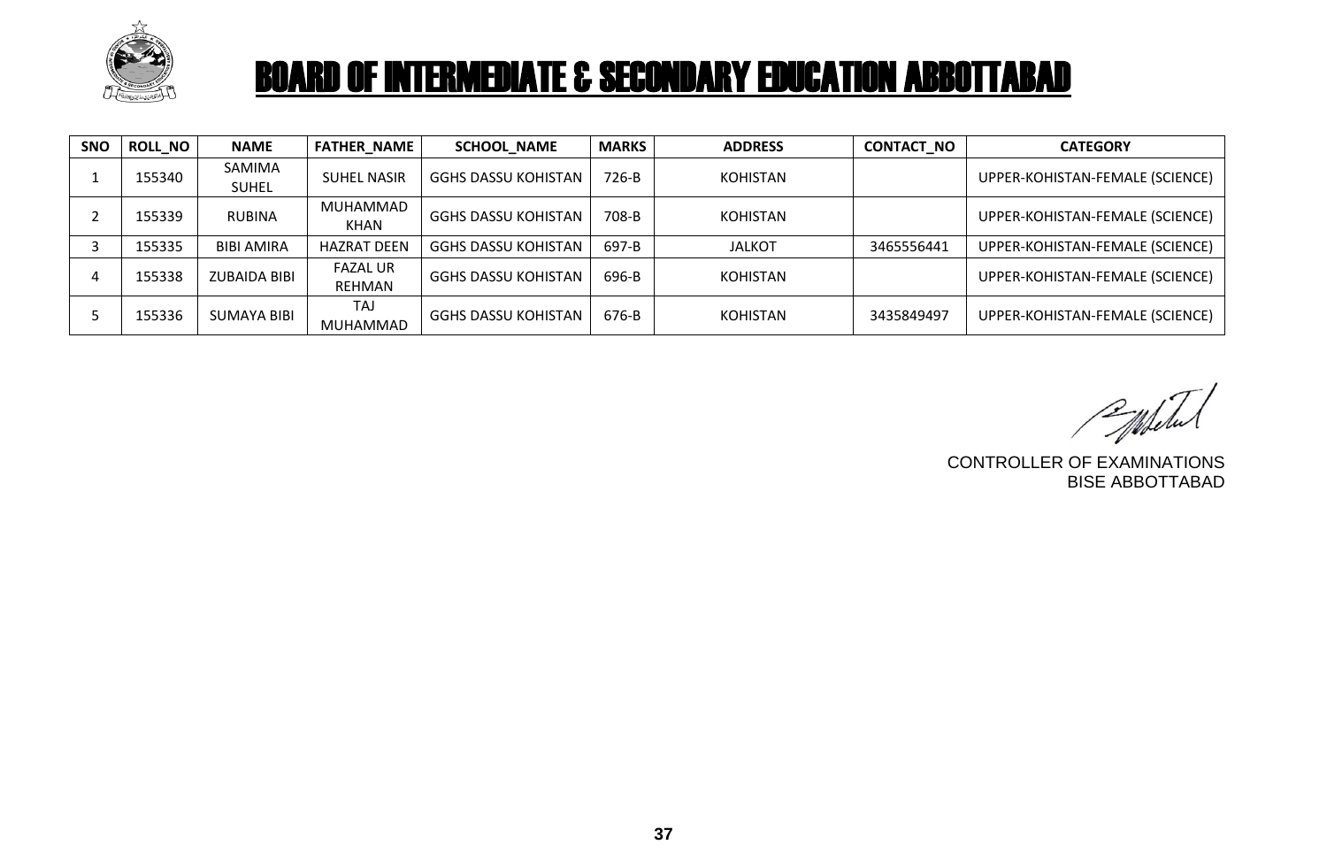# BOARD OF INTERMEDIATE & SECONDARY EDUCATION ABBOTTABAD

| SNO | ROLL_NO | NAME | FATHER_NAME | SCHOOL_NAME | MARKS | ADDRESS | CONTACT_NO | CATEGORY |
|---|---|---|---|---|---|---|---|---|
| 1 | 155340 | SAMIMA SUHEL | SUHEL NASIR | GGHS DASSU KOHISTAN | 726-B | KOHISTAN | | UPPER-KOHISTAN-FEMALE (SCIENCE) |
| 2 | 155339 | RUBINA | MUHAMMAD KHAN | GGHS DASSU KOHISTAN | 708-B | KOHISTAN | | UPPER-KOHISTAN-FEMALE (SCIENCE) |
| 3 | 155335 | BIBI AMIRA | HAZRAT DEEN | GGHS DASSU KOHISTAN | 697-B | JALKOT | 3465556441 | UPPER-KOHISTAN-FEMALE (SCIENCE) |
| 4 | 155338 | ZUBAIDA BIBI | FAZAL UR REHMAN | GGHS DASSU KOHISTAN | 696-B | KOHISTAN | | UPPER-KOHISTAN-FEMALE (SCIENCE) |
| 5 | 155336 | SUMAYA BIBI | TAJ MUHAMMAD | GGHS DASSU KOHISTAN | 676-B | KOHISTAN | 3435849497 | UPPER-KOHISTAN-FEMALE (SCIENCE) |

CONTROLLER OF EXAMINATIONS
BISE ABBOTTABAD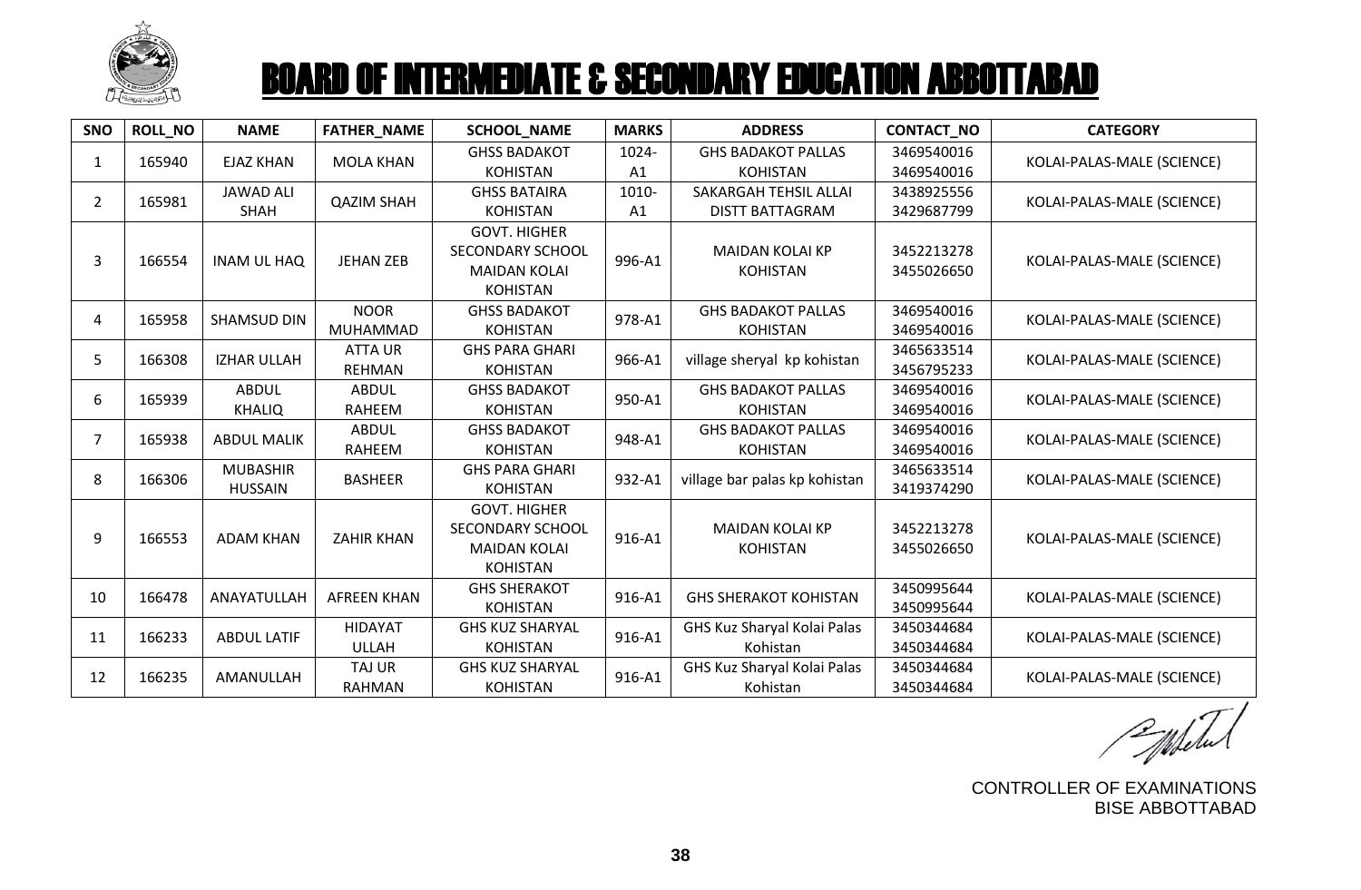# BOARD OF INTERMEDIATE & SECONDARY EDUCATION ABBOTTABAD

| SNO | ROLL_NO | NAME | FATHER_NAME | SCHOOL_NAME | MARKS | ADDRESS | CONTACT_NO | CATEGORY |
|---|---|---|---|---|---|---|---|---|
| 1 | 165940 | EJAZ KHAN | MOLA KHAN | GHSS BADAKOT KOHISTAN | 1024-A1 | GHS BADAKOT PALLAS KOHISTAN | 3469540016 3469540016 | KOLAI-PALAS-MALE (SCIENCE) |
| 2 | 165981 | JAWAD ALI SHAH | QAZIM SHAH | GHSS BATAIRA KOHISTAN | 1010-A1 | SAKARGAH TEHSIL ALLAI DISTT BATTAGRAM | 3438925556 3429687799 | KOLAI-PALAS-MALE (SCIENCE) |
| 3 | 166554 | INAM UL HAQ | JEHAN ZEB | GOVT. HIGHER SECONDARY SCHOOL MAIDAN KOLAI KOHISTAN | 996-A1 | MAIDAN KOLAI KP KOHISTAN | 3452213278 3455026650 | KOLAI-PALAS-MALE (SCIENCE) |
| 4 | 165958 | SHAMSUD DIN | NOOR MUHAMMAD | GHSS BADAKOT KOHISTAN | 978-A1 | GHS BADAKOT PALLAS KOHISTAN | 3469540016 3469540016 | KOLAI-PALAS-MALE (SCIENCE) |
| 5 | 166308 | IZHAR ULLAH | ATTA UR REHMAN | GHS PARA GHARI KOHISTAN | 966-A1 | village sheryal kp kohistan | 3465633514 3456795233 | KOLAI-PALAS-MALE (SCIENCE) |
| 6 | 165939 | ABDUL KHALIQ | ABDUL RAHEEM | GHSS BADAKOT KOHISTAN | 950-A1 | GHS BADAKOT PALLAS KOHISTAN | 3469540016 3469540016 | KOLAI-PALAS-MALE (SCIENCE) |
| 7 | 165938 | ABDUL MALIK | ABDUL RAHEEM | GHSS BADAKOT KOHISTAN | 948-A1 | GHS BADAKOT PALLAS KOHISTAN | 3469540016 3469540016 | KOLAI-PALAS-MALE (SCIENCE) |
| 8 | 166306 | MUBASHIR HUSSAIN | BASHEER | GHS PARA GHARI KOHISTAN | 932-A1 | village bar palas kp kohistan | 3465633514 3419374290 | KOLAI-PALAS-MALE (SCIENCE) |
| 9 | 166553 | ADAM KHAN | ZAHIR KHAN | GOVT. HIGHER SECONDARY SCHOOL MAIDAN KOLAI KOHISTAN | 916-A1 | MAIDAN KOLAI KP KOHISTAN | 3452213278 3455026650 | KOLAI-PALAS-MALE (SCIENCE) |
| 10 | 166478 | ANAYATULLAH | AFREEN KHAN | GHS SHERAKOT KOHISTAN | 916-A1 | GHS SHERAKOT KOHISTAN | 3450995644 3450995644 | KOLAI-PALAS-MALE (SCIENCE) |
| 11 | 166233 | ABDUL LATIF | HIDAYAT ULLAH | GHS KUZ SHARYAL KOHISTAN | 916-A1 | GHS Kuz Sharyal Kolai Palas Kohistan | 3450344684 3450344684 | KOLAI-PALAS-MALE (SCIENCE) |
| 12 | 166235 | AMANULLAH | TAJ UR RAHMAN | GHS KUZ SHARYAL KOHISTAN | 916-A1 | GHS Kuz Sharyal Kolai Palas Kohistan | 3450344684 3450344684 | KOLAI-PALAS-MALE (SCIENCE) |

CONTROLLER OF EXAMINATIONS
BISE ABBOTTABAD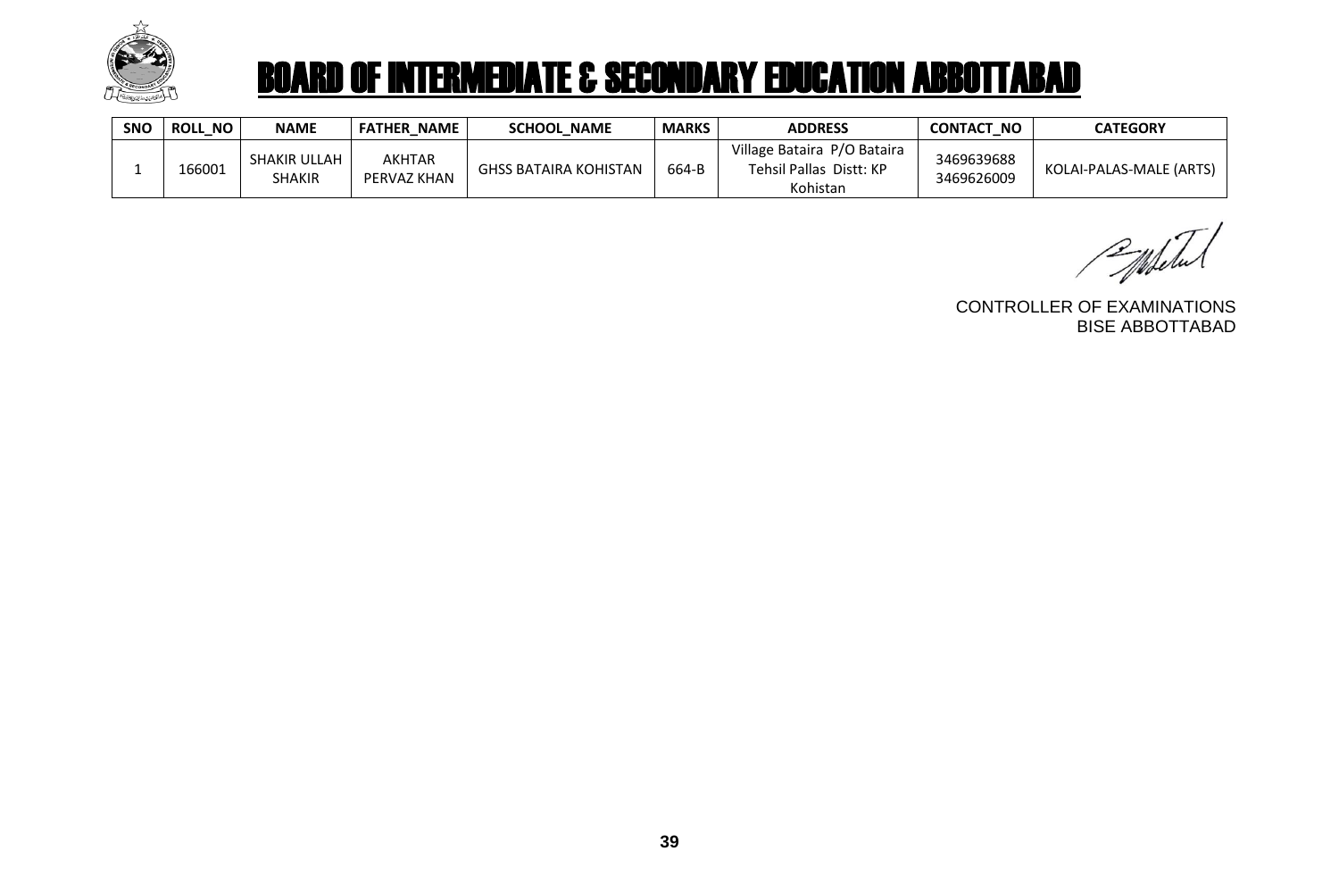# BOARD OF INTERMEDIATE & SECONDARY EDUCATION ABBOTTABAD

| SNO | ROLL_NO | NAME | FATHER_NAME | SCHOOL_NAME | MARKS | ADDRESS | CONTACT_NO | CATEGORY |
|---|---|---|---|---|---|---|---|---|
| 1 | 166001 | SHAKIR ULLAH SHAKIR | AKHTAR PERVAZ KHAN | GHSS BATAIRA KOHISTAN | 664-B | Village Bataira P/O Bataira Tehsil Pallas Distt: KP Kohistan | 3469639688 3469626009 | KOLAI-PALAS-MALE (ARTS) |

CONTROLLER OF EXAMINATIONS
BISE ABBOTTABAD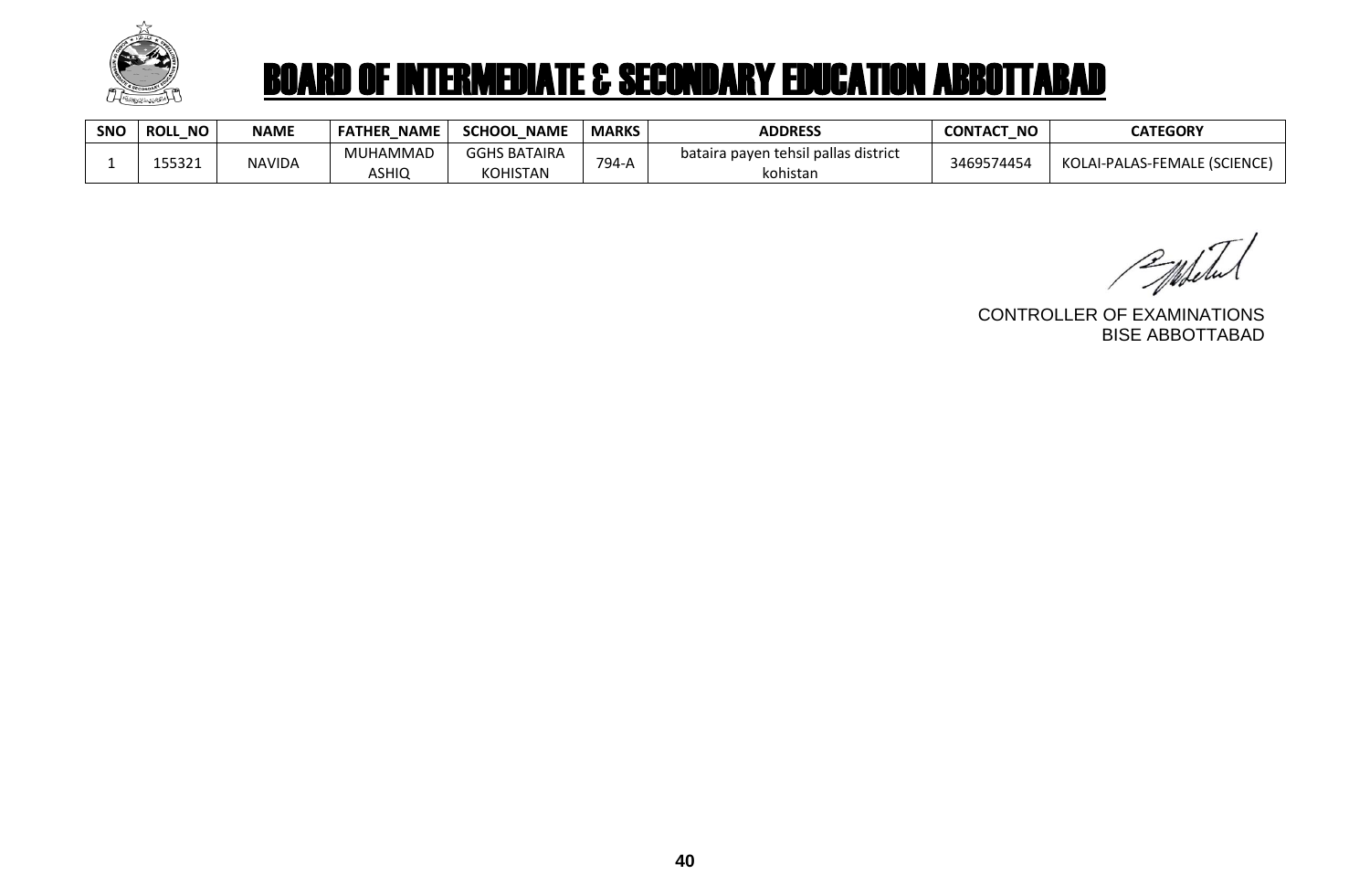# BOARD OF INTERMEDIATE & SECONDARY EDUCATION ABBOTTABAD

| SNO | ROLL_NO | NAME | FATHER_NAME | SCHOOL_NAME | MARKS | ADDRESS | CONTACT_NO | CATEGORY |
|---|---|---|---|---|---|---|---|---|
| 1 | 155321 | NAVIDA | MUHAMMAD ASHIQ | GGHS BATAIRA KOHISTAN | 794-A | bataira payen tehsil pallas district kohistan | 3469574454 | KOLAI-PALAS-FEMALE (SCIENCE) |

CONTROLLER OF EXAMINATIONS
BISE ABBOTTABAD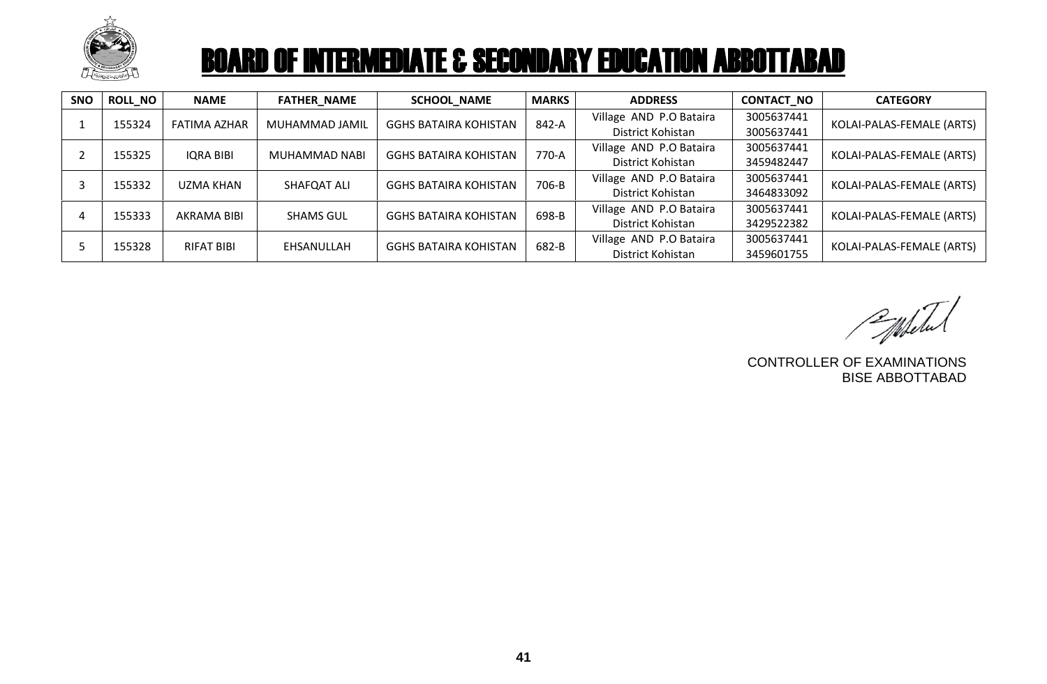# BOARD OF INTERMEDIATE & SECONDARY EDUCATION ABBOTTABAD

| SNO | ROLL_NO | NAME | FATHER_NAME | SCHOOL_NAME | MARKS | ADDRESS | CONTACT_NO | CATEGORY |
|---|---|---|---|---|---|---|---|---|
| 1 | 155324 | FATIMA AZHAR | MUHAMMAD JAMIL | GGHS BATAIRA KOHISTAN | 842-A | Village AND P.O Bataira District Kohistan | 3005637441 3005637441 | KOLAI-PALAS-FEMALE (ARTS) |
| 2 | 155325 | IQRA BIBI | MUHAMMAD NABI | GGHS BATAIRA KOHISTAN | 770-A | Village AND P.O Bataira District Kohistan | 3005637441 3459482447 | KOLAI-PALAS-FEMALE (ARTS) |
| 3 | 155332 | UZMA KHAN | SHAFQAT ALI | GGHS BATAIRA KOHISTAN | 706-B | Village AND P.O Bataira District Kohistan | 3005637441 3464833092 | KOLAI-PALAS-FEMALE (ARTS) |
| 4 | 155333 | AKRAMA BIBI | SHAMS GUL | GGHS BATAIRA KOHISTAN | 698-B | Village AND P.O Bataira District Kohistan | 3005637441 3429522382 | KOLAI-PALAS-FEMALE (ARTS) |
| 5 | 155328 | RIFAT BIBI | EHSANULLAH | GGHS BATAIRA KOHISTAN | 682-B | Village AND P.O Bataira District Kohistan | 3005637441 3459601755 | KOLAI-PALAS-FEMALE (ARTS) |

CONTROLLER OF EXAMINATIONS
BISE ABBOTTABAD